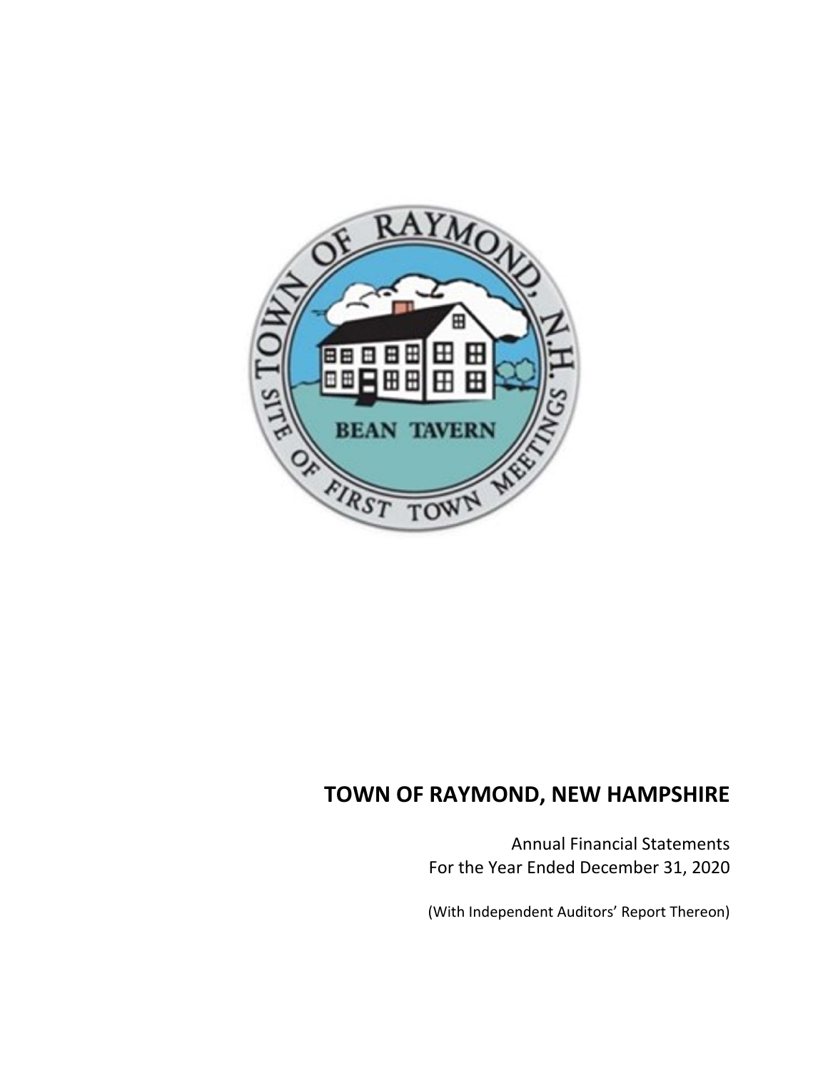# TOWN OF RAYMOND, NEW HAMPSHIRE

Annual Financial Statements
For the Year Ended December 31, 2020

(With Independent Auditors' Report Thereon)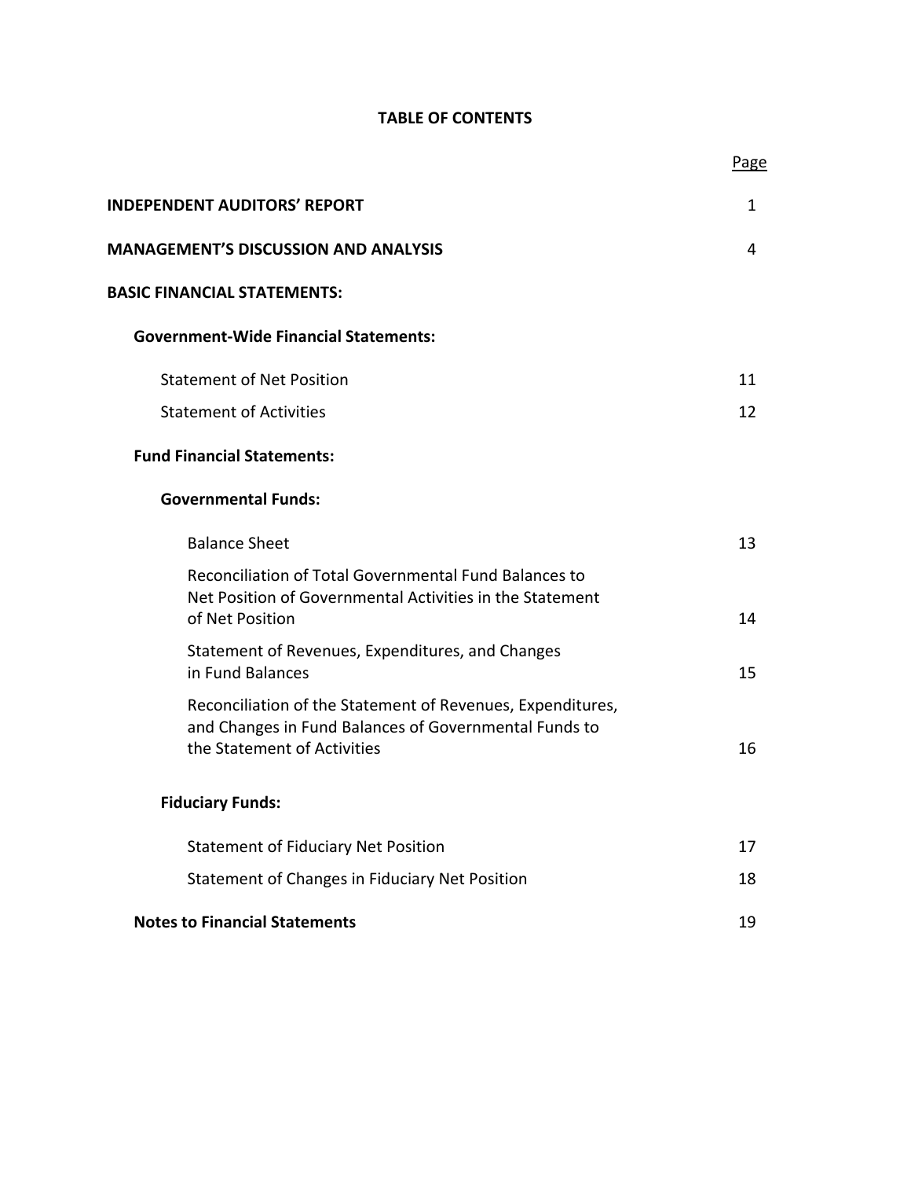# TABLE OF CONTENTS

| | Page |
|---|---|
| **INDEPENDENT AUDITORS' REPORT** | 1 |
| **MANAGEMENT'S DISCUSSION AND ANALYSIS** | 4 |
| **BASIC FINANCIAL STATEMENTS:** | |
| **Government-Wide Financial Statements:** | |
| Statement of Net Position | 11 |
| Statement of Activities | 12 |
| **Fund Financial Statements:** | |
| **Governmental Funds:** | |
| Balance Sheet | 13 |
| Reconciliation of Total Governmental Fund Balances to Net Position of Governmental Activities in the Statement of Net Position | 14 |
| Statement of Revenues, Expenditures, and Changes in Fund Balances | 15 |
| Reconciliation of the Statement of Revenues, Expenditures, and Changes in Fund Balances of Governmental Funds to the Statement of Activities | 16 |
| **Fiduciary Funds:** | |
| Statement of Fiduciary Net Position | 17 |
| Statement of Changes in Fiduciary Net Position | 18 |
| **Notes to Financial Statements** | 19 |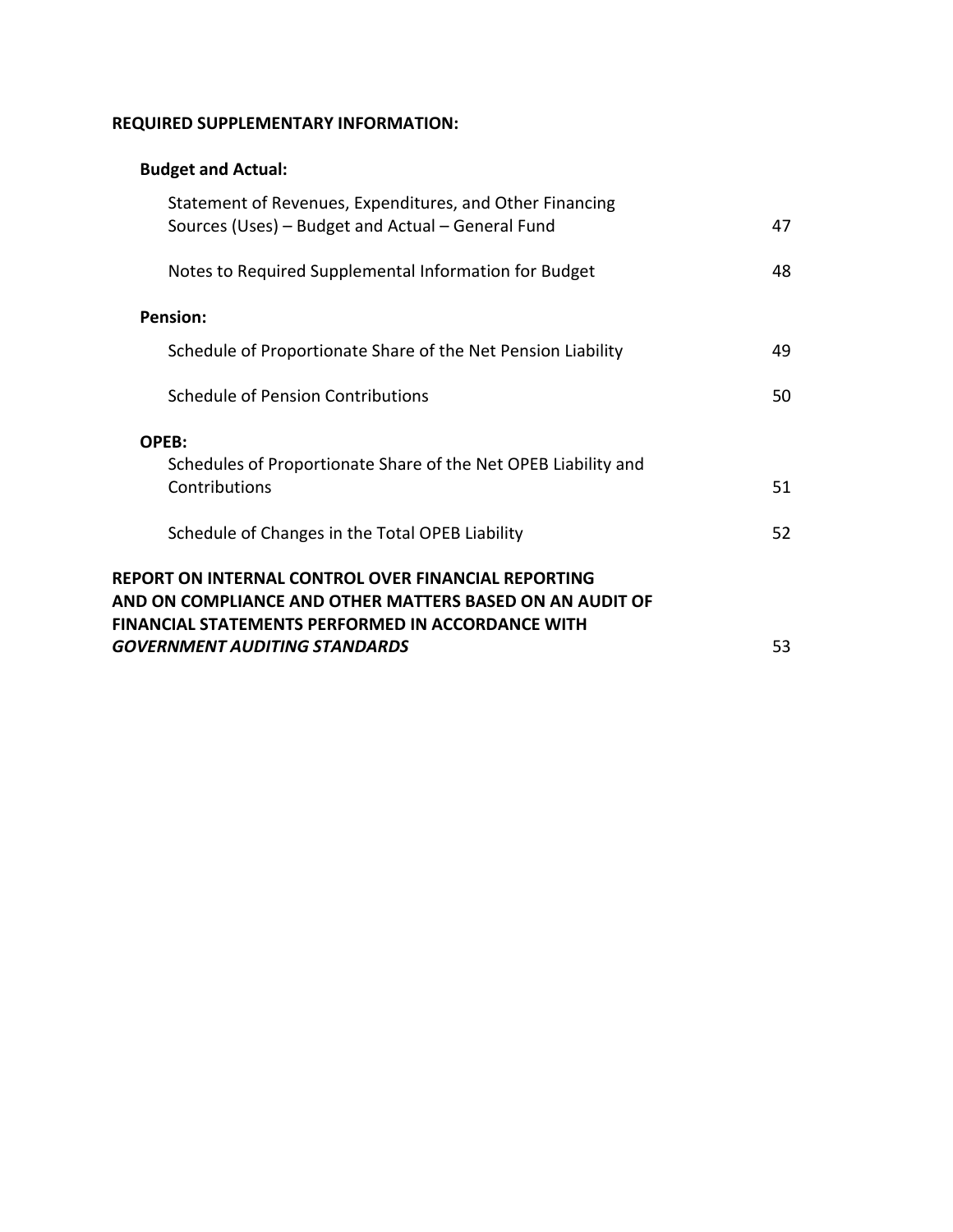**REQUIRED SUPPLEMENTARY INFORMATION:**

**Budget and Actual:**

| | |
|---|---|
| Statement of Revenues, Expenditures, and Other Financing Sources (Uses) – Budget and Actual – General Fund | 47 |
| Notes to Required Supplemental Information for Budget | 48 |

**Pension:**

| | |
|---|---|
| Schedule of Proportionate Share of the Net Pension Liability | 49 |
| Schedule of Pension Contributions | 50 |

**OPEB:**

| | |
|---|---|
| Schedules of Proportionate Share of the Net OPEB Liability and Contributions | 51 |
| Schedule of Changes in the Total OPEB Liability | 52 |

| | |
|---|---|
| **REPORT ON INTERNAL CONTROL OVER FINANCIAL REPORTING AND ON COMPLIANCE AND OTHER MATTERS BASED ON AN AUDIT OF FINANCIAL STATEMENTS PERFORMED IN ACCORDANCE WITH *GOVERNMENT AUDITING STANDARDS*** | 53 |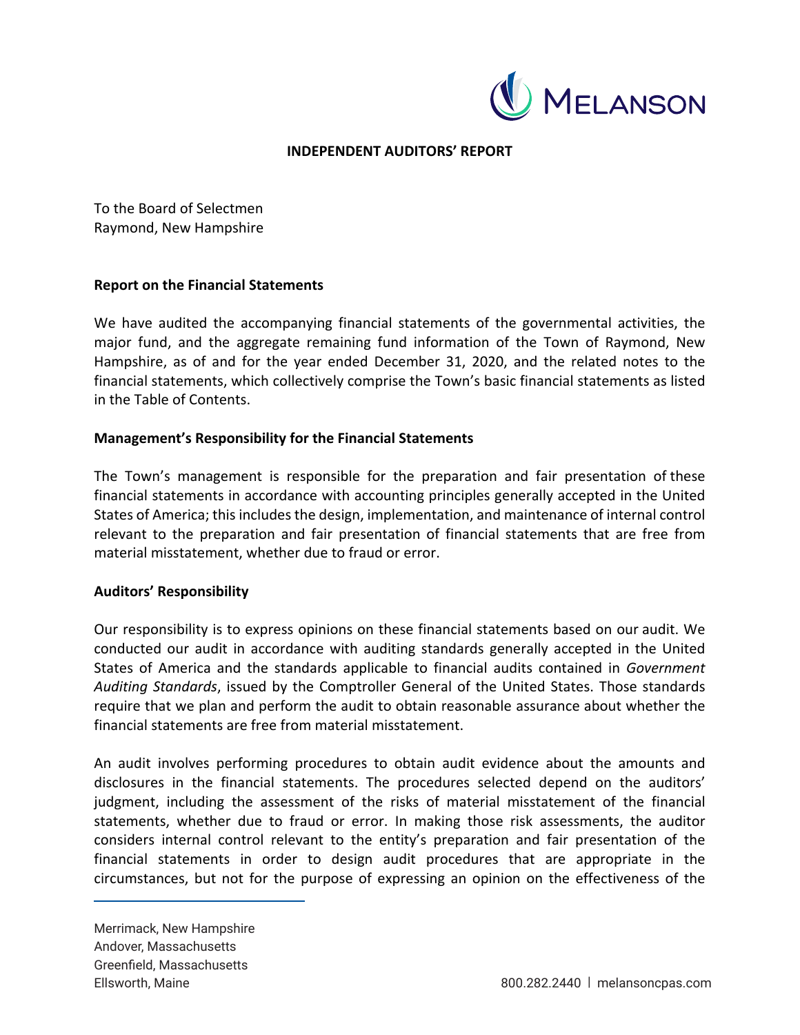**INDEPENDENT AUDITORS' REPORT**

To the Board of Selectmen
Raymond, New Hampshire

**Report on the Financial Statements**

We have audited the accompanying financial statements of the governmental activities, the major fund, and the aggregate remaining fund information of the Town of Raymond, New Hampshire, as of and for the year ended December 31, 2020, and the related notes to the financial statements, which collectively comprise the Town's basic financial statements as listed in the Table of Contents.

**Management's Responsibility for the Financial Statements**

The Town's management is responsible for the preparation and fair presentation of these financial statements in accordance with accounting principles generally accepted in the United States of America; this includes the design, implementation, and maintenance of internal control relevant to the preparation and fair presentation of financial statements that are free from material misstatement, whether due to fraud or error.

**Auditors' Responsibility**

Our responsibility is to express opinions on these financial statements based on our audit. We conducted our audit in accordance with auditing standards generally accepted in the United States of America and the standards applicable to financial audits contained in *Government Auditing Standards*, issued by the Comptroller General of the United States. Those standards require that we plan and perform the audit to obtain reasonable assurance about whether the financial statements are free from material misstatement.

An audit involves performing procedures to obtain audit evidence about the amounts and disclosures in the financial statements. The procedures selected depend on the auditors' judgment, including the assessment of the risks of material misstatement of the financial statements, whether due to fraud or error. In making those risk assessments, the auditor considers internal control relevant to the entity's preparation and fair presentation of the financial statements in order to design audit procedures that are appropriate in the circumstances, but not for the purpose of expressing an opinion on the effectiveness of the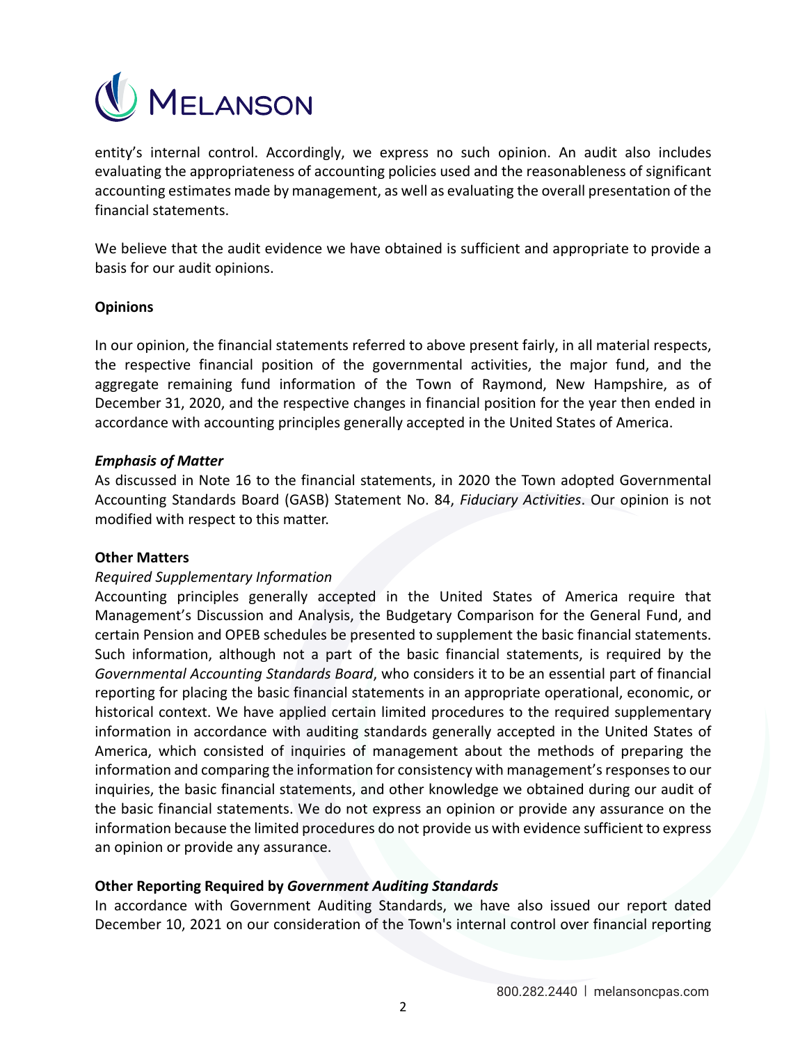entity's internal control. Accordingly, we express no such opinion. An audit also includes evaluating the appropriateness of accounting policies used and the reasonableness of significant accounting estimates made by management, as well as evaluating the overall presentation of the financial statements.

We believe that the audit evidence we have obtained is sufficient and appropriate to provide a basis for our audit opinions.

**Opinions**

In our opinion, the financial statements referred to above present fairly, in all material respects, the respective financial position of the governmental activities, the major fund, and the aggregate remaining fund information of the Town of Raymond, New Hampshire, as of December 31, 2020, and the respective changes in financial position for the year then ended in accordance with accounting principles generally accepted in the United States of America.

***Emphasis of Matter***

As discussed in Note 16 to the financial statements, in 2020 the Town adopted Governmental Accounting Standards Board (GASB) Statement No. 84, *Fiduciary Activities*. Our opinion is not modified with respect to this matter.

**Other Matters**

*Required Supplementary Information*

Accounting principles generally accepted in the United States of America require that Management's Discussion and Analysis, the Budgetary Comparison for the General Fund, and certain Pension and OPEB schedules be presented to supplement the basic financial statements. Such information, although not a part of the basic financial statements, is required by the *Governmental Accounting Standards Board*, who considers it to be an essential part of financial reporting for placing the basic financial statements in an appropriate operational, economic, or historical context. We have applied certain limited procedures to the required supplementary information in accordance with auditing standards generally accepted in the United States of America, which consisted of inquiries of management about the methods of preparing the information and comparing the information for consistency with management's responses to our inquiries, the basic financial statements, and other knowledge we obtained during our audit of the basic financial statements. We do not express an opinion or provide any assurance on the information because the limited procedures do not provide us with evidence sufficient to express an opinion or provide any assurance.

**Other Reporting Required by *Government Auditing Standards***

In accordance with Government Auditing Standards, we have also issued our report dated December 10, 2021 on our consideration of the Town's internal control over financial reporting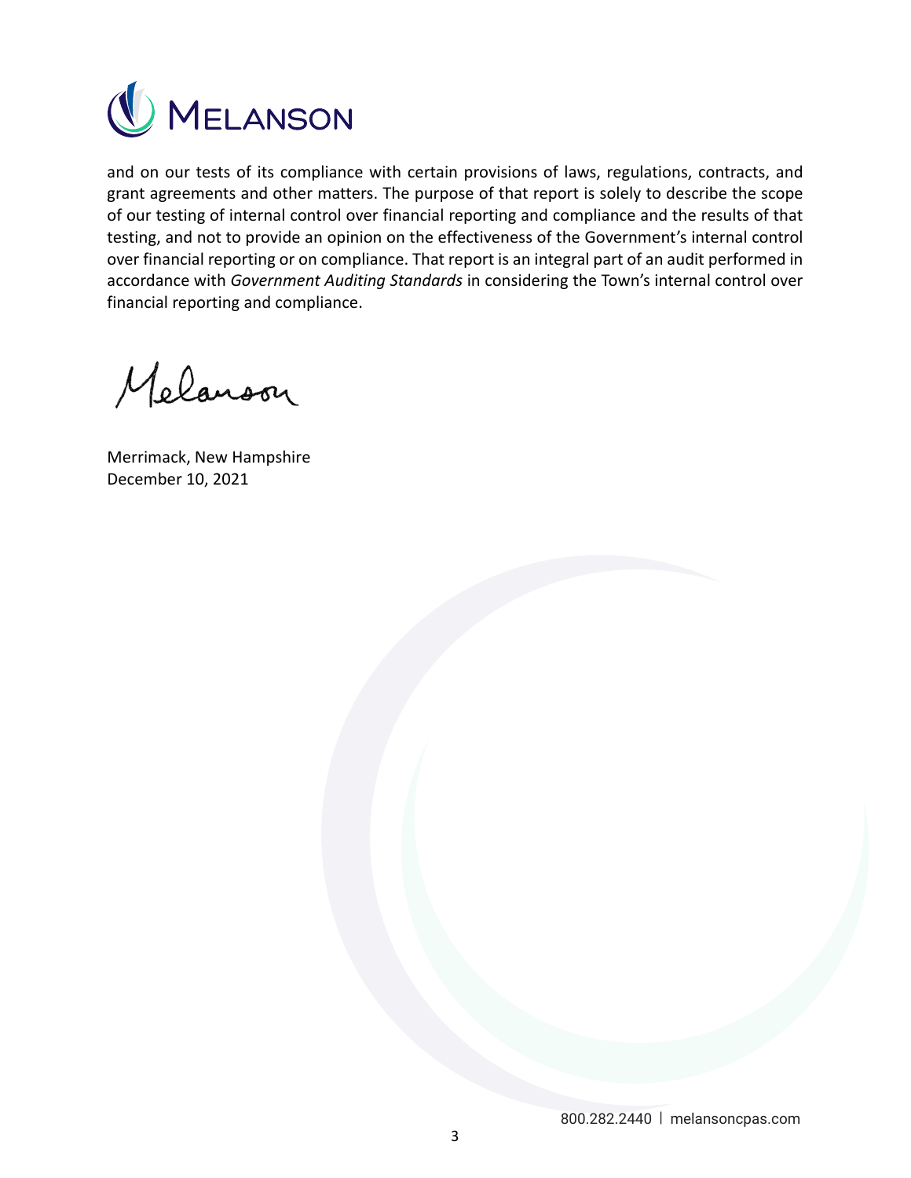and on our tests of its compliance with certain provisions of laws, regulations, contracts, and grant agreements and other matters. The purpose of that report is solely to describe the scope of our testing of internal control over financial reporting and compliance and the results of that testing, and not to provide an opinion on the effectiveness of the Government's internal control over financial reporting or on compliance. That report is an integral part of an audit performed in accordance with *Government Auditing Standards* in considering the Town's internal control over financial reporting and compliance.

Melanson

Merrimack, New Hampshire
December 10, 2021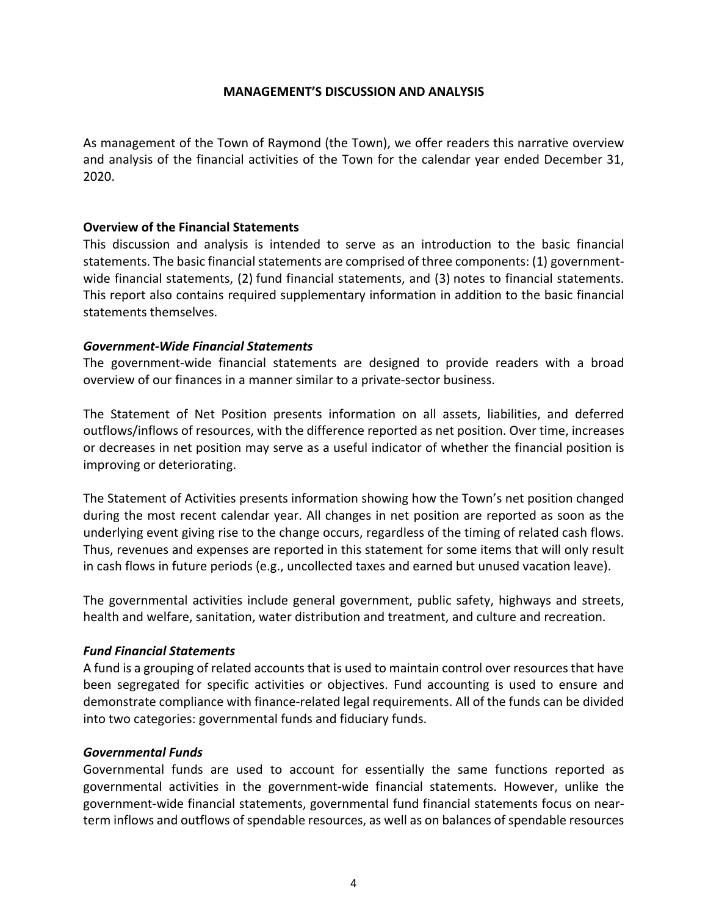# MANAGEMENT'S DISCUSSION AND ANALYSIS

As management of the Town of Raymond (the Town), we offer readers this narrative overview and analysis of the financial activities of the Town for the calendar year ended December 31, 2020.

**Overview of the Financial Statements**

This discussion and analysis is intended to serve as an introduction to the basic financial statements. The basic financial statements are comprised of three components: (1) government-wide financial statements, (2) fund financial statements, and (3) notes to financial statements. This report also contains required supplementary information in addition to the basic financial statements themselves.

***Government-Wide Financial Statements***

The government-wide financial statements are designed to provide readers with a broad overview of our finances in a manner similar to a private-sector business.

The Statement of Net Position presents information on all assets, liabilities, and deferred outflows/inflows of resources, with the difference reported as net position. Over time, increases or decreases in net position may serve as a useful indicator of whether the financial position is improving or deteriorating.

The Statement of Activities presents information showing how the Town's net position changed during the most recent calendar year. All changes in net position are reported as soon as the underlying event giving rise to the change occurs, regardless of the timing of related cash flows. Thus, revenues and expenses are reported in this statement for some items that will only result in cash flows in future periods (e.g., uncollected taxes and earned but unused vacation leave).

The governmental activities include general government, public safety, highways and streets, health and welfare, sanitation, water distribution and treatment, and culture and recreation.

***Fund Financial Statements***

A fund is a grouping of related accounts that is used to maintain control over resources that have been segregated for specific activities or objectives. Fund accounting is used to ensure and demonstrate compliance with finance-related legal requirements. All of the funds can be divided into two categories: governmental funds and fiduciary funds.

***Governmental Funds***

Governmental funds are used to account for essentially the same functions reported as governmental activities in the government-wide financial statements. However, unlike the government-wide financial statements, governmental fund financial statements focus on near-term inflows and outflows of spendable resources, as well as on balances of spendable resources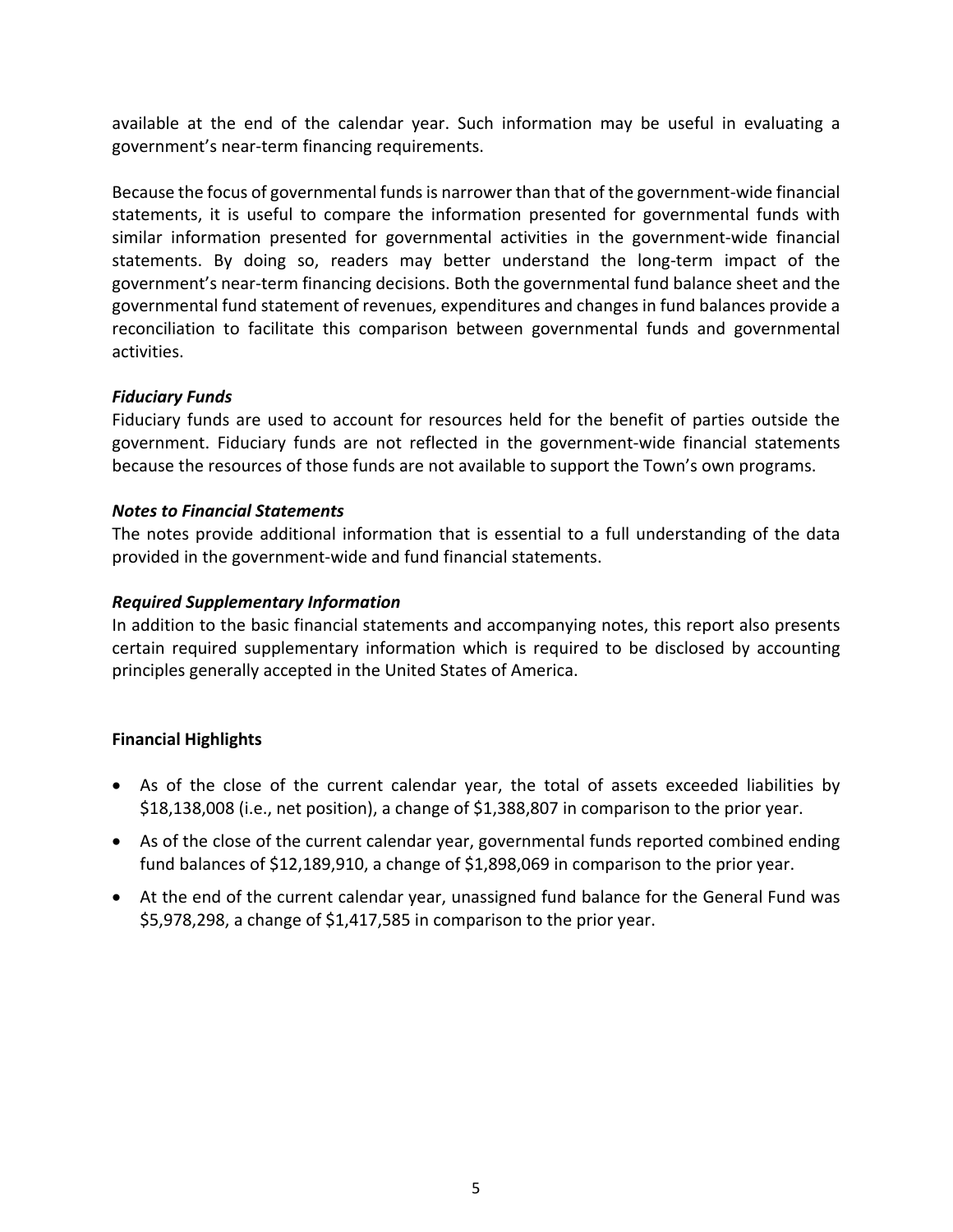available at the end of the calendar year. Such information may be useful in evaluating a government's near-term financing requirements.

Because the focus of governmental funds is narrower than that of the government-wide financial statements, it is useful to compare the information presented for governmental funds with similar information presented for governmental activities in the government-wide financial statements. By doing so, readers may better understand the long-term impact of the government's near-term financing decisions. Both the governmental fund balance sheet and the governmental fund statement of revenues, expenditures and changes in fund balances provide a reconciliation to facilitate this comparison between governmental funds and governmental activities.

***Fiduciary Funds***

Fiduciary funds are used to account for resources held for the benefit of parties outside the government. Fiduciary funds are not reflected in the government-wide financial statements because the resources of those funds are not available to support the Town's own programs.

***Notes to Financial Statements***

The notes provide additional information that is essential to a full understanding of the data provided in the government-wide and fund financial statements.

***Required Supplementary Information***

In addition to the basic financial statements and accompanying notes, this report also presents certain required supplementary information which is required to be disclosed by accounting principles generally accepted in the United States of America.

**Financial Highlights**

- As of the close of the current calendar year, the total of assets exceeded liabilities by $18,138,008 (i.e., net position), a change of $1,388,807 in comparison to the prior year.
- As of the close of the current calendar year, governmental funds reported combined ending fund balances of $12,189,910, a change of $1,898,069 in comparison to the prior year.
- At the end of the current calendar year, unassigned fund balance for the General Fund was $5,978,298, a change of $1,417,585 in comparison to the prior year.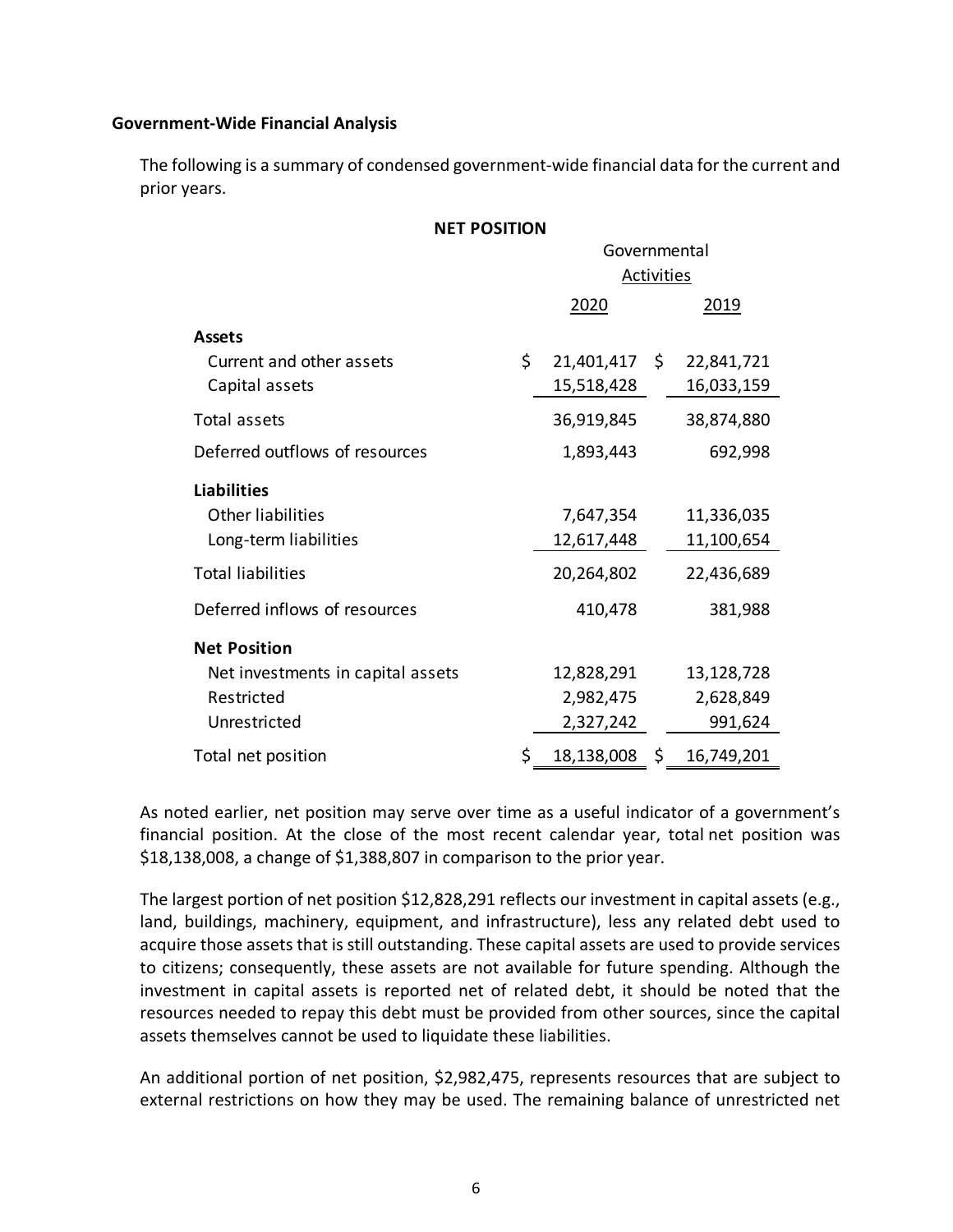**Government-Wide Financial Analysis**

The following is a summary of condensed government-wide financial data for the current and prior years.

**NET POSITION**

| | Governmental Activities | |
|---|---|---|
| | 2020 | 2019 |
| **Assets** | | |
| Current and other assets | $ 21,401,417 | $ 22,841,721 |
| Capital assets | 15,518,428 | 16,033,159 |
| Total assets | 36,919,845 | 38,874,880 |
| Deferred outflows of resources | 1,893,443 | 692,998 |
| **Liabilities** | | |
| Other liabilities | 7,647,354 | 11,336,035 |
| Long-term liabilities | 12,617,448 | 11,100,654 |
| Total liabilities | 20,264,802 | 22,436,689 |
| Deferred inflows of resources | 410,478 | 381,988 |
| **Net Position** | | |
| Net investments in capital assets | 12,828,291 | 13,128,728 |
| Restricted | 2,982,475 | 2,628,849 |
| Unrestricted | 2,327,242 | 991,624 |
| Total net position | $ 18,138,008 | $ 16,749,201 |

As noted earlier, net position may serve over time as a useful indicator of a government's financial position. At the close of the most recent calendar year, total net position was $18,138,008, a change of $1,388,807 in comparison to the prior year.

The largest portion of net position $12,828,291 reflects our investment in capital assets (e.g., land, buildings, machinery, equipment, and infrastructure), less any related debt used to acquire those assets that is still outstanding. These capital assets are used to provide services to citizens; consequently, these assets are not available for future spending. Although the investment in capital assets is reported net of related debt, it should be noted that the resources needed to repay this debt must be provided from other sources, since the capital assets themselves cannot be used to liquidate these liabilities.

An additional portion of net position, $2,982,475, represents resources that are subject to external restrictions on how they may be used. The remaining balance of unrestricted net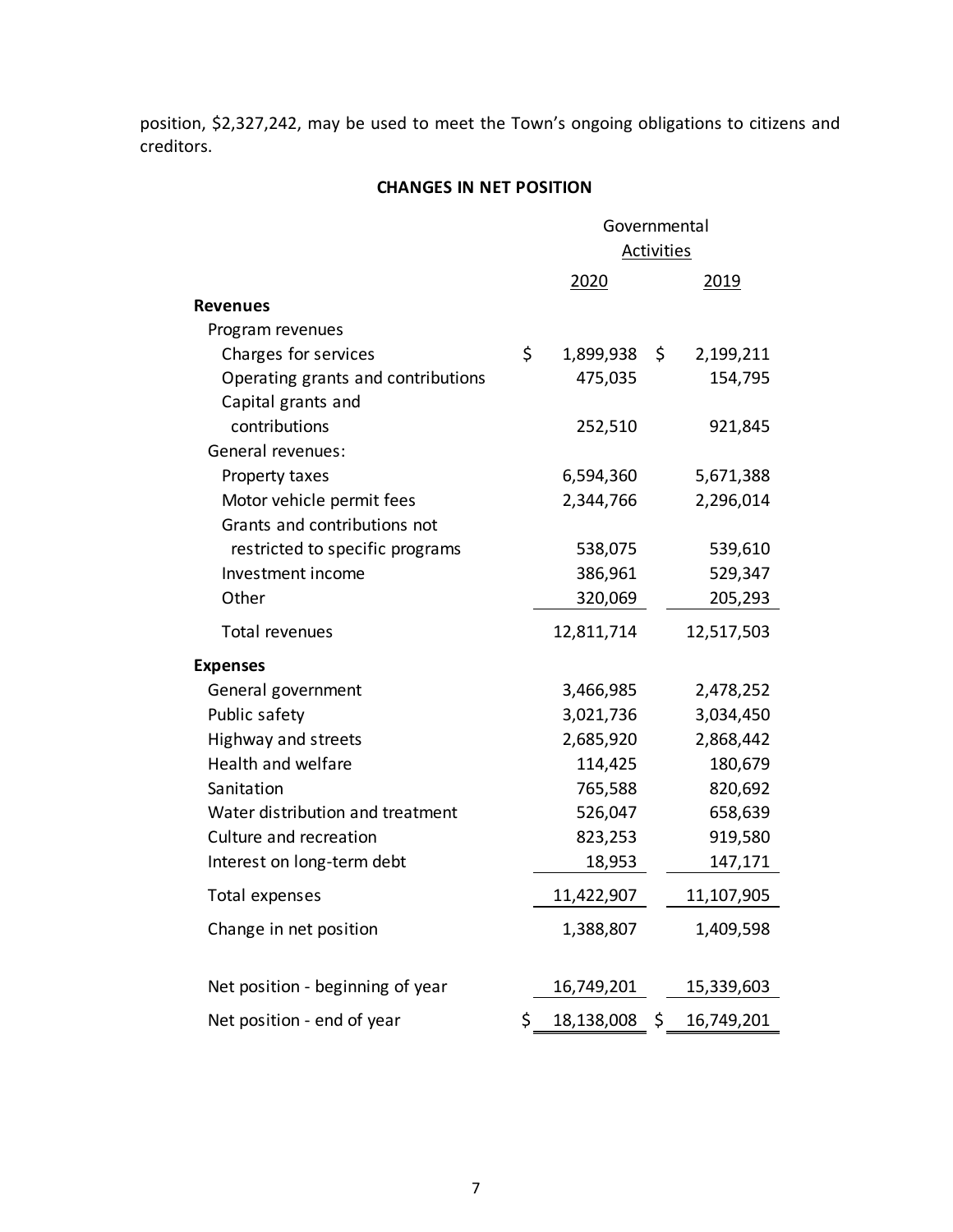position, $2,327,242, may be used to meet the Town's ongoing obligations to citizens and creditors.

## CHANGES IN NET POSITION

| | Governmental Activities | |
|---|---|---|
| | 2020 | 2019 |
| **Revenues** | | |
| Program revenues | | |
| Charges for services | $ 1,899,938 | $ 2,199,211 |
| Operating grants and contributions | 475,035 | 154,795 |
| Capital grants and contributions | 252,510 | 921,845 |
| General revenues: | | |
| Property taxes | 6,594,360 | 5,671,388 |
| Motor vehicle permit fees | 2,344,766 | 2,296,014 |
| Grants and contributions not restricted to specific programs | 538,075 | 539,610 |
| Investment income | 386,961 | 529,347 |
| Other | 320,069 | 205,293 |
| Total revenues | 12,811,714 | 12,517,503 |
| **Expenses** | | |
| General government | 3,466,985 | 2,478,252 |
| Public safety | 3,021,736 | 3,034,450 |
| Highway and streets | 2,685,920 | 2,868,442 |
| Health and welfare | 114,425 | 180,679 |
| Sanitation | 765,588 | 820,692 |
| Water distribution and treatment | 526,047 | 658,639 |
| Culture and recreation | 823,253 | 919,580 |
| Interest on long-term debt | 18,953 | 147,171 |
| Total expenses | 11,422,907 | 11,107,905 |
| Change in net position | 1,388,807 | 1,409,598 |
| Net position - beginning of year | 16,749,201 | 15,339,603 |
| Net position - end of year | $ 18,138,008 | $ 16,749,201 |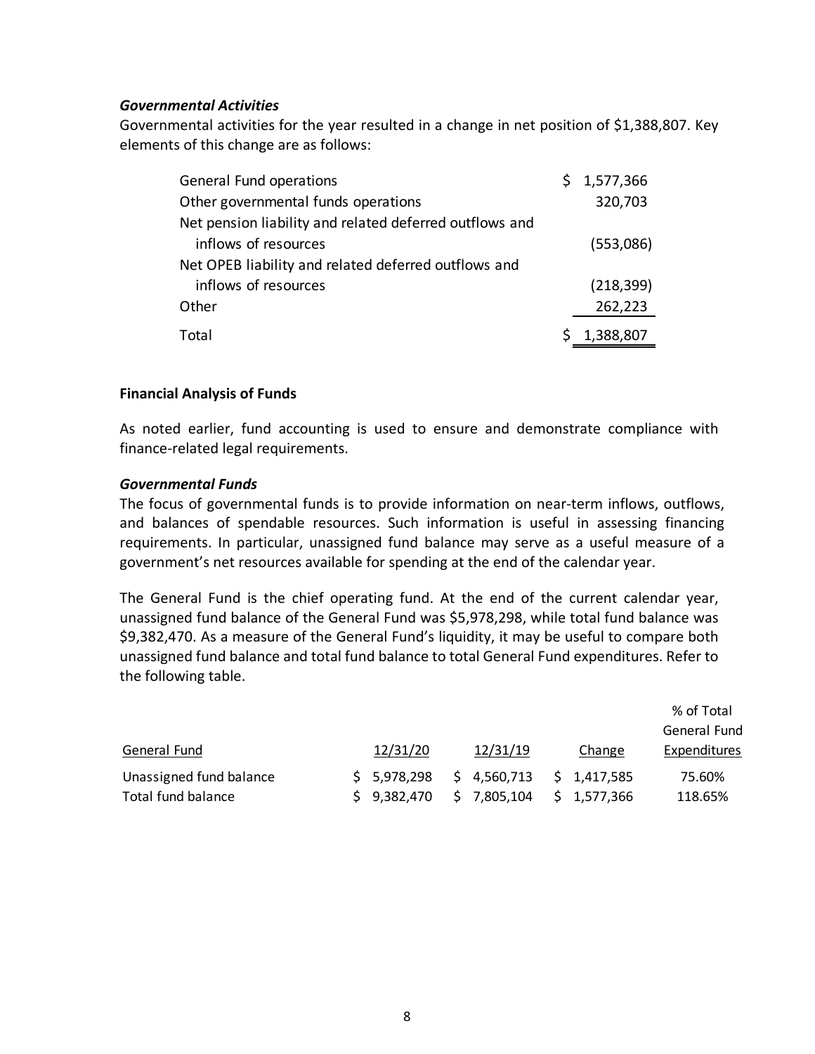***Governmental Activities***

Governmental activities for the year resulted in a change in net position of $1,388,807. Key elements of this change are as follows:

| | |
|---|---|
| General Fund operations | $ 1,577,366 |
| Other governmental funds operations | 320,703 |
| Net pension liability and related deferred outflows and inflows of resources | (553,086) |
| Net OPEB liability and related deferred outflows and inflows of resources | (218,399) |
| Other | 262,223 |
| Total | $ 1,388,807 |

**Financial Analysis of Funds**

As noted earlier, fund accounting is used to ensure and demonstrate compliance with finance-related legal requirements.

***Governmental Funds***

The focus of governmental funds is to provide information on near-term inflows, outflows, and balances of spendable resources. Such information is useful in assessing financing requirements. In particular, unassigned fund balance may serve as a useful measure of a government's net resources available for spending at the end of the calendar year.

The General Fund is the chief operating fund. At the end of the current calendar year, unassigned fund balance of the General Fund was $5,978,298, while total fund balance was $9,382,470. As a measure of the General Fund's liquidity, it may be useful to compare both unassigned fund balance and total fund balance to total General Fund expenditures. Refer to the following table.

| General Fund | 12/31/20 | 12/31/19 | Change | % of Total General Fund Expenditures |
|---|---|---|---|---|
| Unassigned fund balance | $ 5,978,298 | $ 4,560,713 | $ 1,417,585 | 75.60% |
| Total fund balance | $ 9,382,470 | $ 7,805,104 | $ 1,577,366 | 118.65% |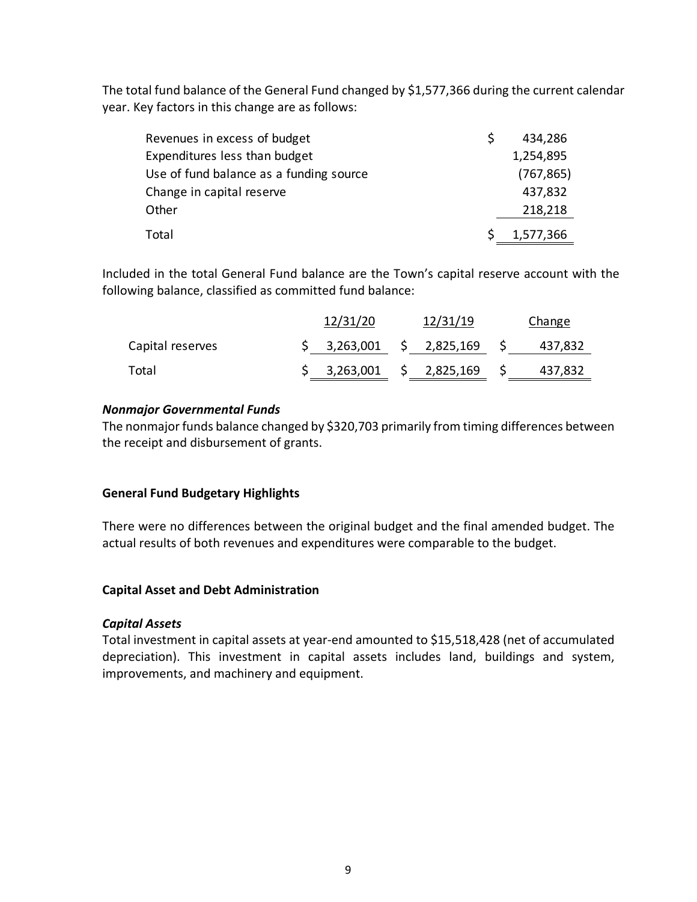The total fund balance of the General Fund changed by $1,577,366 during the current calendar year. Key factors in this change are as follows:

| | |
|---|---|
| Revenues in excess of budget | $ 434,286 |
| Expenditures less than budget | 1,254,895 |
| Use of fund balance as a funding source | (767,865) |
| Change in capital reserve | 437,832 |
| Other | 218,218 |
| Total | $ 1,577,366 |

Included in the total General Fund balance are the Town's capital reserve account with the following balance, classified as committed fund balance:

| | 12/31/20 | 12/31/19 | Change |
|---|---|---|---|
| Capital reserves | $ 3,263,001 | $ 2,825,169 | $ 437,832 |
| Total | $ 3,263,001 | $ 2,825,169 | $ 437,832 |

***Nonmajor Governmental Funds***

The nonmajor funds balance changed by $320,703 primarily from timing differences between the receipt and disbursement of grants.

**General Fund Budgetary Highlights**

There were no differences between the original budget and the final amended budget. The actual results of both revenues and expenditures were comparable to the budget.

**Capital Asset and Debt Administration**

***Capital Assets***

Total investment in capital assets at year-end amounted to $15,518,428 (net of accumulated depreciation). This investment in capital assets includes land, buildings and system, improvements, and machinery and equipment.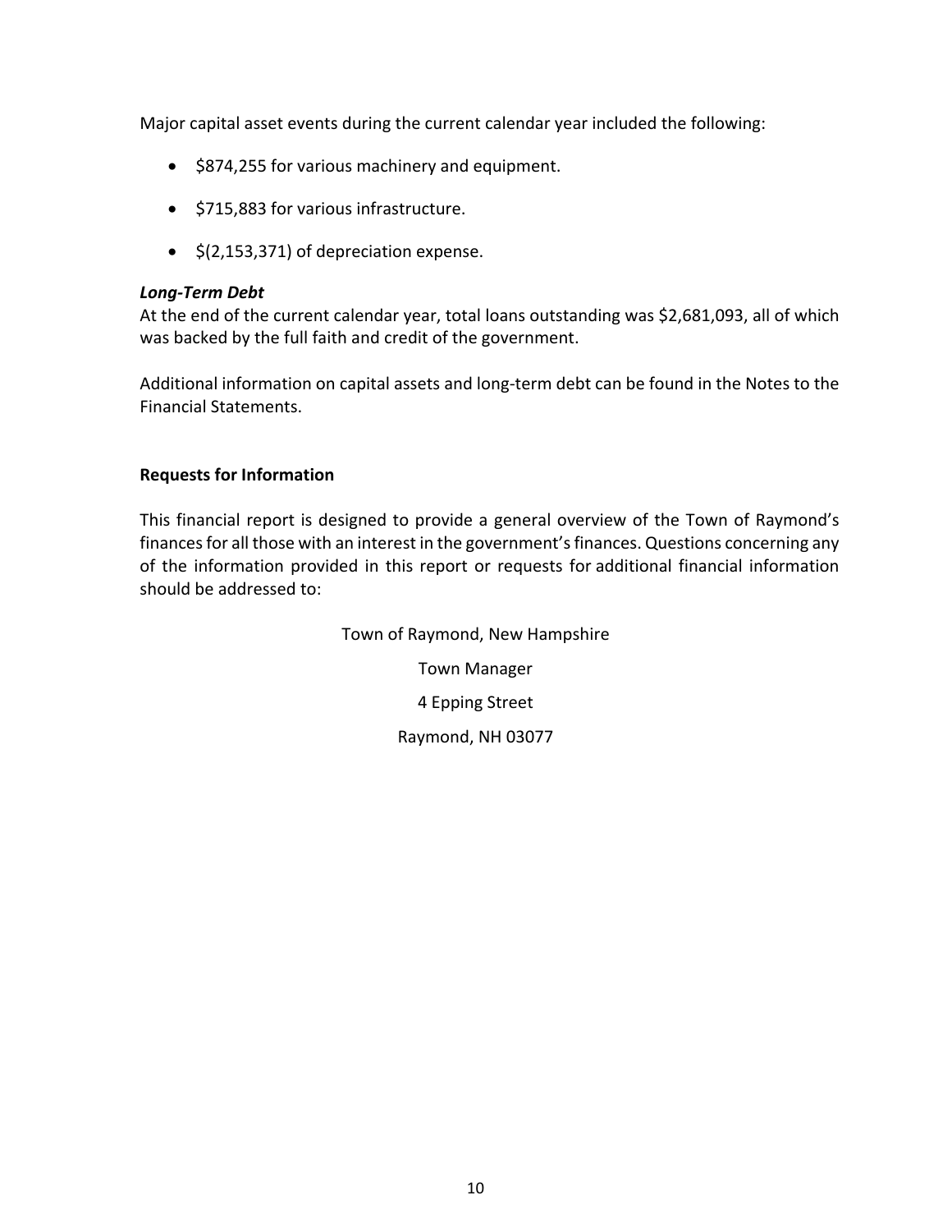Major capital asset events during the current calendar year included the following:

- $874,255 for various machinery and equipment.
- $715,883 for various infrastructure.
- $(2,153,371) of depreciation expense.

***Long-Term Debt***

At the end of the current calendar year, total loans outstanding was $2,681,093, all of which was backed by the full faith and credit of the government.

Additional information on capital assets and long-term debt can be found in the Notes to the Financial Statements.

**Requests for Information**

This financial report is designed to provide a general overview of the Town of Raymond's finances for all those with an interest in the government's finances. Questions concerning any of the information provided in this report or requests for additional financial information should be addressed to:

Town of Raymond, New Hampshire

Town Manager

4 Epping Street

Raymond, NH 03077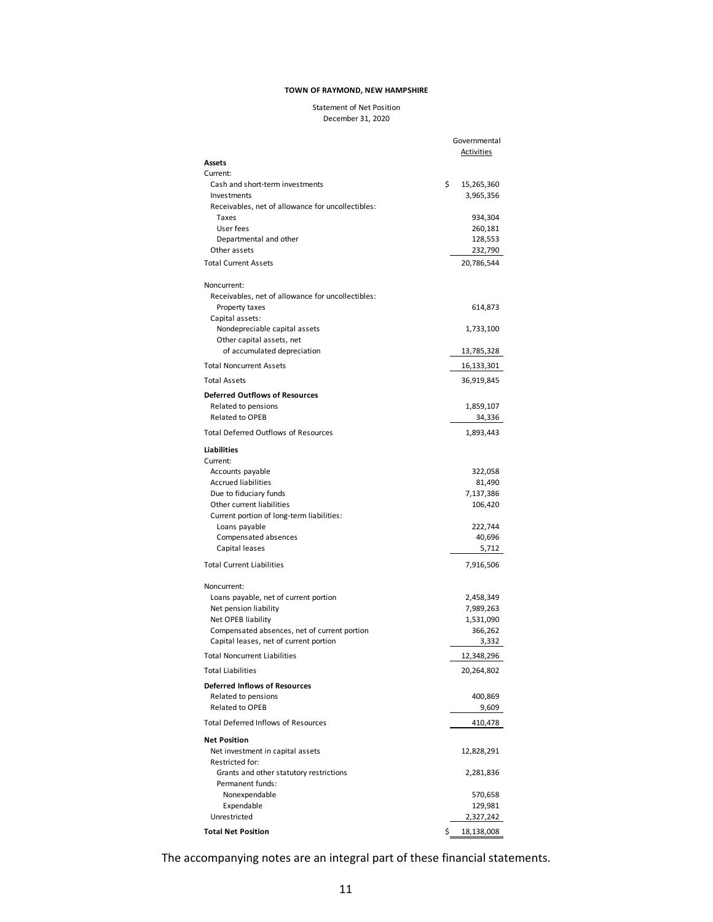**TOWN OF RAYMOND, NEW HAMPSHIRE**

Statement of Net Position
December 31, 2020

| | Governmental Activities |
|---|---|
| **Assets** | |
| Current: | |
| Cash and short-term investments | $ 15,265,360 |
| Investments | 3,965,356 |
| Receivables, net of allowance for uncollectibles: | |
| Taxes | 934,304 |
| User fees | 260,181 |
| Departmental and other | 128,553 |
| Other assets | 232,790 |
| Total Current Assets | 20,786,544 |
| Noncurrent: | |
| Receivables, net of allowance for uncollectibles: | |
| Property taxes | 614,873 |
| Capital assets: | |
| Nondepreciable capital assets | 1,733,100 |
| Other capital assets, net of accumulated depreciation | 13,785,328 |
| Total Noncurrent Assets | 16,133,301 |
| Total Assets | 36,919,845 |
| **Deferred Outflows of Resources** | |
| Related to pensions | 1,859,107 |
| Related to OPEB | 34,336 |
| Total Deferred Outflows of Resources | 1,893,443 |
| **Liabilities** | |
| Current: | |
| Accounts payable | 322,058 |
| Accrued liabilities | 81,490 |
| Due to fiduciary funds | 7,137,386 |
| Other current liabilities | 106,420 |
| Current portion of long-term liabilities: | |
| Loans payable | 222,744 |
| Compensated absences | 40,696 |
| Capital leases | 5,712 |
| Total Current Liabilities | 7,916,506 |
| Noncurrent: | |
| Loans payable, net of current portion | 2,458,349 |
| Net pension liability | 7,989,263 |
| Net OPEB liability | 1,531,090 |
| Compensated absences, net of current portion | 366,262 |
| Capital leases, net of current portion | 3,332 |
| Total Noncurrent Liabilities | 12,348,296 |
| Total Liabilities | 20,264,802 |
| **Deferred Inflows of Resources** | |
| Related to pensions | 400,869 |
| Related to OPEB | 9,609 |
| Total Deferred Inflows of Resources | 410,478 |
| **Net Position** | |
| Net investment in capital assets | 12,828,291 |
| Restricted for: | |
| Grants and other statutory restrictions | 2,281,836 |
| Permanent funds: | |
| Nonexpendable | 570,658 |
| Expendable | 129,981 |
| Unrestricted | 2,327,242 |
| **Total Net Position** | $ 18,138,008 |

The accompanying notes are an integral part of these financial statements.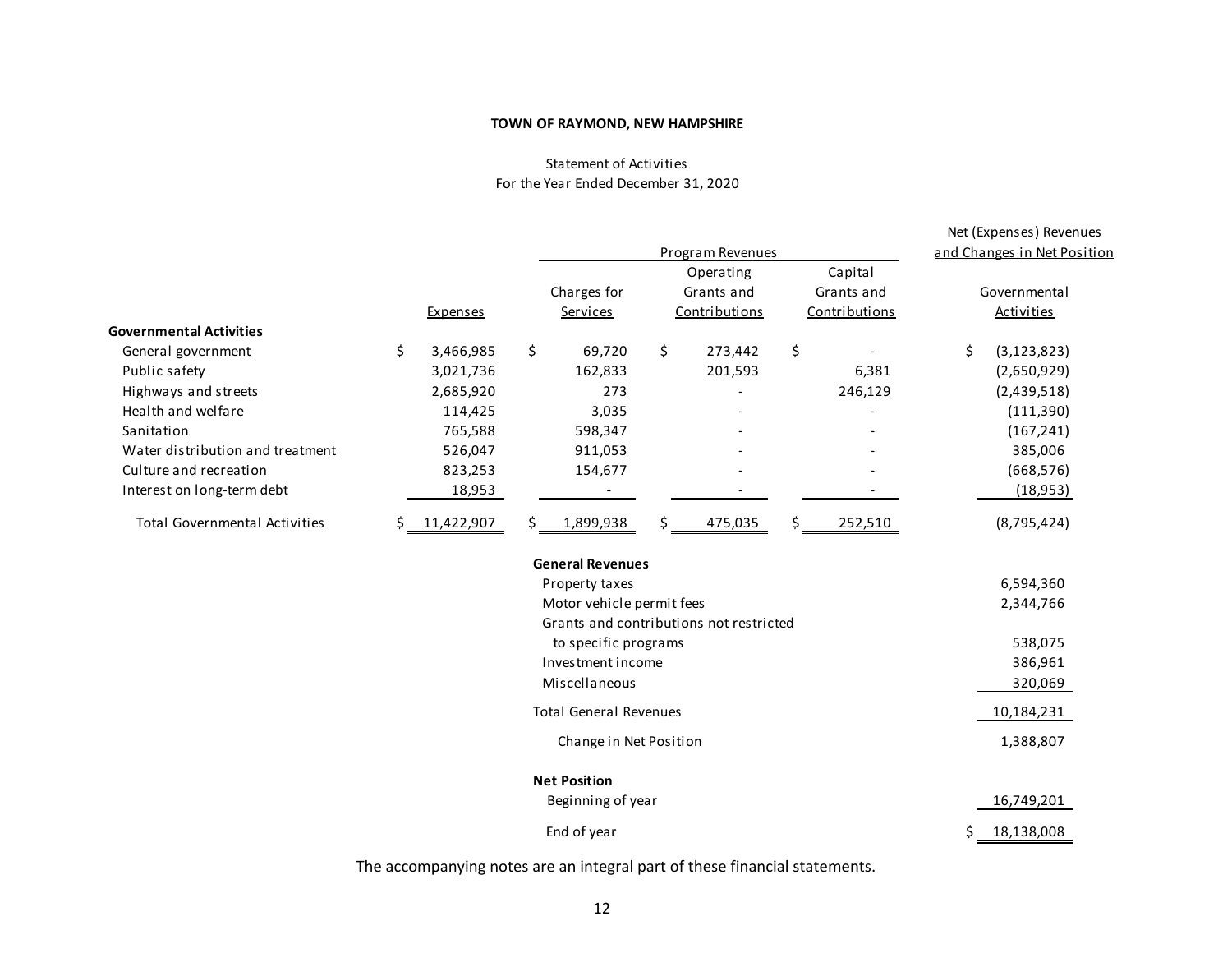**TOWN OF RAYMOND, NEW HAMPSHIRE**

Statement of Activities
For the Year Ended December 31, 2020

| | | Program Revenues | | | Net (Expenses) Revenues and Changes in Net Position |
|---|---|---|---|---|---|
| | Expenses | Charges for Services | Operating Grants and Contributions | Capital Grants and Contributions | Governmental Activities |
| **Governmental Activities** | | | | | |
| General government | $ 3,466,985 | $ 69,720 | $ 273,442 | $ - | $ (3,123,823) |
| Public safety | 3,021,736 | 162,833 | 201,593 | 6,381 | (2,650,929) |
| Highways and streets | 2,685,920 | 273 | - | 246,129 | (2,439,518) |
| Health and welfare | 114,425 | 3,035 | - | - | (111,390) |
| Sanitation | 765,588 | 598,347 | - | - | (167,241) |
| Water distribution and treatment | 526,047 | 911,053 | - | - | 385,006 |
| Culture and recreation | 823,253 | 154,677 | - | - | (668,576) |
| Interest on long-term debt | 18,953 | - | - | - | (18,953) |
| Total Governmental Activities | $ 11,422,907 | $ 1,899,938 | $ 475,035 | $ 252,510 | (8,795,424) |
| | | **General Revenues** | | | |
| | | Property taxes | | | 6,594,360 |
| | | Motor vehicle permit fees | | | 2,344,766 |
| | | Grants and contributions not restricted to specific programs | | | 538,075 |
| | | Investment income | | | 386,961 |
| | | Miscellaneous | | | 320,069 |
| | | Total General Revenues | | | 10,184,231 |
| | | Change in Net Position | | | 1,388,807 |
| | | **Net Position** | | | |
| | | Beginning of year | | | 16,749,201 |
| | | End of year | | | $ 18,138,008 |

The accompanying notes are an integral part of these financial statements.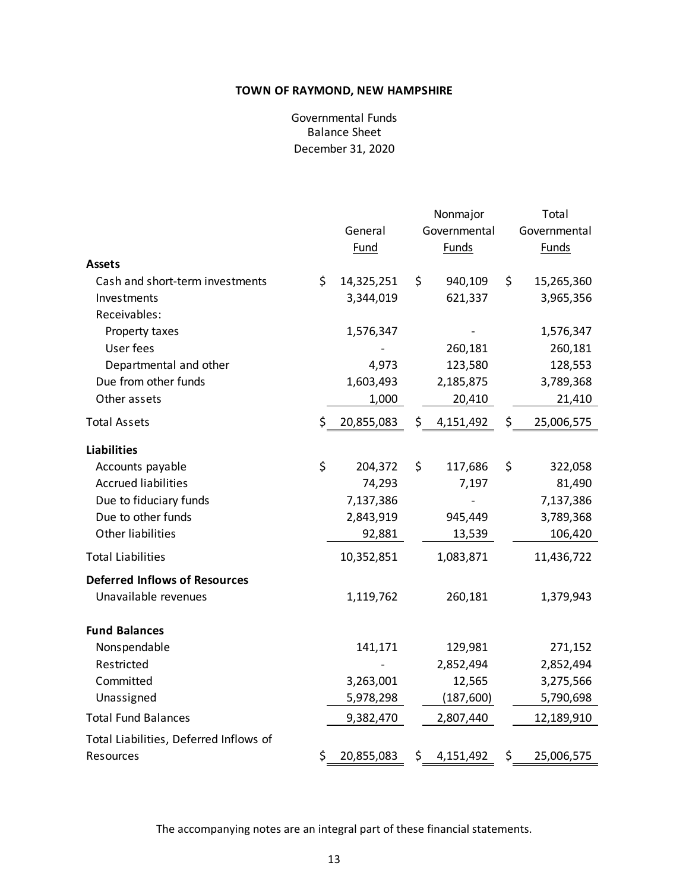**TOWN OF RAYMOND, NEW HAMPSHIRE**

Governmental Funds
Balance Sheet
December 31, 2020

| | General Fund | Nonmajor Governmental Funds | Total Governmental Funds |
|---|---|---|---|
| **Assets** | | | |
| Cash and short-term investments | $ 14,325,251 | $ 940,109 | $ 15,265,360 |
| Investments | 3,344,019 | 621,337 | 3,965,356 |
| Receivables: | | | |
| Property taxes | 1,576,347 | - | 1,576,347 |
| User fees | - | 260,181 | 260,181 |
| Departmental and other | 4,973 | 123,580 | 128,553 |
| Due from other funds | 1,603,493 | 2,185,875 | 3,789,368 |
| Other assets | 1,000 | 20,410 | 21,410 |
| Total Assets | $ 20,855,083 | $ 4,151,492 | $ 25,006,575 |
| **Liabilities** | | | |
| Accounts payable | $ 204,372 | $ 117,686 | $ 322,058 |
| Accrued liabilities | 74,293 | 7,197 | 81,490 |
| Due to fiduciary funds | 7,137,386 | - | 7,137,386 |
| Due to other funds | 2,843,919 | 945,449 | 3,789,368 |
| Other liabilities | 92,881 | 13,539 | 106,420 |
| Total Liabilities | 10,352,851 | 1,083,871 | 11,436,722 |
| **Deferred Inflows of Resources** | | | |
| Unavailable revenues | 1,119,762 | 260,181 | 1,379,943 |
| **Fund Balances** | | | |
| Nonspendable | 141,171 | 129,981 | 271,152 |
| Restricted | - | 2,852,494 | 2,852,494 |
| Committed | 3,263,001 | 12,565 | 3,275,566 |
| Unassigned | 5,978,298 | (187,600) | 5,790,698 |
| Total Fund Balances | 9,382,470 | 2,807,440 | 12,189,910 |
| Total Liabilities, Deferred Inflows of Resources | $ 20,855,083 | $ 4,151,492 | $ 25,006,575 |

The accompanying notes are an integral part of these financial statements.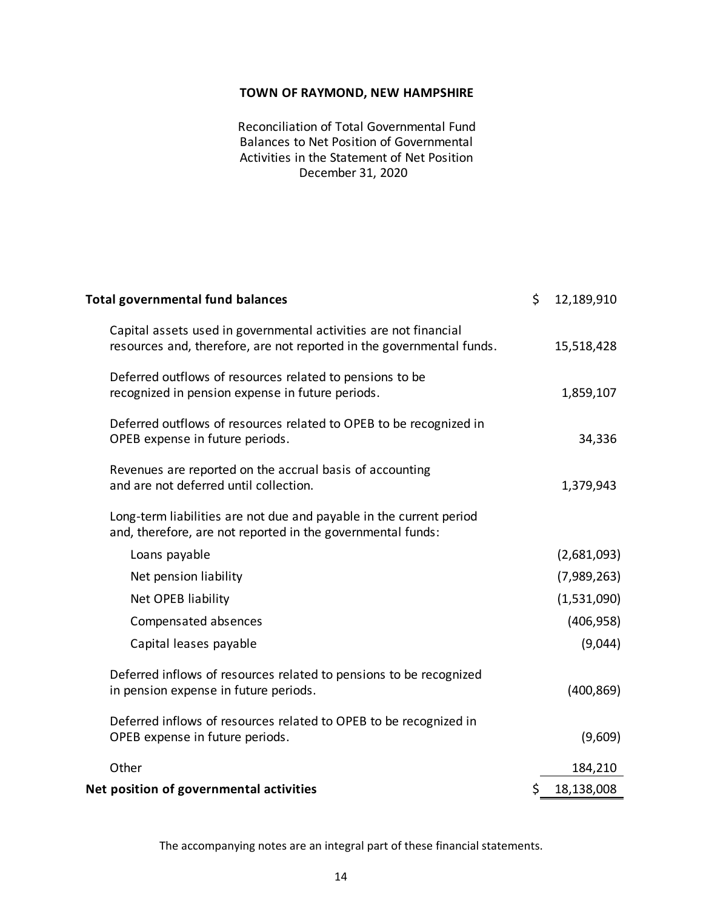# TOWN OF RAYMOND, NEW HAMPSHIRE

Reconciliation of Total Governmental Fund Balances to Net Position of Governmental Activities in the Statement of Net Position
December 31, 2020

| | |
|---|---|
| **Total governmental fund balances** | $ 12,189,910 |
| Capital assets used in governmental activities are not financial resources and, therefore, are not reported in the governmental funds. | 15,518,428 |
| Deferred outflows of resources related to pensions to be recognized in pension expense in future periods. | 1,859,107 |
| Deferred outflows of resources related to OPEB to be recognized in OPEB expense in future periods. | 34,336 |
| Revenues are reported on the accrual basis of accounting and are not deferred until collection. | 1,379,943 |
| Long-term liabilities are not due and payable in the current period and, therefore, are not reported in the governmental funds: | |
| Loans payable | (2,681,093) |
| Net pension liability | (7,989,263) |
| Net OPEB liability | (1,531,090) |
| Compensated absences | (406,958) |
| Capital leases payable | (9,044) |
| Deferred inflows of resources related to pensions to be recognized in pension expense in future periods. | (400,869) |
| Deferred inflows of resources related to OPEB to be recognized in OPEB expense in future periods. | (9,609) |
| Other | 184,210 |
| **Net position of governmental activities** | $ 18,138,008 |

The accompanying notes are an integral part of these financial statements.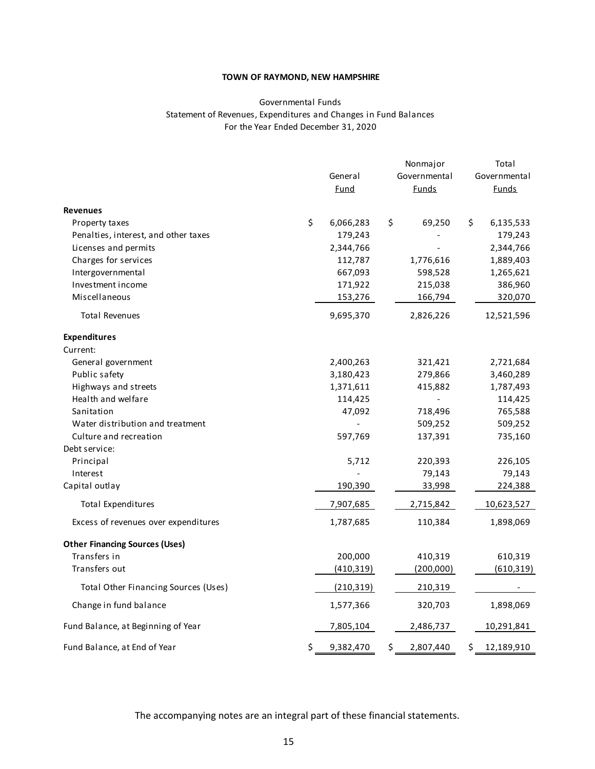**TOWN OF RAYMOND, NEW HAMPSHIRE**

Governmental Funds
Statement of Revenues, Expenditures and Changes in Fund Balances
For the Year Ended December 31, 2020

| | General Fund | Nonmajor Governmental Funds | Total Governmental Funds |
|---|---|---|---|
| **Revenues** | | | |
| Property taxes | $ 6,066,283 | $ 69,250 | $ 6,135,533 |
| Penalties, interest, and other taxes | 179,243 | - | 179,243 |
| Licenses and permits | 2,344,766 | - | 2,344,766 |
| Charges for services | 112,787 | 1,776,616 | 1,889,403 |
| Intergovernmental | 667,093 | 598,528 | 1,265,621 |
| Investment income | 171,922 | 215,038 | 386,960 |
| Miscellaneous | 153,276 | 166,794 | 320,070 |
| Total Revenues | 9,695,370 | 2,826,226 | 12,521,596 |
| **Expenditures** | | | |
| Current: | | | |
| General government | 2,400,263 | 321,421 | 2,721,684 |
| Public safety | 3,180,423 | 279,866 | 3,460,289 |
| Highways and streets | 1,371,611 | 415,882 | 1,787,493 |
| Health and welfare | 114,425 | - | 114,425 |
| Sanitation | 47,092 | 718,496 | 765,588 |
| Water distribution and treatment | - | 509,252 | 509,252 |
| Culture and recreation | 597,769 | 137,391 | 735,160 |
| Debt service: | | | |
| Principal | 5,712 | 220,393 | 226,105 |
| Interest | - | 79,143 | 79,143 |
| Capital outlay | 190,390 | 33,998 | 224,388 |
| Total Expenditures | 7,907,685 | 2,715,842 | 10,623,527 |
| Excess of revenues over expenditures | 1,787,685 | 110,384 | 1,898,069 |
| **Other Financing Sources (Uses)** | | | |
| Transfers in | 200,000 | 410,319 | 610,319 |
| Transfers out | (410,319) | (200,000) | (610,319) |
| Total Other Financing Sources (Uses) | (210,319) | 210,319 | - |
| Change in fund balance | 1,577,366 | 320,703 | 1,898,069 |
| Fund Balance, at Beginning of Year | 7,805,104 | 2,486,737 | 10,291,841 |
| Fund Balance, at End of Year | $ 9,382,470 | $ 2,807,440 | $ 12,189,910 |

The accompanying notes are an integral part of these financial statements.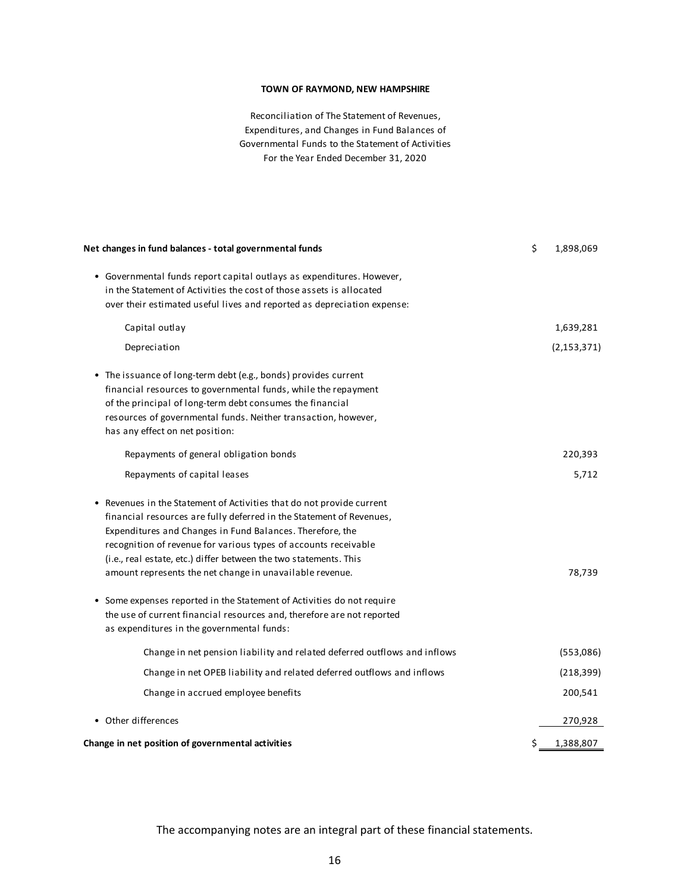**TOWN OF RAYMOND, NEW HAMPSHIRE**

Reconciliation of The Statement of Revenues,
Expenditures, and Changes in Fund Balances of
Governmental Funds to the Statement of Activities
For the Year Ended December 31, 2020

| | |
|---|---|
| **Net changes in fund balances - total governmental funds** | $ 1,898,069 |
| • Governmental funds report capital outlays as expenditures. However, in the Statement of Activities the cost of those assets is allocated over their estimated useful lives and reported as depreciation expense: | |
| Capital outlay | 1,639,281 |
| Depreciation | (2,153,371) |
| • The issuance of long-term debt (e.g., bonds) provides current financial resources to governmental funds, while the repayment of the principal of long-term debt consumes the financial resources of governmental funds. Neither transaction, however, has any effect on net position: | |
| Repayments of general obligation bonds | 220,393 |
| Repayments of capital leases | 5,712 |
| • Revenues in the Statement of Activities that do not provide current financial resources are fully deferred in the Statement of Revenues, Expenditures and Changes in Fund Balances. Therefore, the recognition of revenue for various types of accounts receivable (i.e., real estate, etc.) differ between the two statements. This amount represents the net change in unavailable revenue. | 78,739 |
| • Some expenses reported in the Statement of Activities do not require the use of current financial resources and, therefore are not reported as expenditures in the governmental funds: | |
| Change in net pension liability and related deferred outflows and inflows | (553,086) |
| Change in net OPEB liability and related deferred outflows and inflows | (218,399) |
| Change in accrued employee benefits | 200,541 |
| • Other differences | 270,928 |
| **Change in net position of governmental activities** | $ 1,388,807 |

The accompanying notes are an integral part of these financial statements.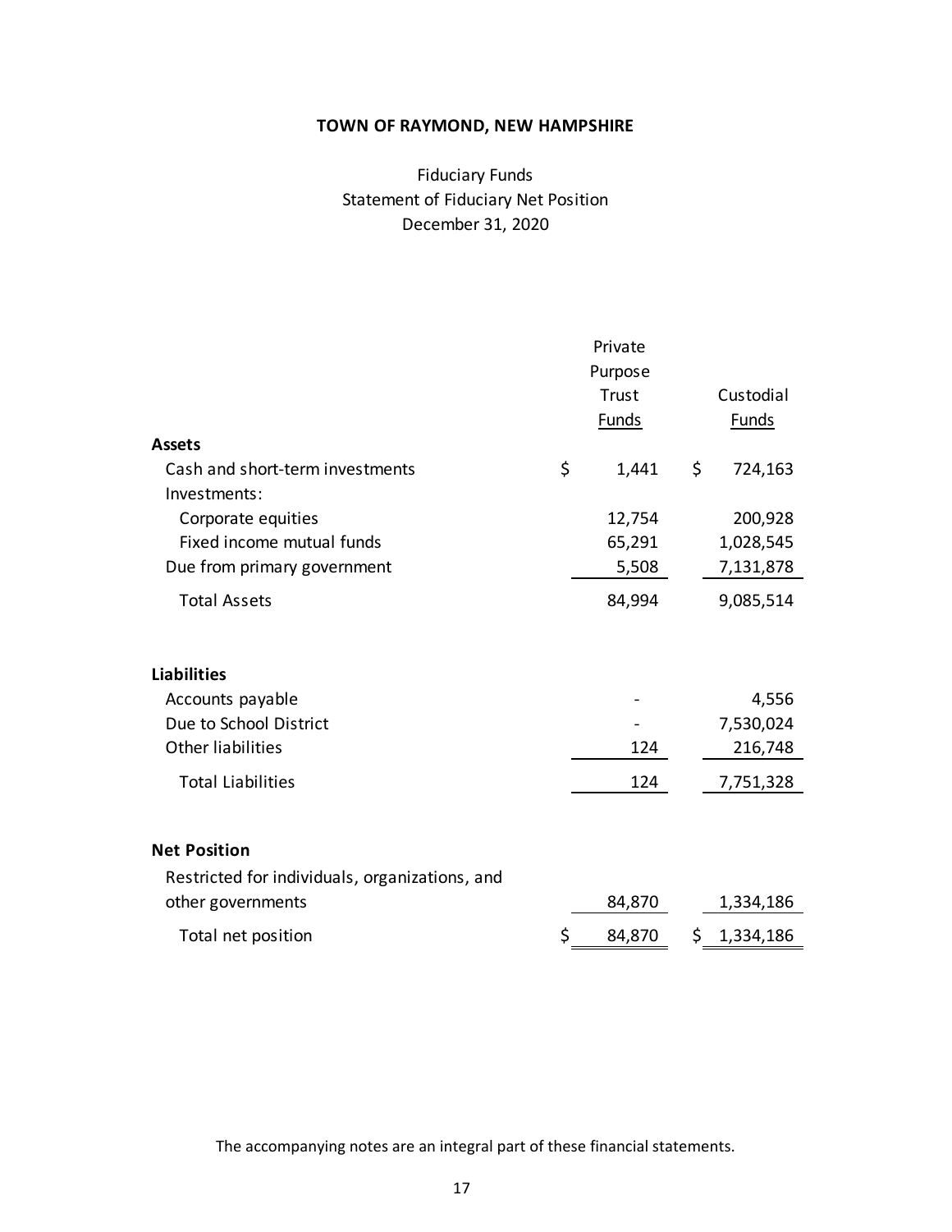# TOWN OF RAYMOND, NEW HAMPSHIRE

Fiduciary Funds
Statement of Fiduciary Net Position
December 31, 2020

| | Private Purpose Trust Funds | Custodial Funds |
|---|---|---|
| **Assets** | | |
| Cash and short-term investments | $ 1,441 | $ 724,163 |
| Investments: | | |
| Corporate equities | 12,754 | 200,928 |
| Fixed income mutual funds | 65,291 | 1,028,545 |
| Due from primary government | 5,508 | 7,131,878 |
| Total Assets | 84,994 | 9,085,514 |
| **Liabilities** | | |
| Accounts payable | - | 4,556 |
| Due to School District | - | 7,530,024 |
| Other liabilities | 124 | 216,748 |
| Total Liabilities | 124 | 7,751,328 |
| **Net Position** | | |
| Restricted for individuals, organizations, and other governments | 84,870 | 1,334,186 |
| Total net position | $ 84,870 | $ 1,334,186 |

The accompanying notes are an integral part of these financial statements.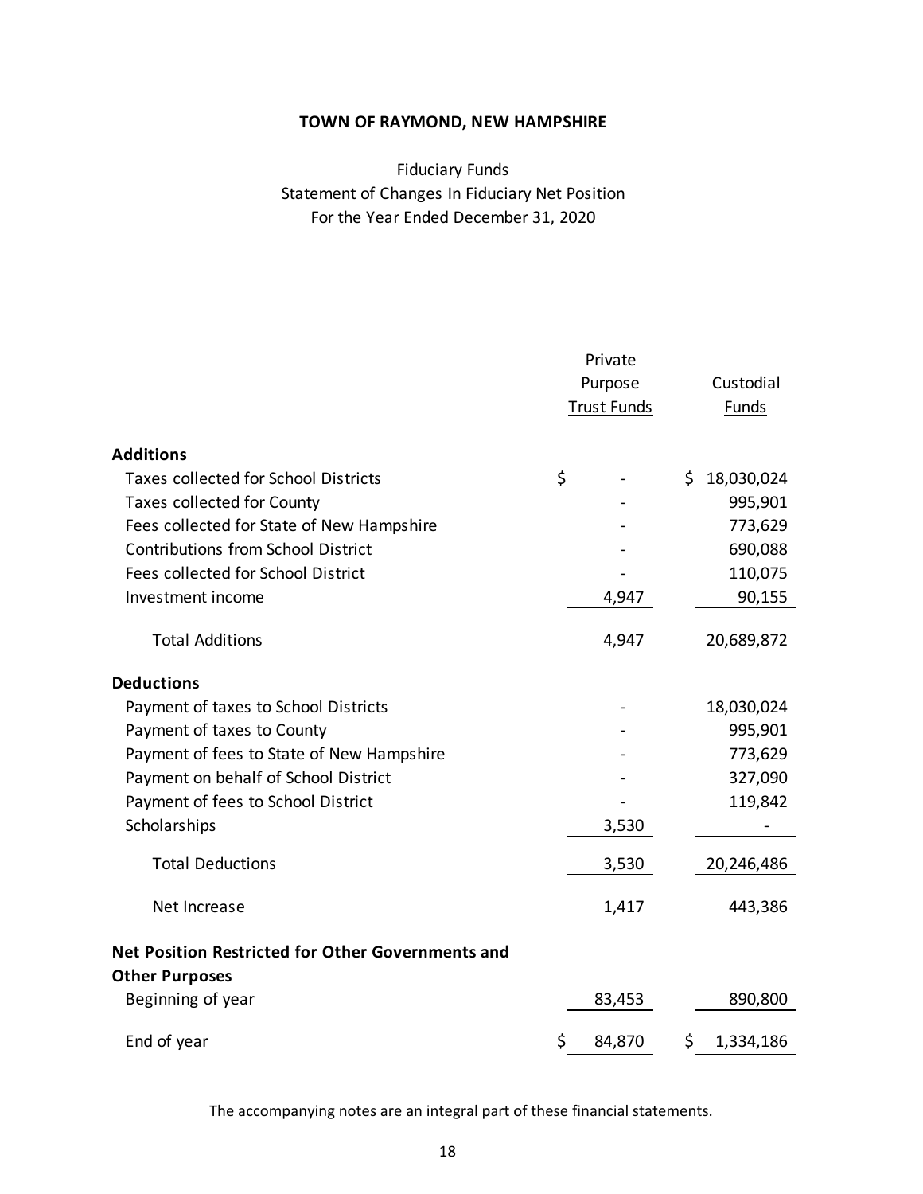# TOWN OF RAYMOND, NEW HAMPSHIRE

Fiduciary Funds
Statement of Changes In Fiduciary Net Position
For the Year Ended December 31, 2020

| | Private Purpose Trust Funds | Custodial Funds |
|---|---|---|
| **Additions** | | |
| Taxes collected for School Districts | $ - | $ 18,030,024 |
| Taxes collected for County | - | 995,901 |
| Fees collected for State of New Hampshire | - | 773,629 |
| Contributions from School District | - | 690,088 |
| Fees collected for School District | - | 110,075 |
| Investment income | 4,947 | 90,155 |
| Total Additions | 4,947 | 20,689,872 |
| **Deductions** | | |
| Payment of taxes to School Districts | - | 18,030,024 |
| Payment of taxes to County | - | 995,901 |
| Payment of fees to State of New Hampshire | - | 773,629 |
| Payment on behalf of School District | - | 327,090 |
| Payment of fees to School District | - | 119,842 |
| Scholarships | 3,530 | - |
| Total Deductions | 3,530 | 20,246,486 |
| Net Increase | 1,417 | 443,386 |
| **Net Position Restricted for Other Governments and Other Purposes** | | |
| Beginning of year | 83,453 | 890,800 |
| End of year | $ 84,870 | $ 1,334,186 |

The accompanying notes are an integral part of these financial statements.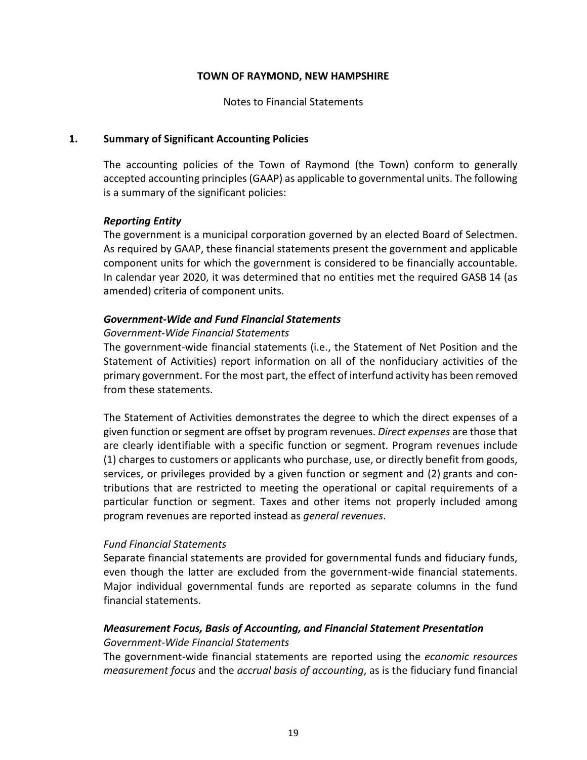**TOWN OF RAYMOND, NEW HAMPSHIRE**

Notes to Financial Statements

## 1. Summary of Significant Accounting Policies

The accounting policies of the Town of Raymond (the Town) conform to generally accepted accounting principles (GAAP) as applicable to governmental units. The following is a summary of the significant policies:

### *Reporting Entity*

The government is a municipal corporation governed by an elected Board of Selectmen. As required by GAAP, these financial statements present the government and applicable component units for which the government is considered to be financially accountable. In calendar year 2020, it was determined that no entities met the required GASB 14 (as amended) criteria of component units.

### *Government-Wide and Fund Financial Statements*

*Government-Wide Financial Statements*

The government-wide financial statements (i.e., the Statement of Net Position and the Statement of Activities) report information on all of the nonfiduciary activities of the primary government. For the most part, the effect of interfund activity has been removed from these statements.

The Statement of Activities demonstrates the degree to which the direct expenses of a given function or segment are offset by program revenues. *Direct expenses* are those that are clearly identifiable with a specific function or segment. Program revenues include (1) charges to customers or applicants who purchase, use, or directly benefit from goods, services, or privileges provided by a given function or segment and (2) grants and contributions that are restricted to meeting the operational or capital requirements of a particular function or segment. Taxes and other items not properly included among program revenues are reported instead as *general revenues*.

*Fund Financial Statements*

Separate financial statements are provided for governmental funds and fiduciary funds, even though the latter are excluded from the government-wide financial statements. Major individual governmental funds are reported as separate columns in the fund financial statements.

### *Measurement Focus, Basis of Accounting, and Financial Statement Presentation*

*Government-Wide Financial Statements*

The government-wide financial statements are reported using the *economic resources measurement focus* and the *accrual basis of accounting*, as is the fiduciary fund financial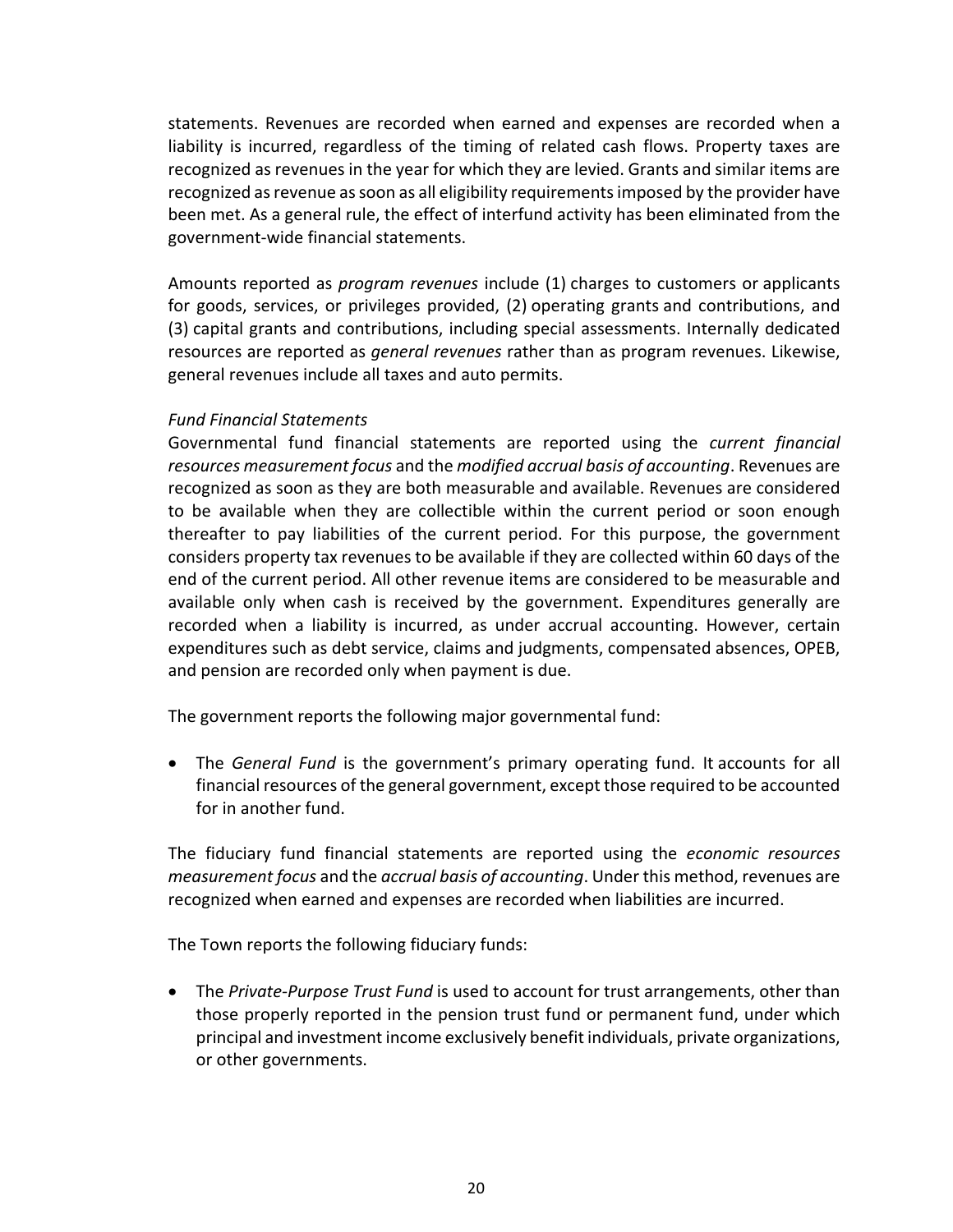statements. Revenues are recorded when earned and expenses are recorded when a liability is incurred, regardless of the timing of related cash flows. Property taxes are recognized as revenues in the year for which they are levied. Grants and similar items are recognized as revenue as soon as all eligibility requirements imposed by the provider have been met. As a general rule, the effect of interfund activity has been eliminated from the government-wide financial statements.

Amounts reported as *program revenues* include (1) charges to customers or applicants for goods, services, or privileges provided, (2) operating grants and contributions, and (3) capital grants and contributions, including special assessments. Internally dedicated resources are reported as *general revenues* rather than as program revenues. Likewise, general revenues include all taxes and auto permits.

*Fund Financial Statements*

Governmental fund financial statements are reported using the *current financial resources measurement focus* and the *modified accrual basis of accounting*. Revenues are recognized as soon as they are both measurable and available. Revenues are considered to be available when they are collectible within the current period or soon enough thereafter to pay liabilities of the current period. For this purpose, the government considers property tax revenues to be available if they are collected within 60 days of the end of the current period. All other revenue items are considered to be measurable and available only when cash is received by the government. Expenditures generally are recorded when a liability is incurred, as under accrual accounting. However, certain expenditures such as debt service, claims and judgments, compensated absences, OPEB, and pension are recorded only when payment is due.

The government reports the following major governmental fund:

- The *General Fund* is the government's primary operating fund. It accounts for all financial resources of the general government, except those required to be accounted for in another fund.

The fiduciary fund financial statements are reported using the *economic resources measurement focus* and the *accrual basis of accounting*. Under this method, revenues are recognized when earned and expenses are recorded when liabilities are incurred.

The Town reports the following fiduciary funds:

- The *Private-Purpose Trust Fund* is used to account for trust arrangements, other than those properly reported in the pension trust fund or permanent fund, under which principal and investment income exclusively benefit individuals, private organizations, or other governments.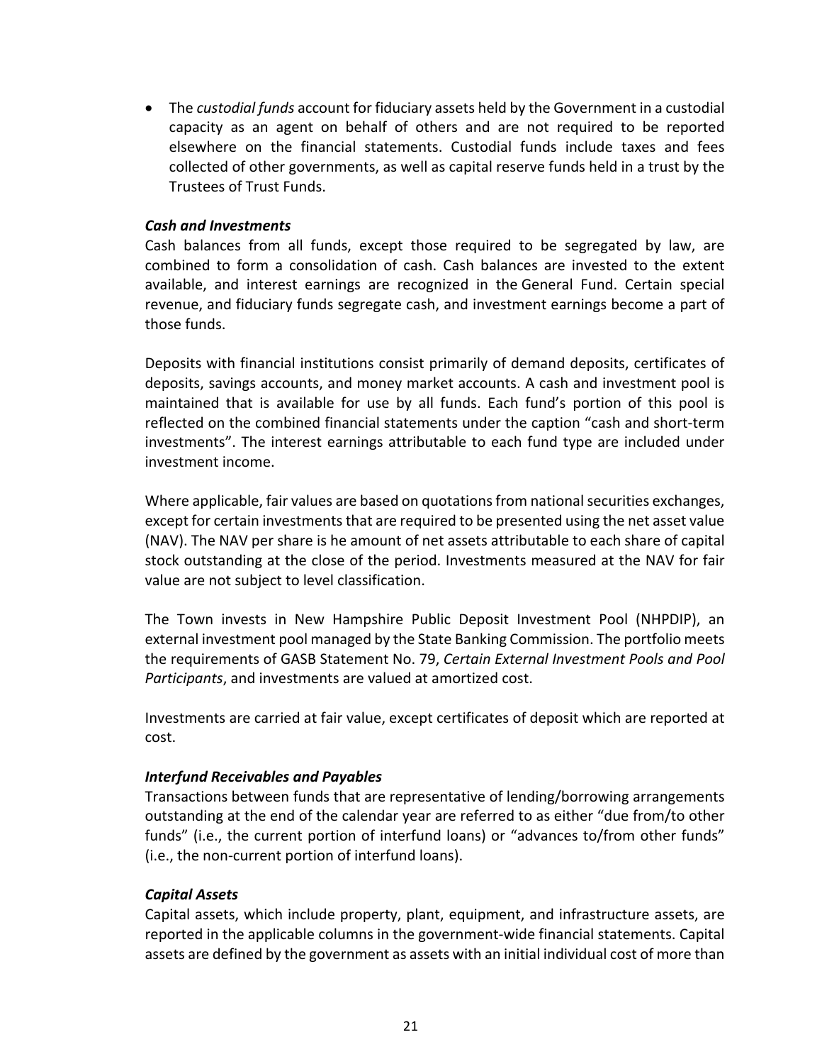- The *custodial funds* account for fiduciary assets held by the Government in a custodial capacity as an agent on behalf of others and are not required to be reported elsewhere on the financial statements. Custodial funds include taxes and fees collected of other governments, as well as capital reserve funds held in a trust by the Trustees of Trust Funds.

***Cash and Investments***

Cash balances from all funds, except those required to be segregated by law, are combined to form a consolidation of cash. Cash balances are invested to the extent available, and interest earnings are recognized in the General Fund. Certain special revenue, and fiduciary funds segregate cash, and investment earnings become a part of those funds.

Deposits with financial institutions consist primarily of demand deposits, certificates of deposits, savings accounts, and money market accounts. A cash and investment pool is maintained that is available for use by all funds. Each fund's portion of this pool is reflected on the combined financial statements under the caption "cash and short-term investments". The interest earnings attributable to each fund type are included under investment income.

Where applicable, fair values are based on quotations from national securities exchanges, except for certain investments that are required to be presented using the net asset value (NAV). The NAV per share is he amount of net assets attributable to each share of capital stock outstanding at the close of the period. Investments measured at the NAV for fair value are not subject to level classification.

The Town invests in New Hampshire Public Deposit Investment Pool (NHPDIP), an external investment pool managed by the State Banking Commission. The portfolio meets the requirements of GASB Statement No. 79, *Certain External Investment Pools and Pool Participants*, and investments are valued at amortized cost.

Investments are carried at fair value, except certificates of deposit which are reported at cost.

***Interfund Receivables and Payables***

Transactions between funds that are representative of lending/borrowing arrangements outstanding at the end of the calendar year are referred to as either "due from/to other funds" (i.e., the current portion of interfund loans) or "advances to/from other funds" (i.e., the non-current portion of interfund loans).

***Capital Assets***

Capital assets, which include property, plant, equipment, and infrastructure assets, are reported in the applicable columns in the government-wide financial statements. Capital assets are defined by the government as assets with an initial individual cost of more than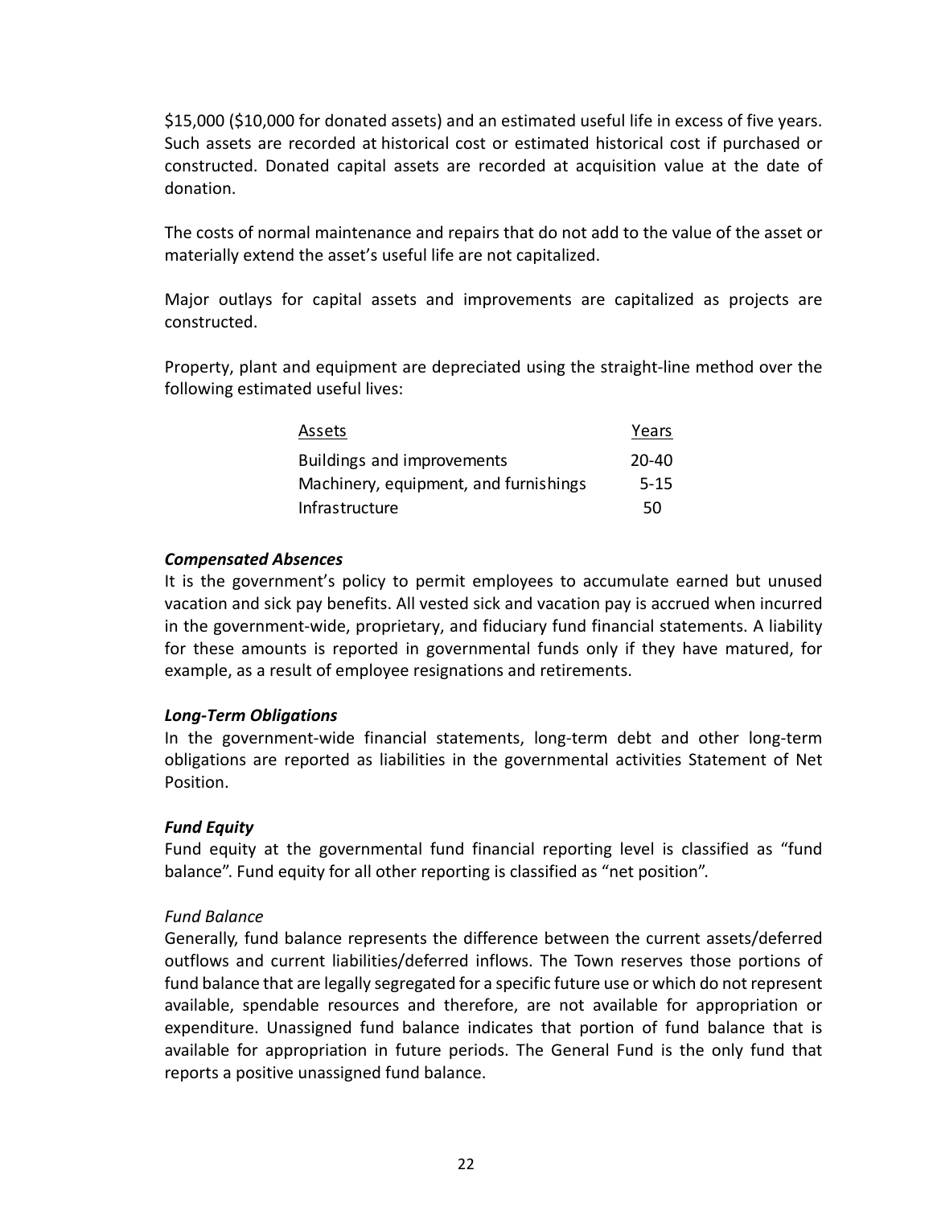$15,000 ($10,000 for donated assets) and an estimated useful life in excess of five years. Such assets are recorded at historical cost or estimated historical cost if purchased or constructed. Donated capital assets are recorded at acquisition value at the date of donation.

The costs of normal maintenance and repairs that do not add to the value of the asset or materially extend the asset's useful life are not capitalized.

Major outlays for capital assets and improvements are capitalized as projects are constructed.

Property, plant and equipment are depreciated using the straight-line method over the following estimated useful lives:

| Assets | Years |
|---|---|
| Buildings and improvements | 20-40 |
| Machinery, equipment, and furnishings | 5-15 |
| Infrastructure | 50 |

***Compensated Absences***

It is the government's policy to permit employees to accumulate earned but unused vacation and sick pay benefits. All vested sick and vacation pay is accrued when incurred in the government-wide, proprietary, and fiduciary fund financial statements. A liability for these amounts is reported in governmental funds only if they have matured, for example, as a result of employee resignations and retirements.

***Long-Term Obligations***

In the government-wide financial statements, long-term debt and other long-term obligations are reported as liabilities in the governmental activities Statement of Net Position.

***Fund Equity***

Fund equity at the governmental fund financial reporting level is classified as "fund balance". Fund equity for all other reporting is classified as "net position".

*Fund Balance*

Generally, fund balance represents the difference between the current assets/deferred outflows and current liabilities/deferred inflows. The Town reserves those portions of fund balance that are legally segregated for a specific future use or which do not represent available, spendable resources and therefore, are not available for appropriation or expenditure. Unassigned fund balance indicates that portion of fund balance that is available for appropriation in future periods. The General Fund is the only fund that reports a positive unassigned fund balance.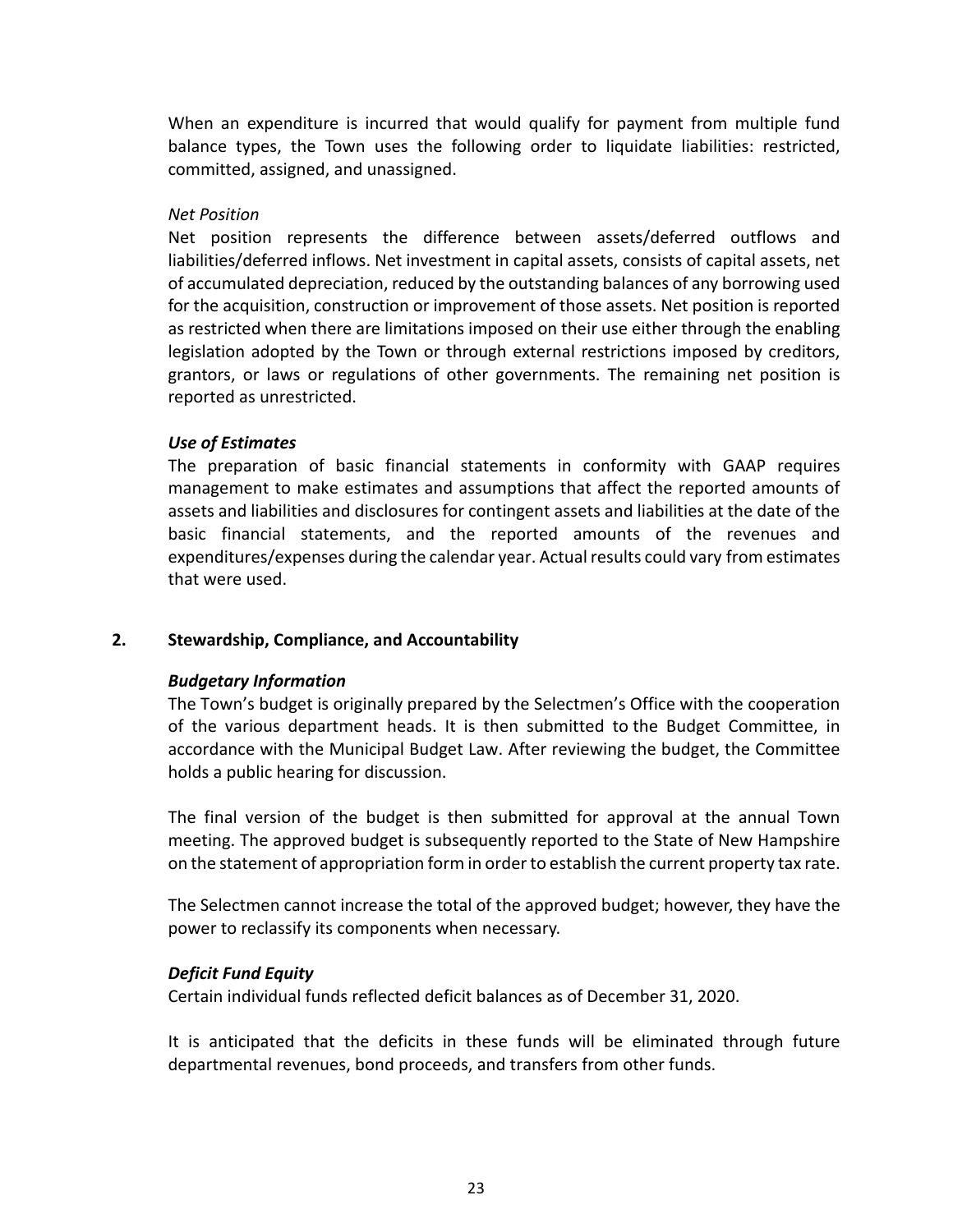When an expenditure is incurred that would qualify for payment from multiple fund balance types, the Town uses the following order to liquidate liabilities: restricted, committed, assigned, and unassigned.

*Net Position*

Net position represents the difference between assets/deferred outflows and liabilities/deferred inflows. Net investment in capital assets, consists of capital assets, net of accumulated depreciation, reduced by the outstanding balances of any borrowing used for the acquisition, construction or improvement of those assets. Net position is reported as restricted when there are limitations imposed on their use either through the enabling legislation adopted by the Town or through external restrictions imposed by creditors, grantors, or laws or regulations of other governments. The remaining net position is reported as unrestricted.

***Use of Estimates***

The preparation of basic financial statements in conformity with GAAP requires management to make estimates and assumptions that affect the reported amounts of assets and liabilities and disclosures for contingent assets and liabilities at the date of the basic financial statements, and the reported amounts of the revenues and expenditures/expenses during the calendar year. Actual results could vary from estimates that were used.

## 2. Stewardship, Compliance, and Accountability

***Budgetary Information***

The Town's budget is originally prepared by the Selectmen's Office with the cooperation of the various department heads. It is then submitted to the Budget Committee, in accordance with the Municipal Budget Law. After reviewing the budget, the Committee holds a public hearing for discussion.

The final version of the budget is then submitted for approval at the annual Town meeting. The approved budget is subsequently reported to the State of New Hampshire on the statement of appropriation form in order to establish the current property tax rate.

The Selectmen cannot increase the total of the approved budget; however, they have the power to reclassify its components when necessary.

***Deficit Fund Equity***

Certain individual funds reflected deficit balances as of December 31, 2020.

It is anticipated that the deficits in these funds will be eliminated through future departmental revenues, bond proceeds, and transfers from other funds.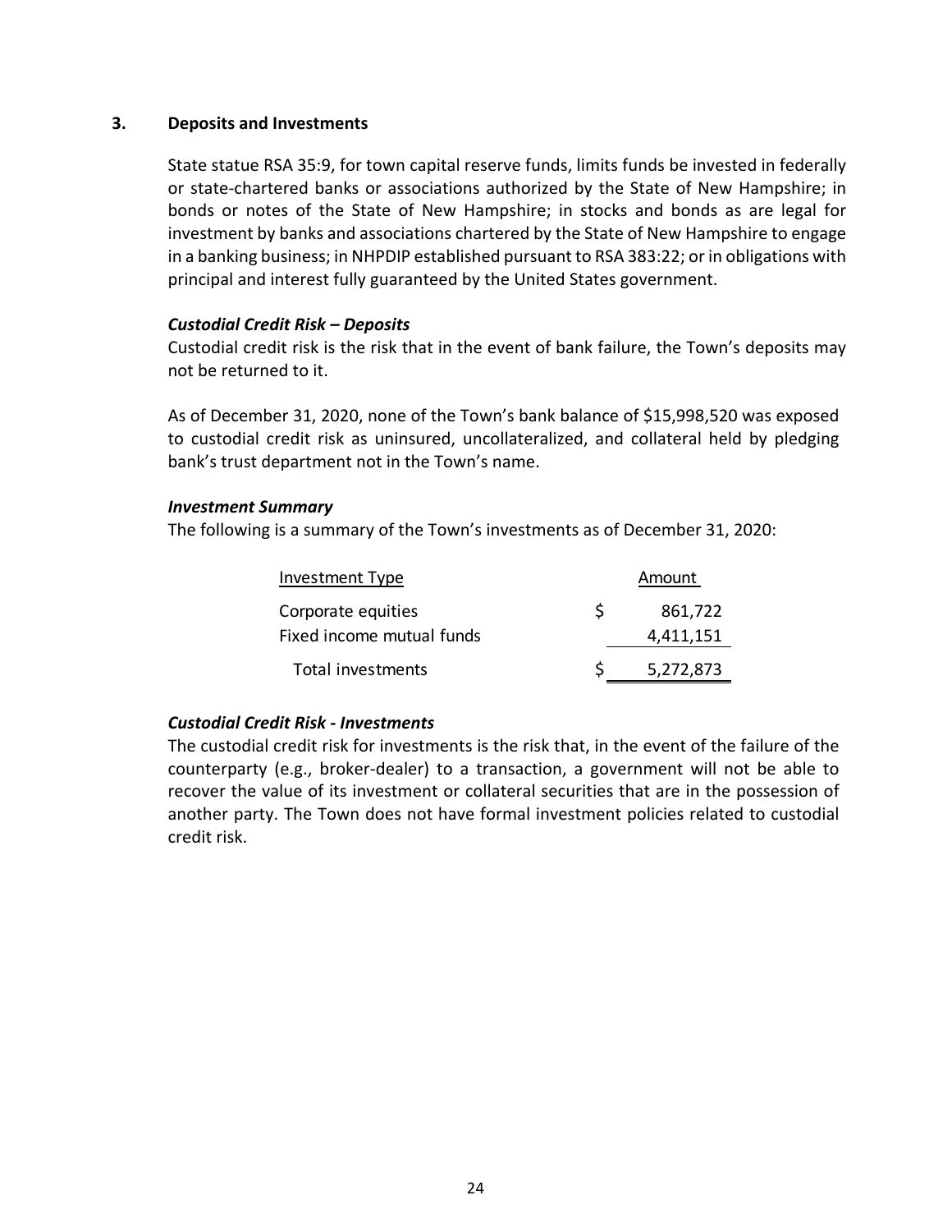## 3. Deposits and Investments

State statue RSA 35:9, for town capital reserve funds, limits funds be invested in federally or state-chartered banks or associations authorized by the State of New Hampshire; in bonds or notes of the State of New Hampshire; in stocks and bonds as are legal for investment by banks and associations chartered by the State of New Hampshire to engage in a banking business; in NHPDIP established pursuant to RSA 383:22; or in obligations with principal and interest fully guaranteed by the United States government.

***Custodial Credit Risk – Deposits***

Custodial credit risk is the risk that in the event of bank failure, the Town's deposits may not be returned to it.

As of December 31, 2020, none of the Town's bank balance of $15,998,520 was exposed to custodial credit risk as uninsured, uncollateralized, and collateral held by pledging bank's trust department not in the Town's name.

***Investment Summary***

The following is a summary of the Town's investments as of December 31, 2020:

| Investment Type | Amount |
|---|---|
| Corporate equities | $ 861,722 |
| Fixed income mutual funds | 4,411,151 |
| Total investments | $ 5,272,873 |

***Custodial Credit Risk - Investments***

The custodial credit risk for investments is the risk that, in the event of the failure of the counterparty (e.g., broker-dealer) to a transaction, a government will not be able to recover the value of its investment or collateral securities that are in the possession of another party. The Town does not have formal investment policies related to custodial credit risk.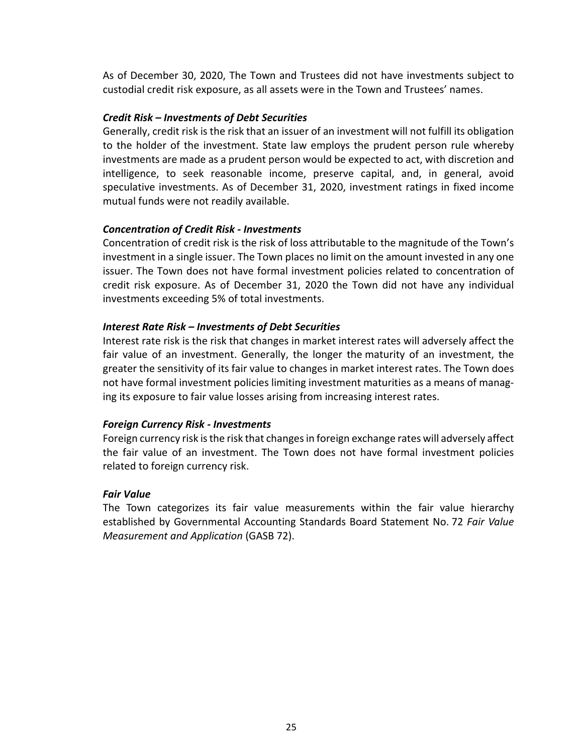As of December 30, 2020, The Town and Trustees did not have investments subject to custodial credit risk exposure, as all assets were in the Town and Trustees' names.

***Credit Risk – Investments of Debt Securities***

Generally, credit risk is the risk that an issuer of an investment will not fulfill its obligation to the holder of the investment. State law employs the prudent person rule whereby investments are made as a prudent person would be expected to act, with discretion and intelligence, to seek reasonable income, preserve capital, and, in general, avoid speculative investments. As of December 31, 2020, investment ratings in fixed income mutual funds were not readily available.

***Concentration of Credit Risk - Investments***

Concentration of credit risk is the risk of loss attributable to the magnitude of the Town's investment in a single issuer. The Town places no limit on the amount invested in any one issuer. The Town does not have formal investment policies related to concentration of credit risk exposure. As of December 31, 2020 the Town did not have any individual investments exceeding 5% of total investments.

***Interest Rate Risk – Investments of Debt Securities***

Interest rate risk is the risk that changes in market interest rates will adversely affect the fair value of an investment. Generally, the longer the maturity of an investment, the greater the sensitivity of its fair value to changes in market interest rates. The Town does not have formal investment policies limiting investment maturities as a means of managing its exposure to fair value losses arising from increasing interest rates.

***Foreign Currency Risk - Investments***

Foreign currency risk is the risk that changes in foreign exchange rates will adversely affect the fair value of an investment. The Town does not have formal investment policies related to foreign currency risk.

***Fair Value***

The Town categorizes its fair value measurements within the fair value hierarchy established by Governmental Accounting Standards Board Statement No. 72 *Fair Value Measurement and Application* (GASB 72).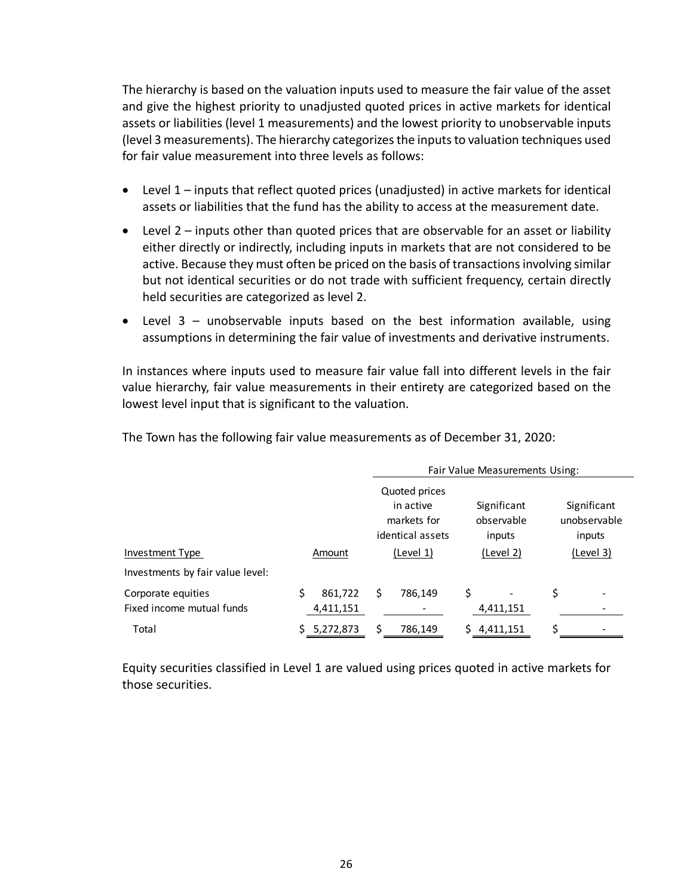The hierarchy is based on the valuation inputs used to measure the fair value of the asset and give the highest priority to unadjusted quoted prices in active markets for identical assets or liabilities (level 1 measurements) and the lowest priority to unobservable inputs (level 3 measurements). The hierarchy categorizes the inputs to valuation techniques used for fair value measurement into three levels as follows:

- Level 1 – inputs that reflect quoted prices (unadjusted) in active markets for identical assets or liabilities that the fund has the ability to access at the measurement date.
- Level 2 – inputs other than quoted prices that are observable for an asset or liability either directly or indirectly, including inputs in markets that are not considered to be active. Because they must often be priced on the basis of transactions involving similar but not identical securities or do not trade with sufficient frequency, certain directly held securities are categorized as level 2.
- Level 3 – unobservable inputs based on the best information available, using assumptions in determining the fair value of investments and derivative instruments.

In instances where inputs used to measure fair value fall into different levels in the fair value hierarchy, fair value measurements in their entirety are categorized based on the lowest level input that is significant to the valuation.

The Town has the following fair value measurements as of December 31, 2020:

| | | Fair Value Measurements Using: | | |
|---|---|---|---|---|
| | | Quoted prices in active markets for identical assets | Significant observable inputs | Significant unobservable inputs |
| Investment Type | Amount | (Level 1) | (Level 2) | (Level 3) |
| Investments by fair value level: | | | | |
| Corporate equities | $ 861,722 | $ 786,149 | $ - | $ - |
| Fixed income mutual funds | 4,411,151 | - | 4,411,151 | - |
| Total | $ 5,272,873 | $ 786,149 | $ 4,411,151 | $ - |

Equity securities classified in Level 1 are valued using prices quoted in active markets for those securities.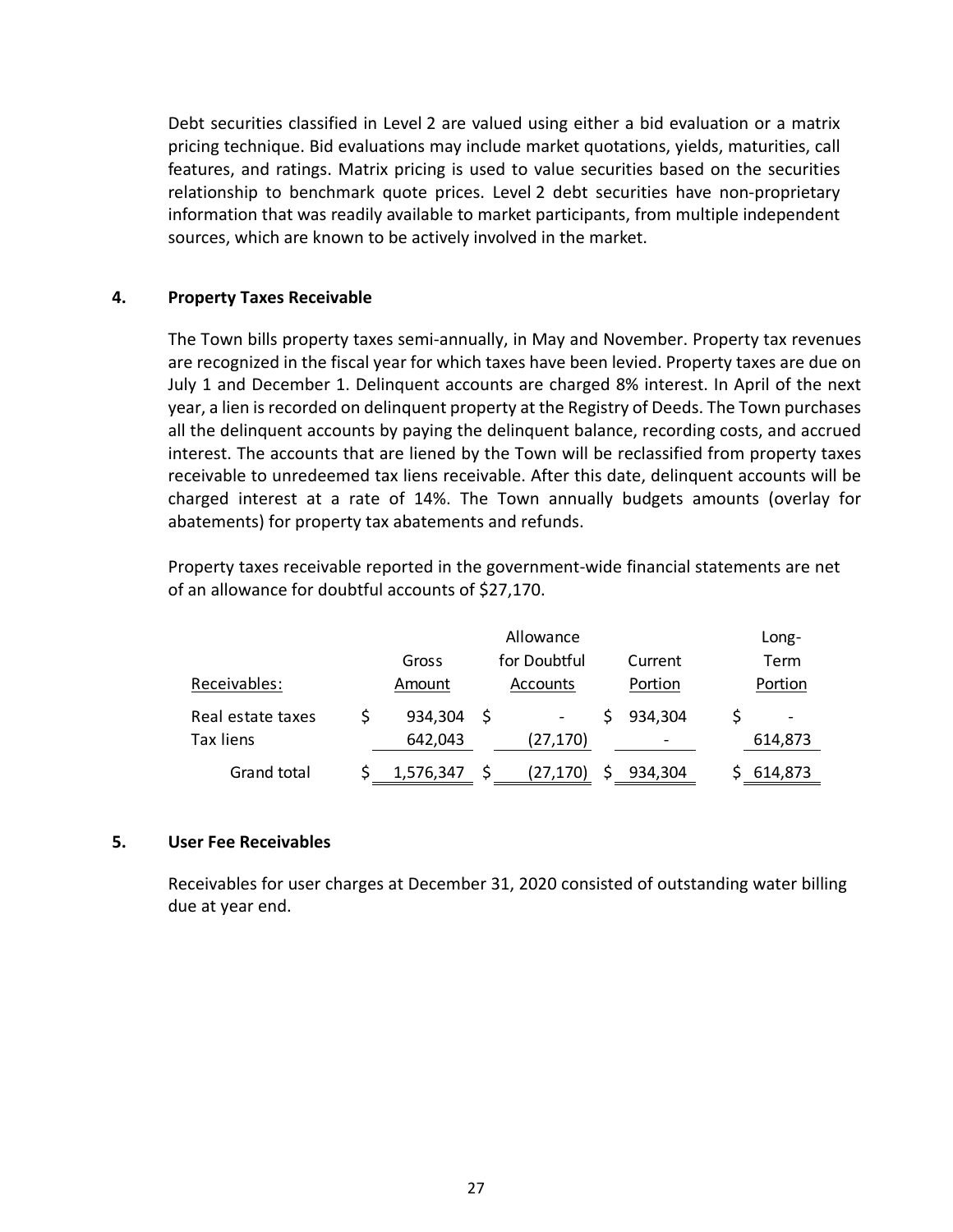Debt securities classified in Level 2 are valued using either a bid evaluation or a matrix pricing technique. Bid evaluations may include market quotations, yields, maturities, call features, and ratings. Matrix pricing is used to value securities based on the securities relationship to benchmark quote prices. Level 2 debt securities have non-proprietary information that was readily available to market participants, from multiple independent sources, which are known to be actively involved in the market.

## 4. Property Taxes Receivable

The Town bills property taxes semi-annually, in May and November. Property tax revenues are recognized in the fiscal year for which taxes have been levied. Property taxes are due on July 1 and December 1. Delinquent accounts are charged 8% interest. In April of the next year, a lien is recorded on delinquent property at the Registry of Deeds. The Town purchases all the delinquent accounts by paying the delinquent balance, recording costs, and accrued interest. The accounts that are liened by the Town will be reclassified from property taxes receivable to unredeemed tax liens receivable. After this date, delinquent accounts will be charged interest at a rate of 14%. The Town annually budgets amounts (overlay for abatements) for property tax abatements and refunds.

Property taxes receivable reported in the government-wide financial statements are net of an allowance for doubtful accounts of $27,170.

| Receivables: | Gross Amount | Allowance for Doubtful Accounts | Current Portion | Long-Term Portion |
|---|---|---|---|---|
| Real estate taxes | $ 934,304 | $ - | $ 934,304 | $ - |
| Tax liens | 642,043 | (27,170) | - | 614,873 |
| Grand total | $ 1,576,347 | $ (27,170) | $ 934,304 | $ 614,873 |

## 5. User Fee Receivables

Receivables for user charges at December 31, 2020 consisted of outstanding water billing due at year end.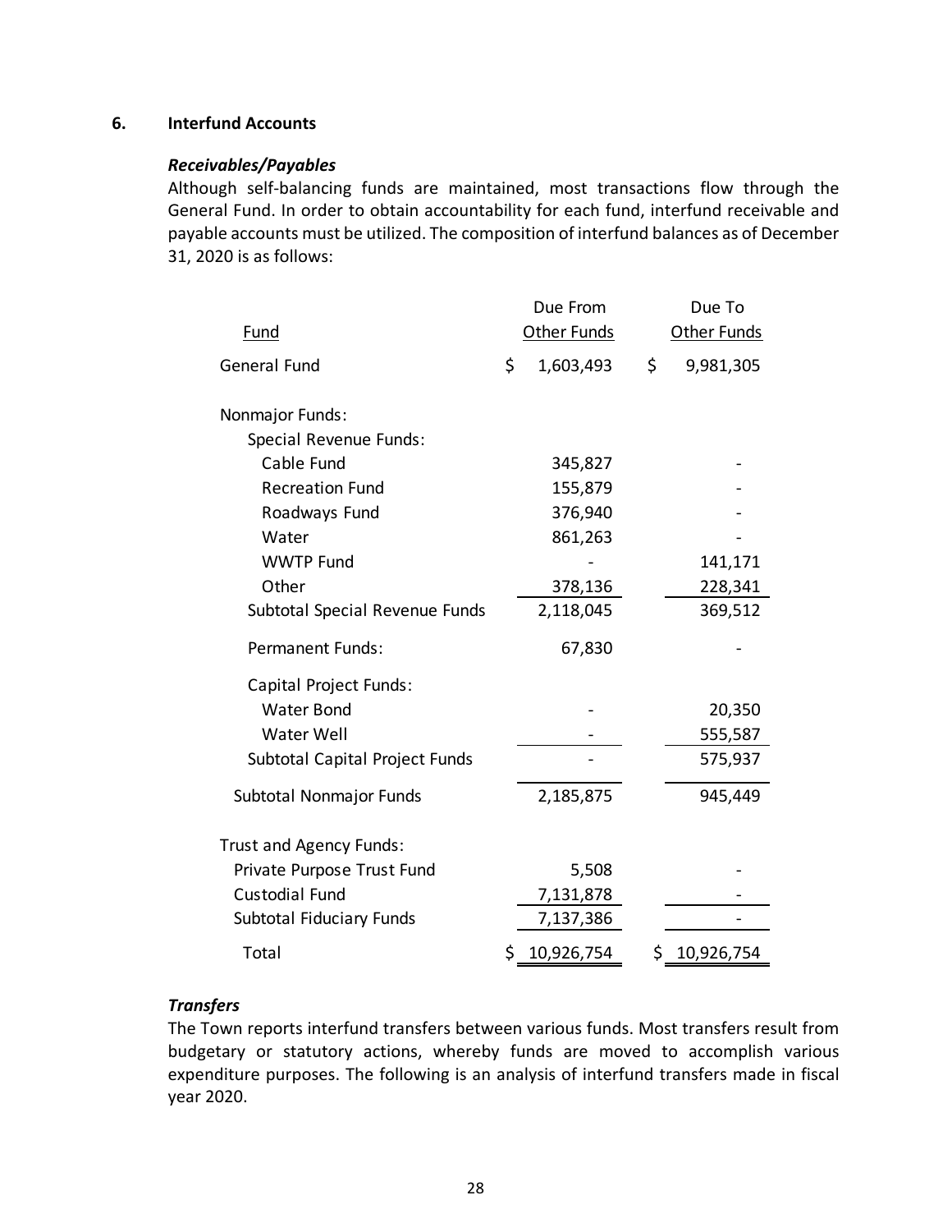## 6. Interfund Accounts

### *Receivables/Payables*

Although self-balancing funds are maintained, most transactions flow through the General Fund. In order to obtain accountability for each fund, interfund receivable and payable accounts must be utilized. The composition of interfund balances as of December 31, 2020 is as follows:

| Fund | Due From Other Funds | Due To Other Funds |
|---|---|---|
| General Fund | $ 1,603,493 | $ 9,981,305 |
| Nonmajor Funds: | | |
| Special Revenue Funds: | | |
| Cable Fund | 345,827 | - |
| Recreation Fund | 155,879 | - |
| Roadways Fund | 376,940 | - |
| Water | 861,263 | - |
| WWTP Fund | - | 141,171 |
| Other | 378,136 | 228,341 |
| Subtotal Special Revenue Funds | 2,118,045 | 369,512 |
| Permanent Funds: | 67,830 | - |
| Capital Project Funds: | | |
| Water Bond | - | 20,350 |
| Water Well | - | 555,587 |
| Subtotal Capital Project Funds | - | 575,937 |
| Subtotal Nonmajor Funds | 2,185,875 | 945,449 |
| Trust and Agency Funds: | | |
| Private Purpose Trust Fund | 5,508 | - |
| Custodial Fund | 7,131,878 | - |
| Subtotal Fiduciary Funds | 7,137,386 | - |
| Total | $ 10,926,754 | $ 10,926,754 |

### *Transfers*

The Town reports interfund transfers between various funds. Most transfers result from budgetary or statutory actions, whereby funds are moved to accomplish various expenditure purposes. The following is an analysis of interfund transfers made in fiscal year 2020.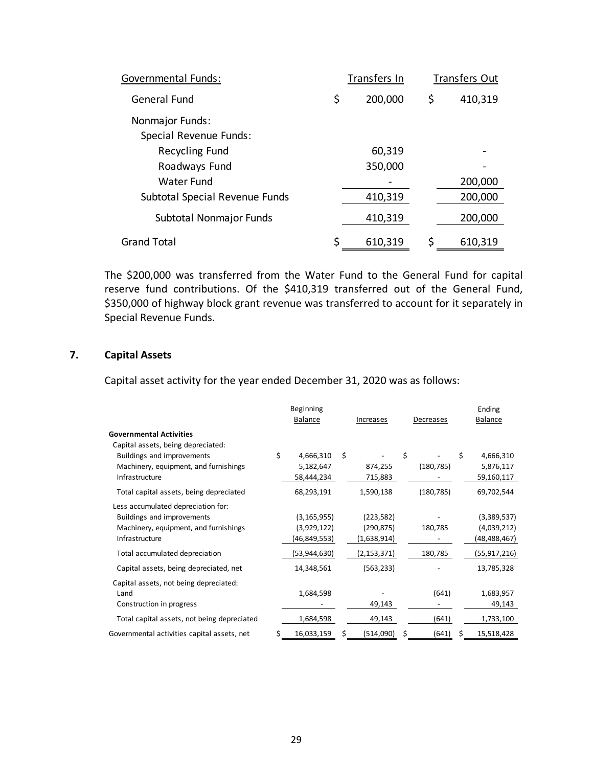| Governmental Funds: | Transfers In | Transfers Out |
|---|---|---|
| General Fund | $ 200,000 | $ 410,319 |
| Nonmajor Funds: | | |
| Special Revenue Funds: | | |
| Recycling Fund | 60,319 | - |
| Roadways Fund | 350,000 | - |
| Water Fund | - | 200,000 |
| Subtotal Special Revenue Funds | 410,319 | 200,000 |
| Subtotal Nonmajor Funds | 410,319 | 200,000 |
| Grand Total | $ 610,319 | $ 610,319 |

The $200,000 was transferred from the Water Fund to the General Fund for capital reserve fund contributions. Of the $410,319 transferred out of the General Fund, $350,000 of highway block grant revenue was transferred to account for it separately in Special Revenue Funds.

## 7. Capital Assets

Capital asset activity for the year ended December 31, 2020 was as follows:

| | Beginning Balance | Increases | Decreases | Ending Balance |
|---|---|---|---|---|
| **Governmental Activities** | | | | |
| Capital assets, being depreciated: | | | | |
| Buildings and improvements | $ 4,666,310 | $ - | $ - | $ 4,666,310 |
| Machinery, equipment, and furnishings | 5,182,647 | 874,255 | (180,785) | 5,876,117 |
| Infrastructure | 58,444,234 | 715,883 | - | 59,160,117 |
| Total capital assets, being depreciated | 68,293,191 | 1,590,138 | (180,785) | 69,702,544 |
| Less accumulated depreciation for: | | | | |
| Buildings and improvements | (3,165,955) | (223,582) | - | (3,389,537) |
| Machinery, equipment, and furnishings | (3,929,122) | (290,875) | 180,785 | (4,039,212) |
| Infrastructure | (46,849,553) | (1,638,914) | - | (48,488,467) |
| Total accumulated depreciation | (53,944,630) | (2,153,371) | 180,785 | (55,917,216) |
| Capital assets, being depreciated, net | 14,348,561 | (563,233) | - | 13,785,328 |
| Capital assets, not being depreciated: | | | | |
| Land | 1,684,598 | - | (641) | 1,683,957 |
| Construction in progress | - | 49,143 | - | 49,143 |
| Total capital assets, not being depreciated | 1,684,598 | 49,143 | (641) | 1,733,100 |
| Governmental activities capital assets, net | $ 16,033,159 | $ (514,090) | $ (641) | $ 15,518,428 |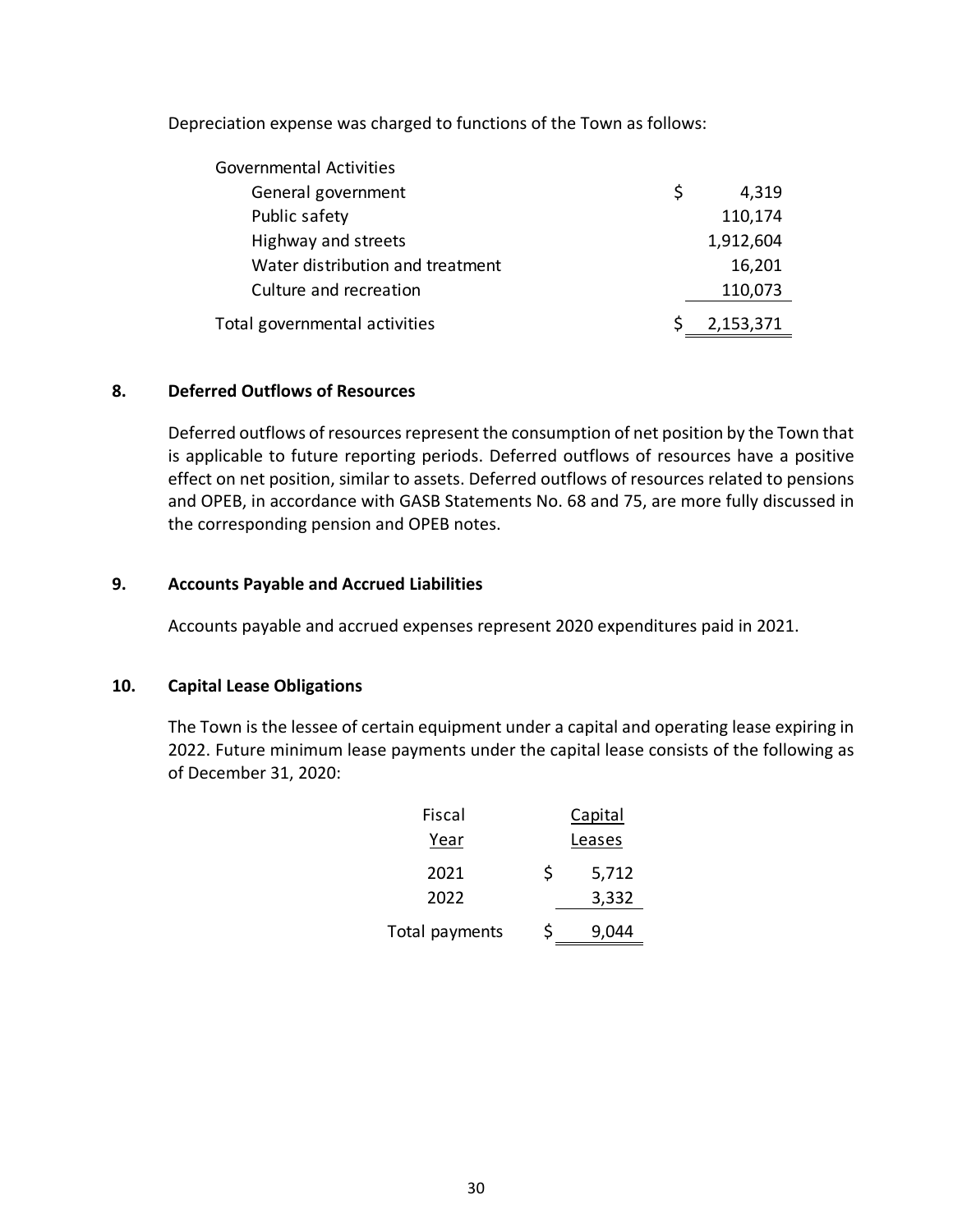Depreciation expense was charged to functions of the Town as follows:

| | |
|---|---|
| Governmental Activities | |
| General government | $ 4,319 |
| Public safety | 110,174 |
| Highway and streets | 1,912,604 |
| Water distribution and treatment | 16,201 |
| Culture and recreation | 110,073 |
| Total governmental activities | $ 2,153,371 |

## 8. Deferred Outflows of Resources

Deferred outflows of resources represent the consumption of net position by the Town that is applicable to future reporting periods. Deferred outflows of resources have a positive effect on net position, similar to assets. Deferred outflows of resources related to pensions and OPEB, in accordance with GASB Statements No. 68 and 75, are more fully discussed in the corresponding pension and OPEB notes.

## 9. Accounts Payable and Accrued Liabilities

Accounts payable and accrued expenses represent 2020 expenditures paid in 2021.

## 10. Capital Lease Obligations

The Town is the lessee of certain equipment under a capital and operating lease expiring in 2022. Future minimum lease payments under the capital lease consists of the following as of December 31, 2020:

| Fiscal Year | Capital Leases |
|---|---|
| 2021 | $ 5,712 |
| 2022 | 3,332 |
| Total payments | $ 9,044 |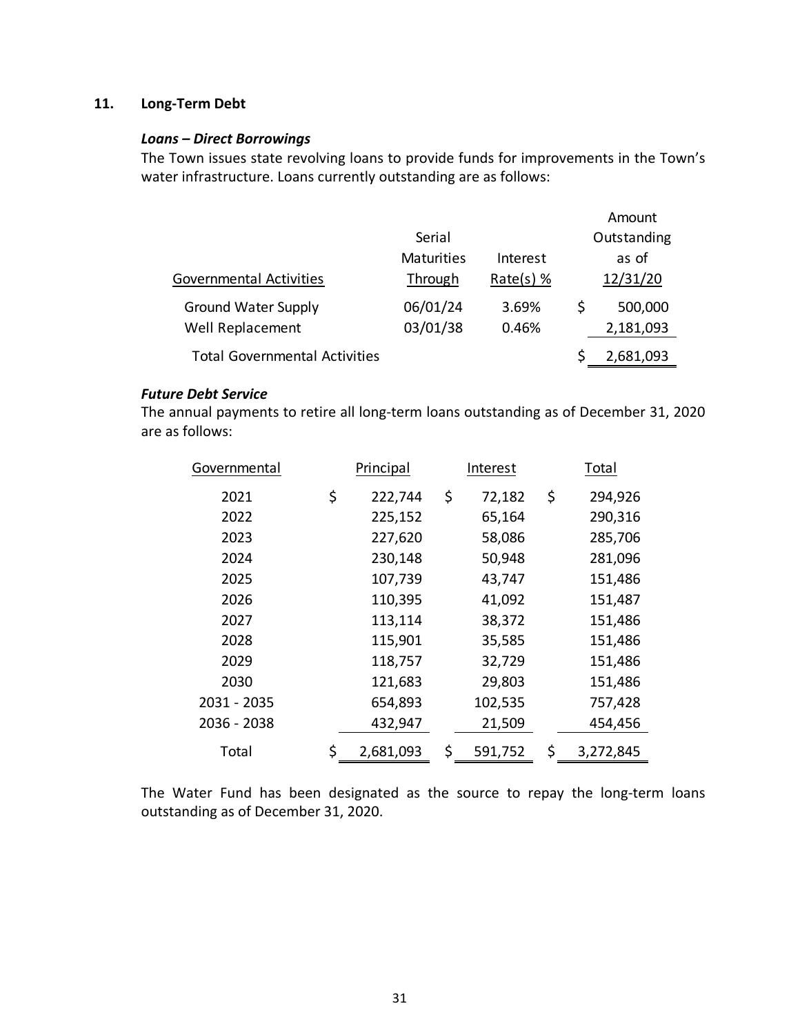## 11. Long-Term Debt

### *Loans – Direct Borrowings*

The Town issues state revolving loans to provide funds for improvements in the Town's water infrastructure. Loans currently outstanding are as follows:

| Governmental Activities | Serial Maturities Through | Interest Rate(s) % | Amount Outstanding as of 12/31/20 |
|---|---|---|---|
| Ground Water Supply | 06/01/24 | 3.69% | $ 500,000 |
| Well Replacement | 03/01/38 | 0.46% | 2,181,093 |
| Total Governmental Activities | | | $ 2,681,093 |

### *Future Debt Service*

The annual payments to retire all long-term loans outstanding as of December 31, 2020 are as follows:

| Governmental | Principal | Interest | Total |
|---|---|---|---|
| 2021 | $ 222,744 | $ 72,182 | $ 294,926 |
| 2022 | 225,152 | 65,164 | 290,316 |
| 2023 | 227,620 | 58,086 | 285,706 |
| 2024 | 230,148 | 50,948 | 281,096 |
| 2025 | 107,739 | 43,747 | 151,486 |
| 2026 | 110,395 | 41,092 | 151,487 |
| 2027 | 113,114 | 38,372 | 151,486 |
| 2028 | 115,901 | 35,585 | 151,486 |
| 2029 | 118,757 | 32,729 | 151,486 |
| 2030 | 121,683 | 29,803 | 151,486 |
| 2031 - 2035 | 654,893 | 102,535 | 757,428 |
| 2036 - 2038 | 432,947 | 21,509 | 454,456 |
| Total | $ 2,681,093 | $ 591,752 | $ 3,272,845 |

The Water Fund has been designated as the source to repay the long-term loans outstanding as of December 31, 2020.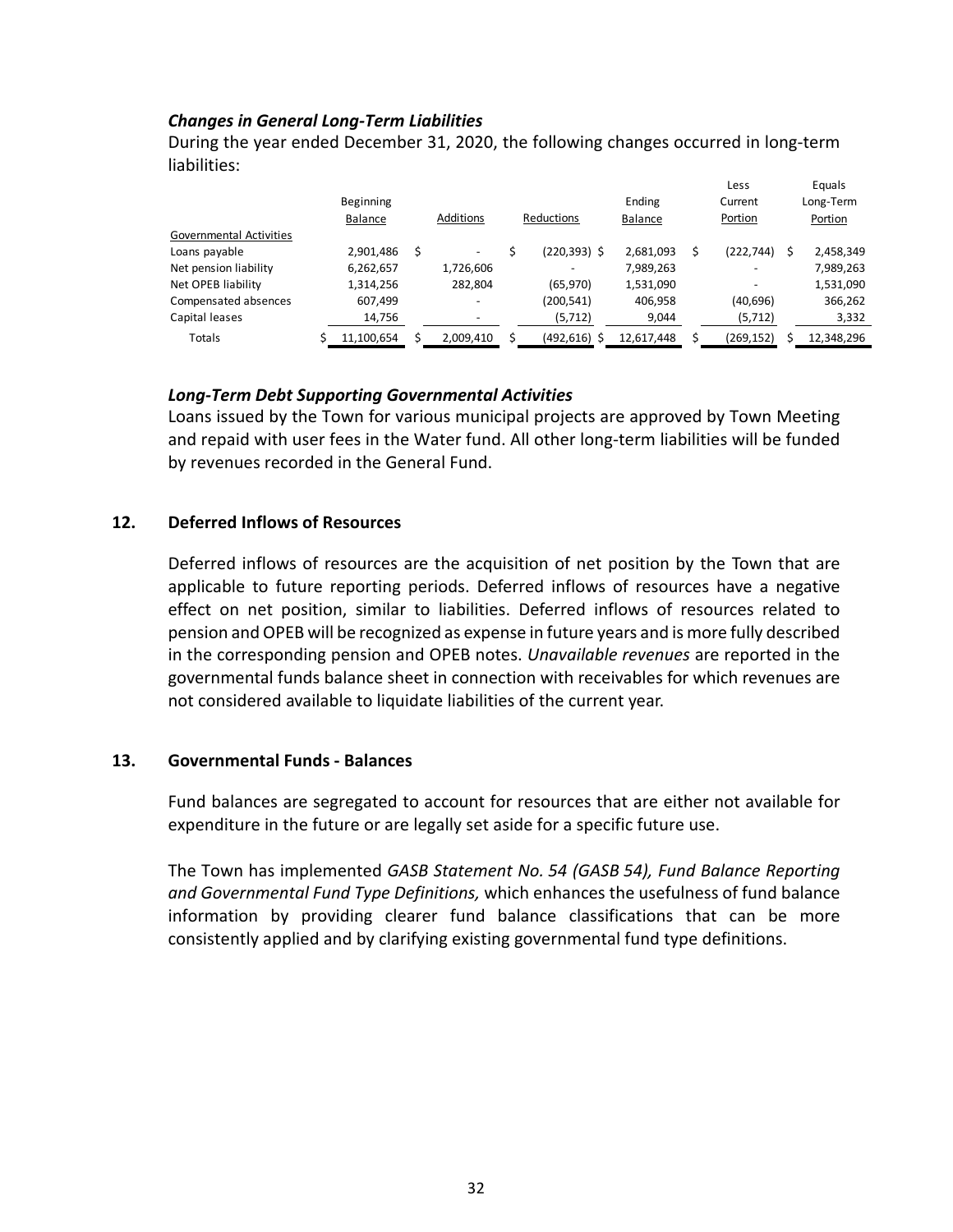### *Changes in General Long-Term Liabilities*

During the year ended December 31, 2020, the following changes occurred in long-term liabilities:

| | Beginning Balance | Additions | Reductions | Ending Balance | Less Current Portion | Equals Long-Term Portion |
|---|---|---|---|---|---|---|
| Governmental Activities | | | | | | |
| Loans payable | 2,901,486 | $ - | $ (220,393) | $ 2,681,093 | $ (222,744) | $ 2,458,349 |
| Net pension liability | 6,262,657 | 1,726,606 | - | 7,989,263 | - | 7,989,263 |
| Net OPEB liability | 1,314,256 | 282,804 | (65,970) | 1,531,090 | - | 1,531,090 |
| Compensated absences | 607,499 | - | (200,541) | 406,958 | (40,696) | 366,262 |
| Capital leases | 14,756 | - | (5,712) | 9,044 | (5,712) | 3,332 |
| Totals | $ 11,100,654 | $ 2,009,410 | $ (492,616) | $ 12,617,448 | $ (269,152) | $ 12,348,296 |

### *Long-Term Debt Supporting Governmental Activities*

Loans issued by the Town for various municipal projects are approved by Town Meeting and repaid with user fees in the Water fund. All other long-term liabilities will be funded by revenues recorded in the General Fund.

## 12. Deferred Inflows of Resources

Deferred inflows of resources are the acquisition of net position by the Town that are applicable to future reporting periods. Deferred inflows of resources have a negative effect on net position, similar to liabilities. Deferred inflows of resources related to pension and OPEB will be recognized as expense in future years and is more fully described in the corresponding pension and OPEB notes. *Unavailable revenues* are reported in the governmental funds balance sheet in connection with receivables for which revenues are not considered available to liquidate liabilities of the current year.

## 13. Governmental Funds - Balances

Fund balances are segregated to account for resources that are either not available for expenditure in the future or are legally set aside for a specific future use.

The Town has implemented *GASB Statement No. 54 (GASB 54), Fund Balance Reporting and Governmental Fund Type Definitions,* which enhances the usefulness of fund balance information by providing clearer fund balance classifications that can be more consistently applied and by clarifying existing governmental fund type definitions.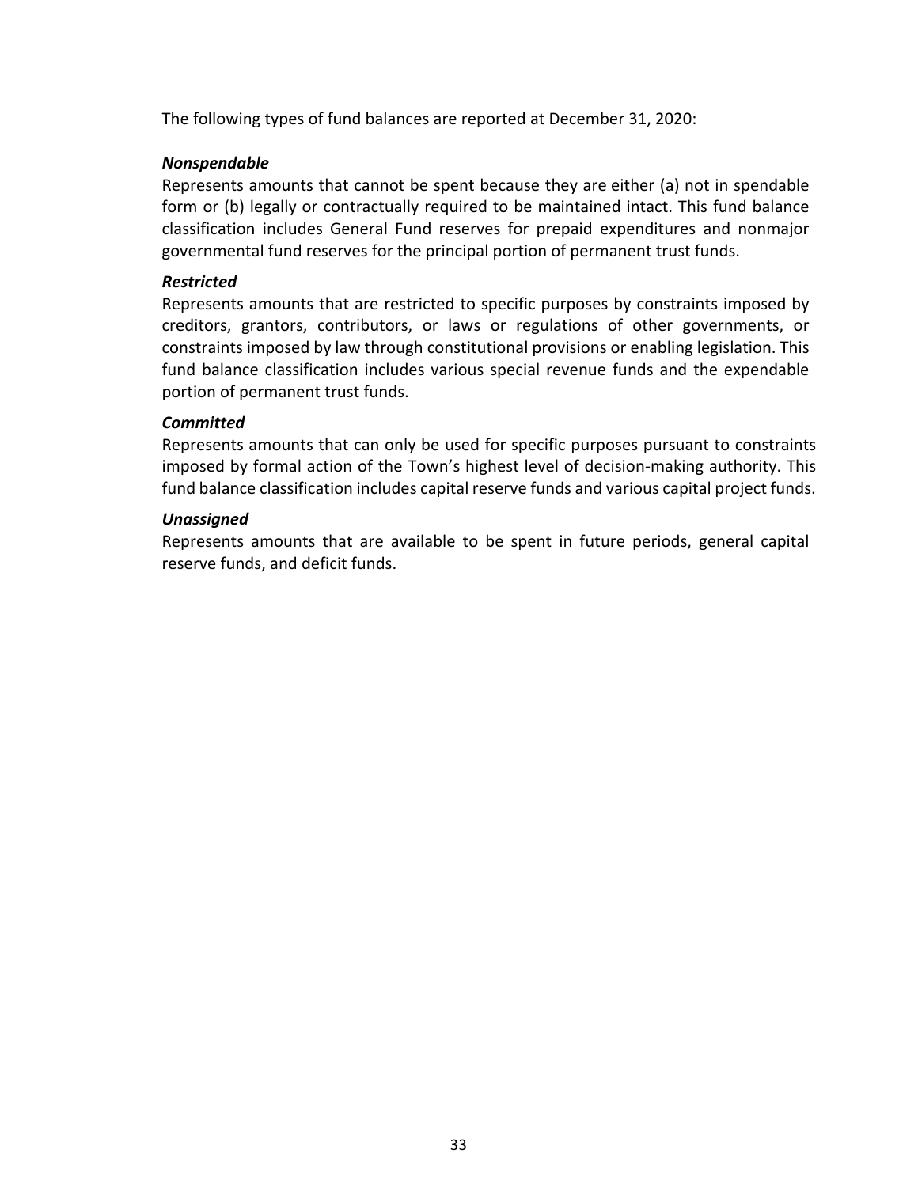The following types of fund balances are reported at December 31, 2020:

***Nonspendable***
Represents amounts that cannot be spent because they are either (a) not in spendable form or (b) legally or contractually required to be maintained intact. This fund balance classification includes General Fund reserves for prepaid expenditures and nonmajor governmental fund reserves for the principal portion of permanent trust funds.

***Restricted***
Represents amounts that are restricted to specific purposes by constraints imposed by creditors, grantors, contributors, or laws or regulations of other governments, or constraints imposed by law through constitutional provisions or enabling legislation. This fund balance classification includes various special revenue funds and the expendable portion of permanent trust funds.

***Committed***
Represents amounts that can only be used for specific purposes pursuant to constraints imposed by formal action of the Town's highest level of decision-making authority. This fund balance classification includes capital reserve funds and various capital project funds.

***Unassigned***
Represents amounts that are available to be spent in future periods, general capital reserve funds, and deficit funds.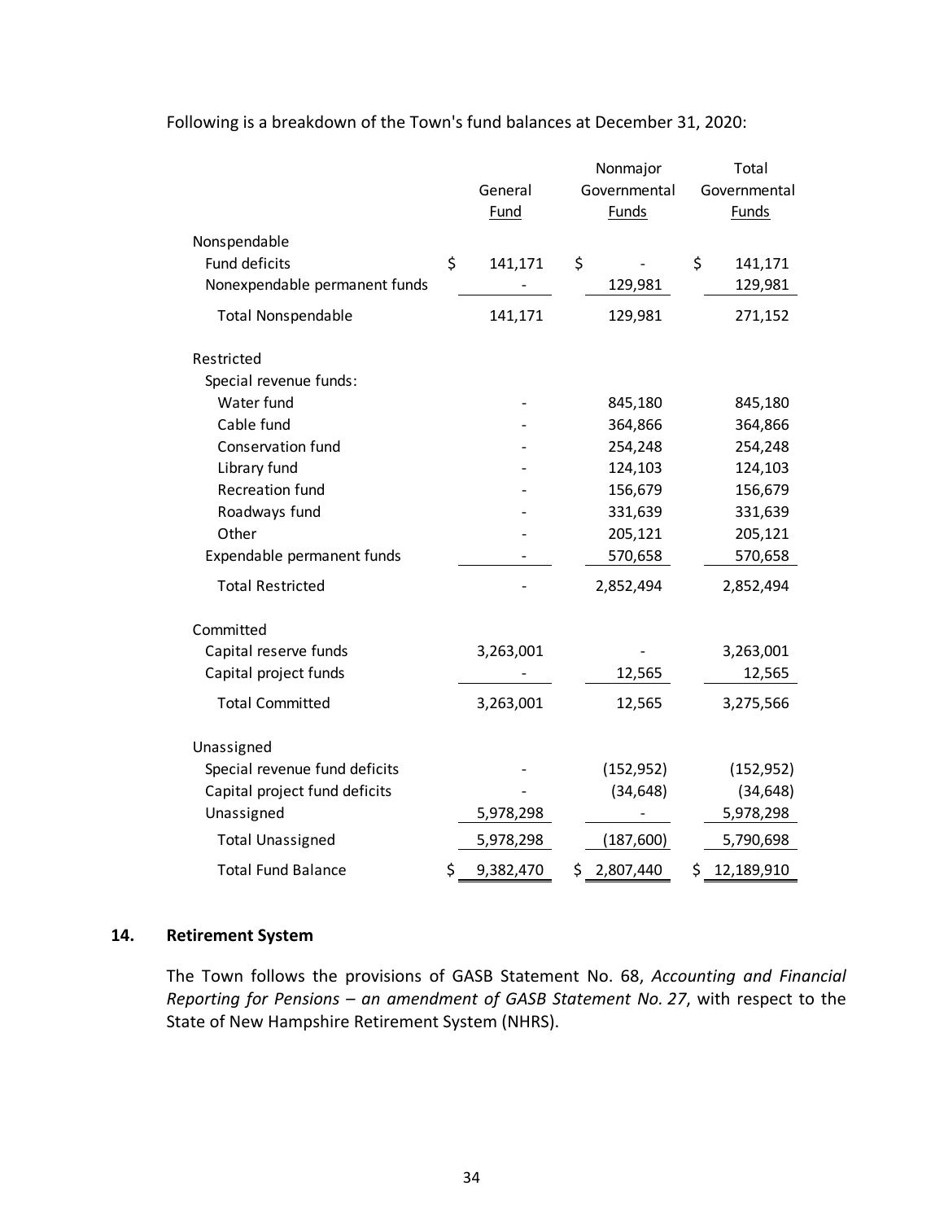Following is a breakdown of the Town's fund balances at December 31, 2020:

| | General Fund | Nonmajor Governmental Funds | Total Governmental Funds |
|---|---|---|---|
| Nonspendable | | | |
| Fund deficits | $ 141,171 | $ - | $ 141,171 |
| Nonexpendable permanent funds | - | 129,981 | 129,981 |
| Total Nonspendable | 141,171 | 129,981 | 271,152 |
| Restricted | | | |
| Special revenue funds: | | | |
| Water fund | - | 845,180 | 845,180 |
| Cable fund | - | 364,866 | 364,866 |
| Conservation fund | - | 254,248 | 254,248 |
| Library fund | - | 124,103 | 124,103 |
| Recreation fund | - | 156,679 | 156,679 |
| Roadways fund | - | 331,639 | 331,639 |
| Other | - | 205,121 | 205,121 |
| Expendable permanent funds | - | 570,658 | 570,658 |
| Total Restricted | - | 2,852,494 | 2,852,494 |
| Committed | | | |
| Capital reserve funds | 3,263,001 | - | 3,263,001 |
| Capital project funds | - | 12,565 | 12,565 |
| Total Committed | 3,263,001 | 12,565 | 3,275,566 |
| Unassigned | | | |
| Special revenue fund deficits | - | (152,952) | (152,952) |
| Capital project fund deficits | - | (34,648) | (34,648) |
| Unassigned | 5,978,298 | - | 5,978,298 |
| Total Unassigned | 5,978,298 | (187,600) | 5,790,698 |
| Total Fund Balance | $ 9,382,470 | $ 2,807,440 | $ 12,189,910 |

## 14. Retirement System

The Town follows the provisions of GASB Statement No. 68, *Accounting and Financial Reporting for Pensions – an amendment of GASB Statement No. 27*, with respect to the State of New Hampshire Retirement System (NHRS).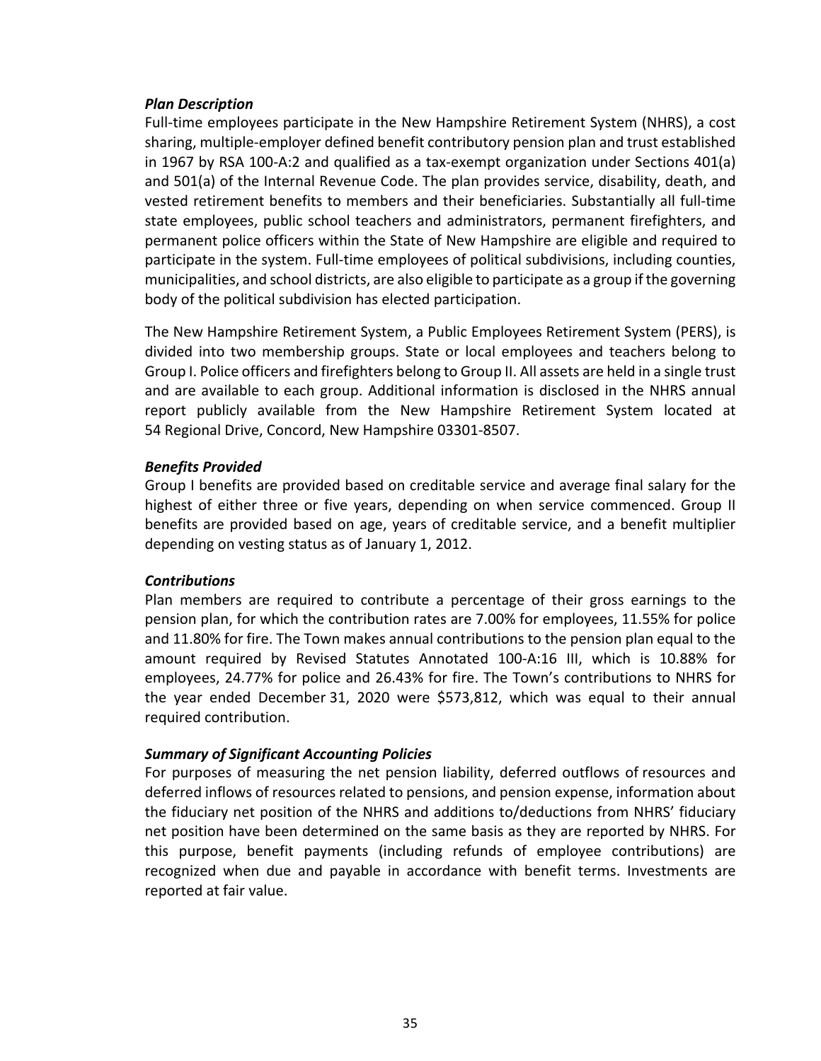***Plan Description***

Full-time employees participate in the New Hampshire Retirement System (NHRS), a cost sharing, multiple-employer defined benefit contributory pension plan and trust established in 1967 by RSA 100-A:2 and qualified as a tax-exempt organization under Sections 401(a) and 501(a) of the Internal Revenue Code. The plan provides service, disability, death, and vested retirement benefits to members and their beneficiaries. Substantially all full-time state employees, public school teachers and administrators, permanent firefighters, and permanent police officers within the State of New Hampshire are eligible and required to participate in the system. Full-time employees of political subdivisions, including counties, municipalities, and school districts, are also eligible to participate as a group if the governing body of the political subdivision has elected participation.

The New Hampshire Retirement System, a Public Employees Retirement System (PERS), is divided into two membership groups. State or local employees and teachers belong to Group I. Police officers and firefighters belong to Group II. All assets are held in a single trust and are available to each group. Additional information is disclosed in the NHRS annual report publicly available from the New Hampshire Retirement System located at 54 Regional Drive, Concord, New Hampshire 03301-8507.

***Benefits Provided***

Group I benefits are provided based on creditable service and average final salary for the highest of either three or five years, depending on when service commenced. Group II benefits are provided based on age, years of creditable service, and a benefit multiplier depending on vesting status as of January 1, 2012.

***Contributions***

Plan members are required to contribute a percentage of their gross earnings to the pension plan, for which the contribution rates are 7.00% for employees, 11.55% for police and 11.80% for fire. The Town makes annual contributions to the pension plan equal to the amount required by Revised Statutes Annotated 100-A:16 III, which is 10.88% for employees, 24.77% for police and 26.43% for fire. The Town's contributions to NHRS for the year ended December 31, 2020 were $573,812, which was equal to their annual required contribution.

***Summary of Significant Accounting Policies***

For purposes of measuring the net pension liability, deferred outflows of resources and deferred inflows of resources related to pensions, and pension expense, information about the fiduciary net position of the NHRS and additions to/deductions from NHRS' fiduciary net position have been determined on the same basis as they are reported by NHRS. For this purpose, benefit payments (including refunds of employee contributions) are recognized when due and payable in accordance with benefit terms. Investments are reported at fair value.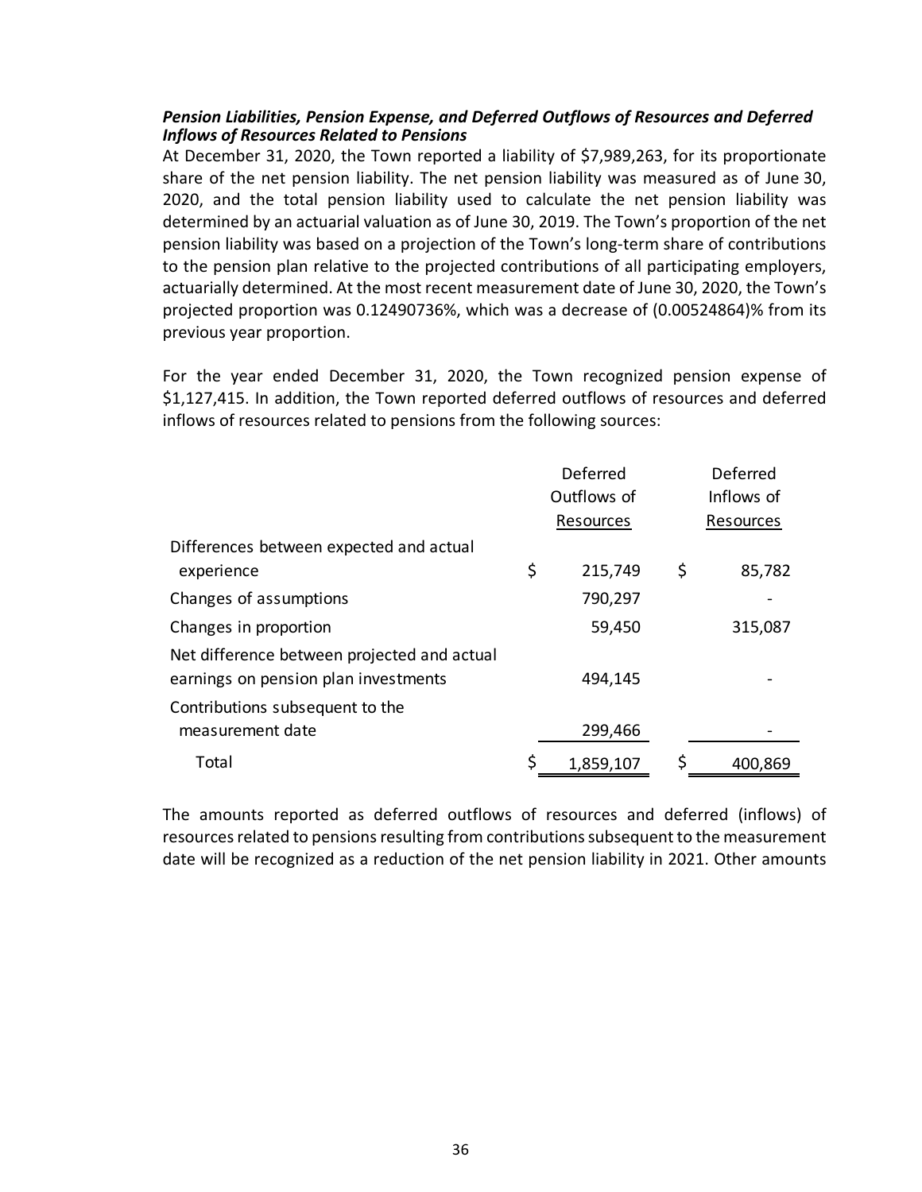***Pension Liabilities, Pension Expense, and Deferred Outflows of Resources and Deferred Inflows of Resources Related to Pensions***

At December 31, 2020, the Town reported a liability of $7,989,263, for its proportionate share of the net pension liability. The net pension liability was measured as of June 30, 2020, and the total pension liability used to calculate the net pension liability was determined by an actuarial valuation as of June 30, 2019. The Town's proportion of the net pension liability was based on a projection of the Town's long-term share of contributions to the pension plan relative to the projected contributions of all participating employers, actuarially determined. At the most recent measurement date of June 30, 2020, the Town's projected proportion was 0.12490736%, which was a decrease of (0.00524864)% from its previous year proportion.

For the year ended December 31, 2020, the Town recognized pension expense of $1,127,415. In addition, the Town reported deferred outflows of resources and deferred inflows of resources related to pensions from the following sources:

| | Deferred Outflows of Resources | Deferred Inflows of Resources |
|---|---|---|
| Differences between expected and actual experience | $ 215,749 | $ 85,782 |
| Changes of assumptions | 790,297 | - |
| Changes in proportion | 59,450 | 315,087 |
| Net difference between projected and actual earnings on pension plan investments | 494,145 | - |
| Contributions subsequent to the measurement date | 299,466 | - |
| Total | $ 1,859,107 | $ 400,869 |

The amounts reported as deferred outflows of resources and deferred (inflows) of resources related to pensions resulting from contributions subsequent to the measurement date will be recognized as a reduction of the net pension liability in 2021. Other amounts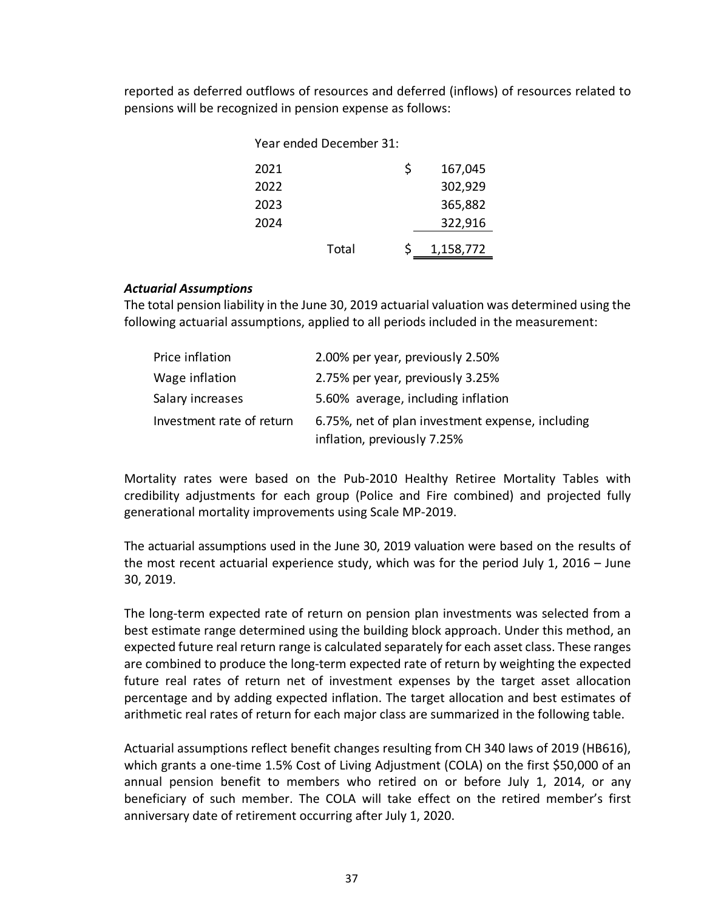reported as deferred outflows of resources and deferred (inflows) of resources related to pensions will be recognized in pension expense as follows:

| Year ended December 31: | | |
|---|---|---|
| 2021 | | $ 167,045 |
| 2022 | | 302,929 |
| 2023 | | 365,882 |
| 2024 | | 322,916 |
| | Total | $ 1,158,772 |

***Actuarial Assumptions***

The total pension liability in the June 30, 2019 actuarial valuation was determined using the following actuarial assumptions, applied to all periods included in the measurement:

| | |
|---|---|
| Price inflation | 2.00% per year, previously 2.50% |
| Wage inflation | 2.75% per year, previously 3.25% |
| Salary increases | 5.60% average, including inflation |
| Investment rate of return | 6.75%, net of plan investment expense, including inflation, previously 7.25% |

Mortality rates were based on the Pub-2010 Healthy Retiree Mortality Tables with credibility adjustments for each group (Police and Fire combined) and projected fully generational mortality improvements using Scale MP-2019.

The actuarial assumptions used in the June 30, 2019 valuation were based on the results of the most recent actuarial experience study, which was for the period July 1, 2016 – June 30, 2019.

The long-term expected rate of return on pension plan investments was selected from a best estimate range determined using the building block approach. Under this method, an expected future real return range is calculated separately for each asset class. These ranges are combined to produce the long-term expected rate of return by weighting the expected future real rates of return net of investment expenses by the target asset allocation percentage and by adding expected inflation. The target allocation and best estimates of arithmetic real rates of return for each major class are summarized in the following table.

Actuarial assumptions reflect benefit changes resulting from CH 340 laws of 2019 (HB616), which grants a one-time 1.5% Cost of Living Adjustment (COLA) on the first $50,000 of an annual pension benefit to members who retired on or before July 1, 2014, or any beneficiary of such member. The COLA will take effect on the retired member's first anniversary date of retirement occurring after July 1, 2020.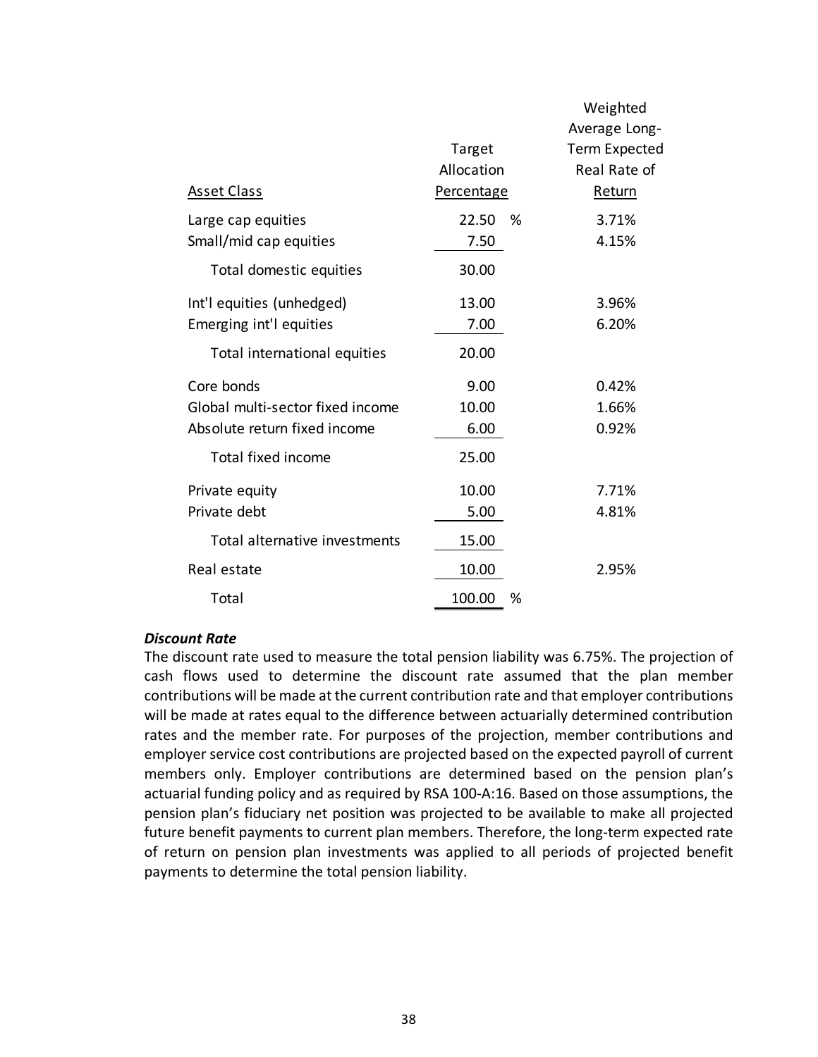| Asset Class | Target Allocation Percentage | Weighted Average Long-Term Expected Real Rate of Return |
|---|---|---|
| Large cap equities | 22.50 % | 3.71% |
| Small/mid cap equities | 7.50 | 4.15% |
| Total domestic equities | 30.00 | |
| Int'l equities (unhedged) | 13.00 | 3.96% |
| Emerging int'l equities | 7.00 | 6.20% |
| Total international equities | 20.00 | |
| Core bonds | 9.00 | 0.42% |
| Global multi-sector fixed income | 10.00 | 1.66% |
| Absolute return fixed income | 6.00 | 0.92% |
| Total fixed income | 25.00 | |
| Private equity | 10.00 | 7.71% |
| Private debt | 5.00 | 4.81% |
| Total alternative investments | 15.00 | |
| Real estate | 10.00 | 2.95% |
| Total | 100.00 % | |

***Discount Rate***

The discount rate used to measure the total pension liability was 6.75%. The projection of cash flows used to determine the discount rate assumed that the plan member contributions will be made at the current contribution rate and that employer contributions will be made at rates equal to the difference between actuarially determined contribution rates and the member rate. For purposes of the projection, member contributions and employer service cost contributions are projected based on the expected payroll of current members only. Employer contributions are determined based on the pension plan's actuarial funding policy and as required by RSA 100-A:16. Based on those assumptions, the pension plan's fiduciary net position was projected to be available to make all projected future benefit payments to current plan members. Therefore, the long-term expected rate of return on pension plan investments was applied to all periods of projected benefit payments to determine the total pension liability.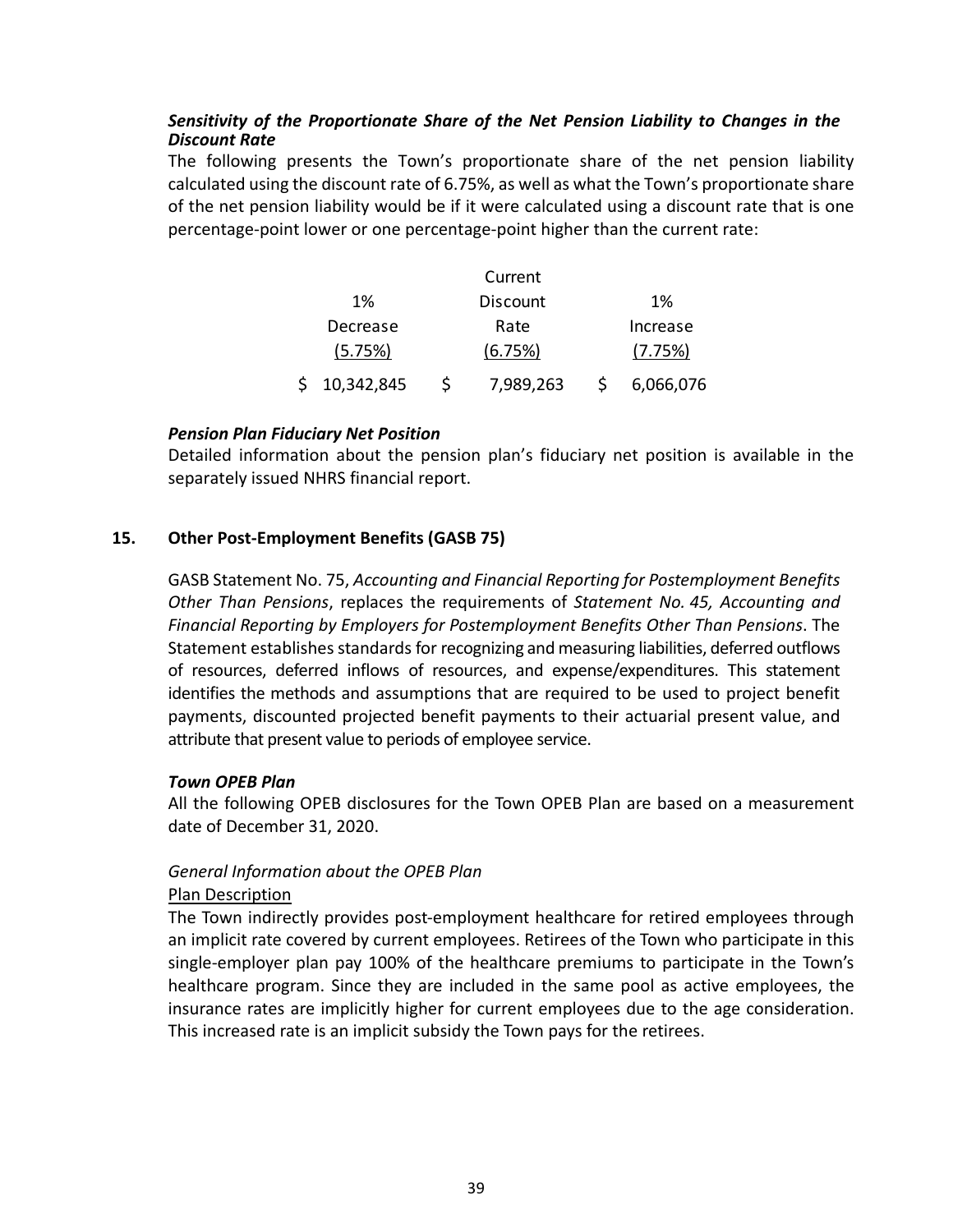***Sensitivity of the Proportionate Share of the Net Pension Liability to Changes in the Discount Rate***

The following presents the Town's proportionate share of the net pension liability calculated using the discount rate of 6.75%, as well as what the Town's proportionate share of the net pension liability would be if it were calculated using a discount rate that is one percentage-point lower or one percentage-point higher than the current rate:

| 1% Decrease (5.75%) | Current Discount Rate (6.75%) | 1% Increase (7.75%) |
|---|---|---|
| $ 10,342,845 | $ 7,989,263 | $ 6,066,076 |

***Pension Plan Fiduciary Net Position***

Detailed information about the pension plan's fiduciary net position is available in the separately issued NHRS financial report.

## 15. Other Post-Employment Benefits (GASB 75)

GASB Statement No. 75, *Accounting and Financial Reporting for Postemployment Benefits Other Than Pensions*, replaces the requirements of *Statement No. 45, Accounting and Financial Reporting by Employers for Postemployment Benefits Other Than Pensions*. The Statement establishes standards for recognizing and measuring liabilities, deferred outflows of resources, deferred inflows of resources, and expense/expenditures. This statement identifies the methods and assumptions that are required to be used to project benefit payments, discounted projected benefit payments to their actuarial present value, and attribute that present value to periods of employee service.

***Town OPEB Plan***

All the following OPEB disclosures for the Town OPEB Plan are based on a measurement date of December 31, 2020.

*General Information about the OPEB Plan*

Plan Description

The Town indirectly provides post-employment healthcare for retired employees through an implicit rate covered by current employees. Retirees of the Town who participate in this single-employer plan pay 100% of the healthcare premiums to participate in the Town's healthcare program. Since they are included in the same pool as active employees, the insurance rates are implicitly higher for current employees due to the age consideration. This increased rate is an implicit subsidy the Town pays for the retirees.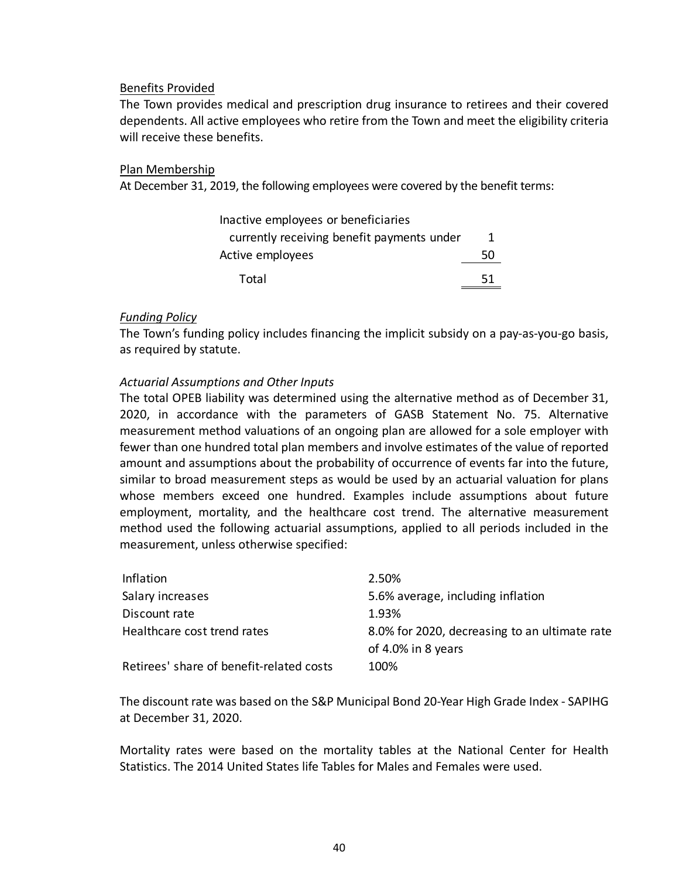Benefits Provided

The Town provides medical and prescription drug insurance to retirees and their covered dependents. All active employees who retire from the Town and meet the eligibility criteria will receive these benefits.

Plan Membership

At December 31, 2019, the following employees were covered by the benefit terms:

| | |
|---|---|
| Inactive employees or beneficiaries currently receiving benefit payments under | 1 |
| Active employees | 50 |
| Total | 51 |

*Funding Policy*

The Town's funding policy includes financing the implicit subsidy on a pay-as-you-go basis, as required by statute.

*Actuarial Assumptions and Other Inputs*

The total OPEB liability was determined using the alternative method as of December 31, 2020, in accordance with the parameters of GASB Statement No. 75. Alternative measurement method valuations of an ongoing plan are allowed for a sole employer with fewer than one hundred total plan members and involve estimates of the value of reported amount and assumptions about the probability of occurrence of events far into the future, similar to broad measurement steps as would be used by an actuarial valuation for plans whose members exceed one hundred. Examples include assumptions about future employment, mortality, and the healthcare cost trend. The alternative measurement method used the following actuarial assumptions, applied to all periods included in the measurement, unless otherwise specified:

| | |
|---|---|
| Inflation | 2.50% |
| Salary increases | 5.6% average, including inflation |
| Discount rate | 1.93% |
| Healthcare cost trend rates | 8.0% for 2020, decreasing to an ultimate rate of 4.0% in 8 years |
| Retirees' share of benefit-related costs | 100% |

The discount rate was based on the S&P Municipal Bond 20-Year High Grade Index - SAPIHG at December 31, 2020.

Mortality rates were based on the mortality tables at the National Center for Health Statistics. The 2014 United States life Tables for Males and Females were used.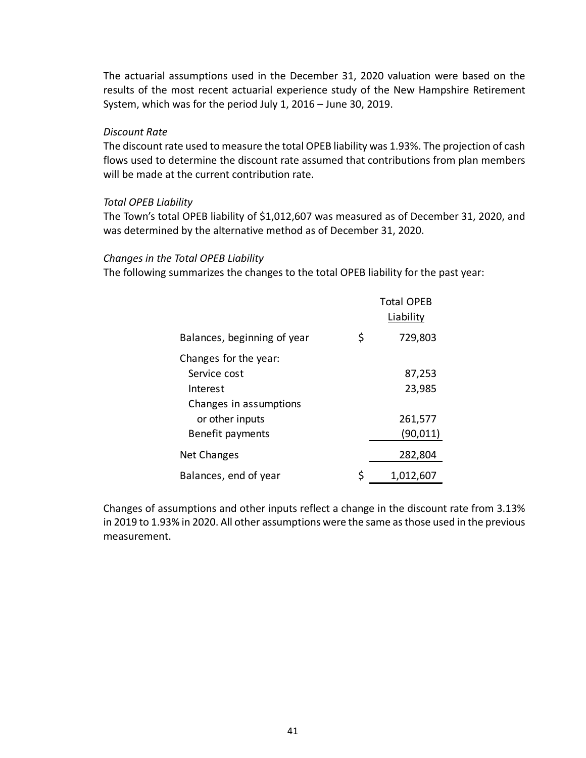The actuarial assumptions used in the December 31, 2020 valuation were based on the results of the most recent actuarial experience study of the New Hampshire Retirement System, which was for the period July 1, 2016 – June 30, 2019.

*Discount Rate*

The discount rate used to measure the total OPEB liability was 1.93%. The projection of cash flows used to determine the discount rate assumed that contributions from plan members will be made at the current contribution rate.

*Total OPEB Liability*

The Town's total OPEB liability of $1,012,607 was measured as of December 31, 2020, and was determined by the alternative method as of December 31, 2020.

*Changes in the Total OPEB Liability*

The following summarizes the changes to the total OPEB liability for the past year:

| | Total OPEB Liability |
|---|---|
| Balances, beginning of year | $ 729,803 |
| Changes for the year: | |
| Service cost | 87,253 |
| Interest | 23,985 |
| Changes in assumptions or other inputs | 261,577 |
| Benefit payments | (90,011) |
| Net Changes | 282,804 |
| Balances, end of year | $ 1,012,607 |

Changes of assumptions and other inputs reflect a change in the discount rate from 3.13% in 2019 to 1.93% in 2020. All other assumptions were the same as those used in the previous measurement.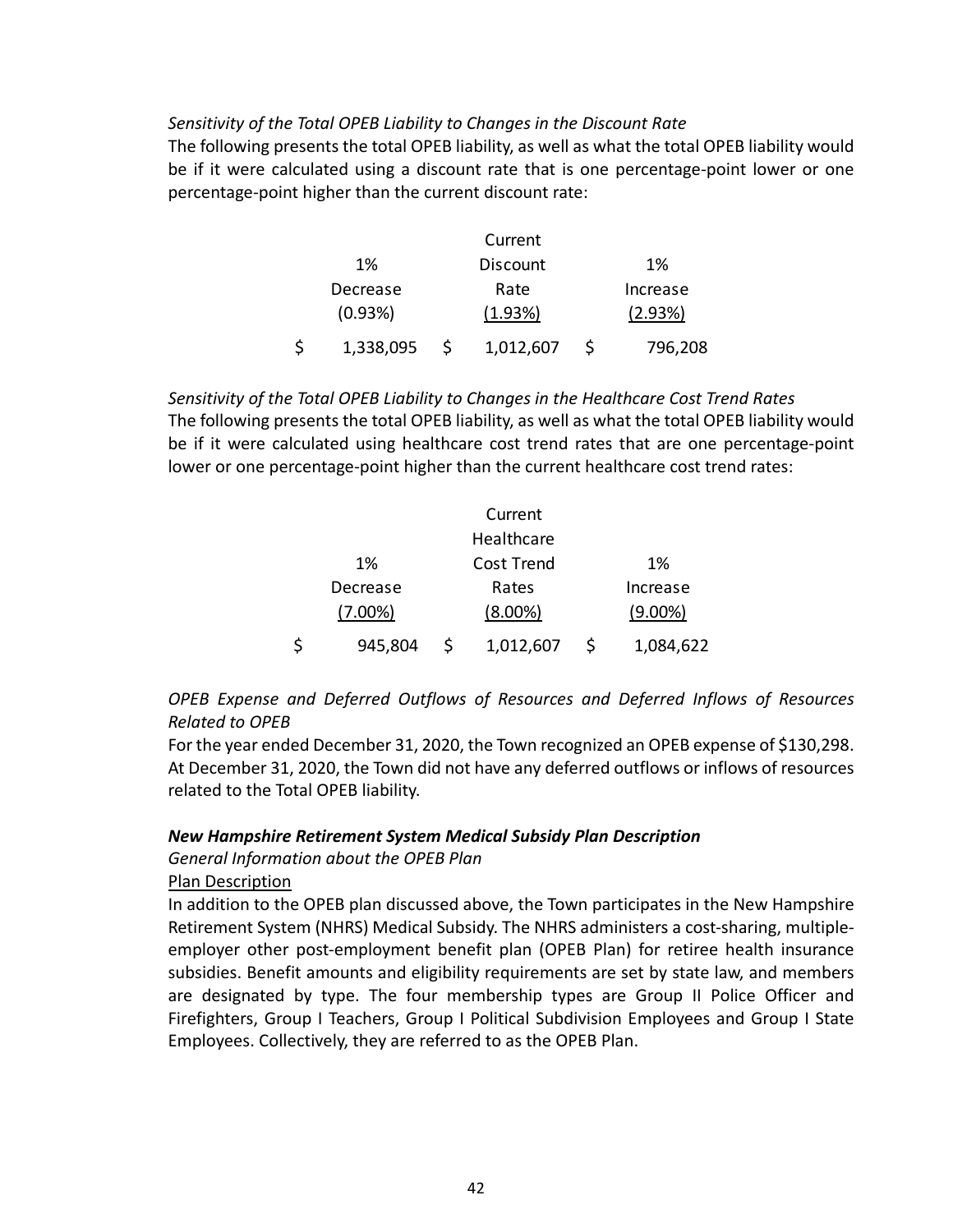*Sensitivity of the Total OPEB Liability to Changes in the Discount Rate*

The following presents the total OPEB liability, as well as what the total OPEB liability would be if it were calculated using a discount rate that is one percentage-point lower or one percentage-point higher than the current discount rate:

| 1% Decrease (0.93%) | Current Discount Rate (1.93%) | 1% Increase (2.93%) |
|---|---|---|
| $ 1,338,095 | $ 1,012,607 | $ 796,208 |

*Sensitivity of the Total OPEB Liability to Changes in the Healthcare Cost Trend Rates*

The following presents the total OPEB liability, as well as what the total OPEB liability would be if it were calculated using healthcare cost trend rates that are one percentage-point lower or one percentage-point higher than the current healthcare cost trend rates:

| 1% Decrease (7.00%) | Current Healthcare Cost Trend Rates (8.00%) | 1% Increase (9.00%) |
|---|---|---|
| $ 945,804 | $ 1,012,607 | $ 1,084,622 |

*OPEB Expense and Deferred Outflows of Resources and Deferred Inflows of Resources Related to OPEB*

For the year ended December 31, 2020, the Town recognized an OPEB expense of $130,298. At December 31, 2020, the Town did not have any deferred outflows or inflows of resources related to the Total OPEB liability.

***New Hampshire Retirement System Medical Subsidy Plan Description***

*General Information about the OPEB Plan*

Plan Description

In addition to the OPEB plan discussed above, the Town participates in the New Hampshire Retirement System (NHRS) Medical Subsidy. The NHRS administers a cost-sharing, multiple-employer other post-employment benefit plan (OPEB Plan) for retiree health insurance subsidies. Benefit amounts and eligibility requirements are set by state law, and members are designated by type. The four membership types are Group II Police Officer and Firefighters, Group I Teachers, Group I Political Subdivision Employees and Group I State Employees. Collectively, they are referred to as the OPEB Plan.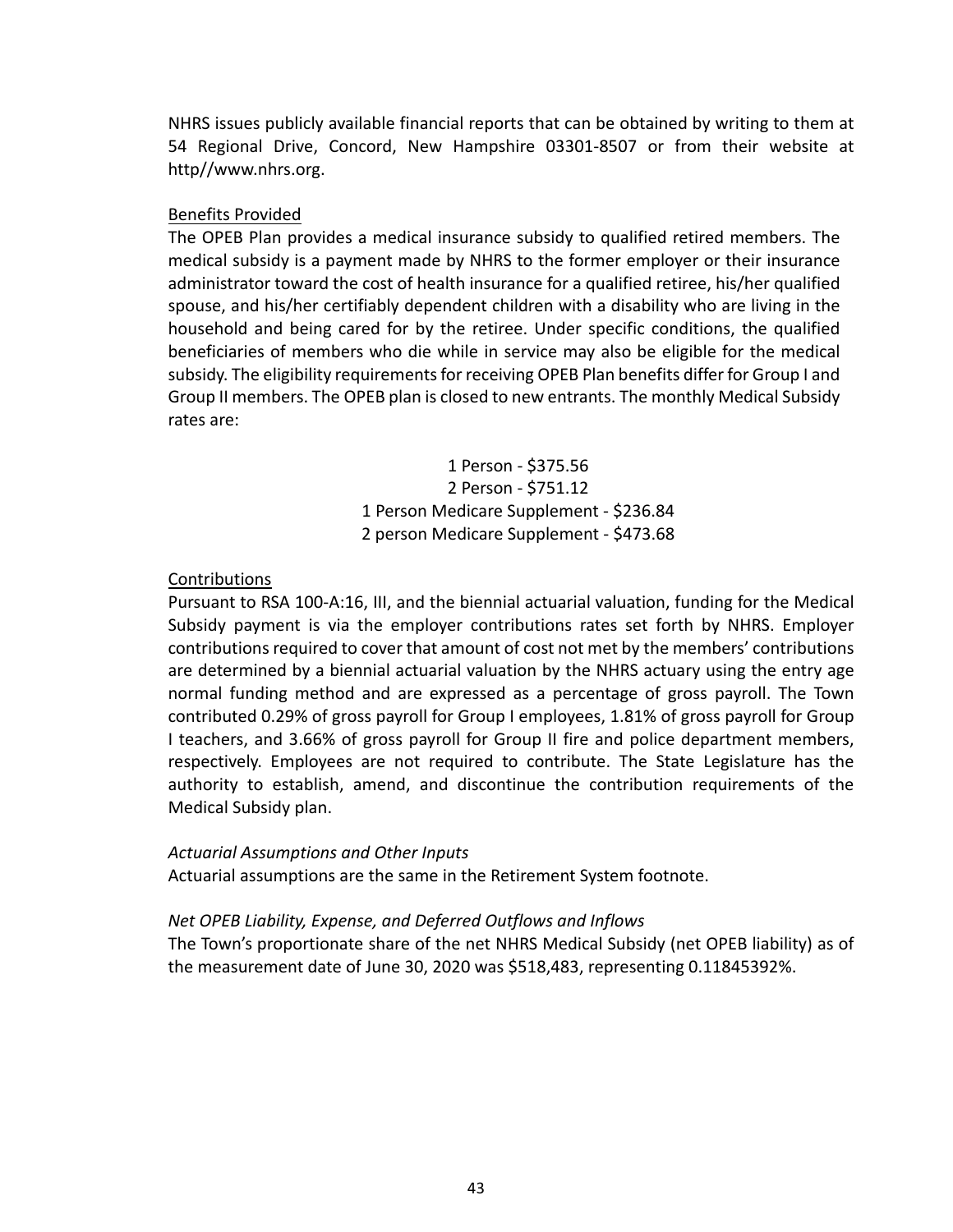NHRS issues publicly available financial reports that can be obtained by writing to them at 54 Regional Drive, Concord, New Hampshire 03301-8507 or from their website at http//www.nhrs.org.

Benefits Provided

The OPEB Plan provides a medical insurance subsidy to qualified retired members. The medical subsidy is a payment made by NHRS to the former employer or their insurance administrator toward the cost of health insurance for a qualified retiree, his/her qualified spouse, and his/her certifiably dependent children with a disability who are living in the household and being cared for by the retiree. Under specific conditions, the qualified beneficiaries of members who die while in service may also be eligible for the medical subsidy. The eligibility requirements for receiving OPEB Plan benefits differ for Group I and Group II members. The OPEB plan is closed to new entrants. The monthly Medical Subsidy rates are:

1 Person - $375.56
2 Person - $751.12
1 Person Medicare Supplement - $236.84
2 person Medicare Supplement - $473.68

Contributions

Pursuant to RSA 100-A:16, III, and the biennial actuarial valuation, funding for the Medical Subsidy payment is via the employer contributions rates set forth by NHRS. Employer contributions required to cover that amount of cost not met by the members' contributions are determined by a biennial actuarial valuation by the NHRS actuary using the entry age normal funding method and are expressed as a percentage of gross payroll. The Town contributed 0.29% of gross payroll for Group I employees, 1.81% of gross payroll for Group I teachers, and 3.66% of gross payroll for Group II fire and police department members, respectively. Employees are not required to contribute. The State Legislature has the authority to establish, amend, and discontinue the contribution requirements of the Medical Subsidy plan.

*Actuarial Assumptions and Other Inputs*

Actuarial assumptions are the same in the Retirement System footnote.

*Net OPEB Liability, Expense, and Deferred Outflows and Inflows*

The Town's proportionate share of the net NHRS Medical Subsidy (net OPEB liability) as of the measurement date of June 30, 2020 was $518,483, representing 0.11845392%.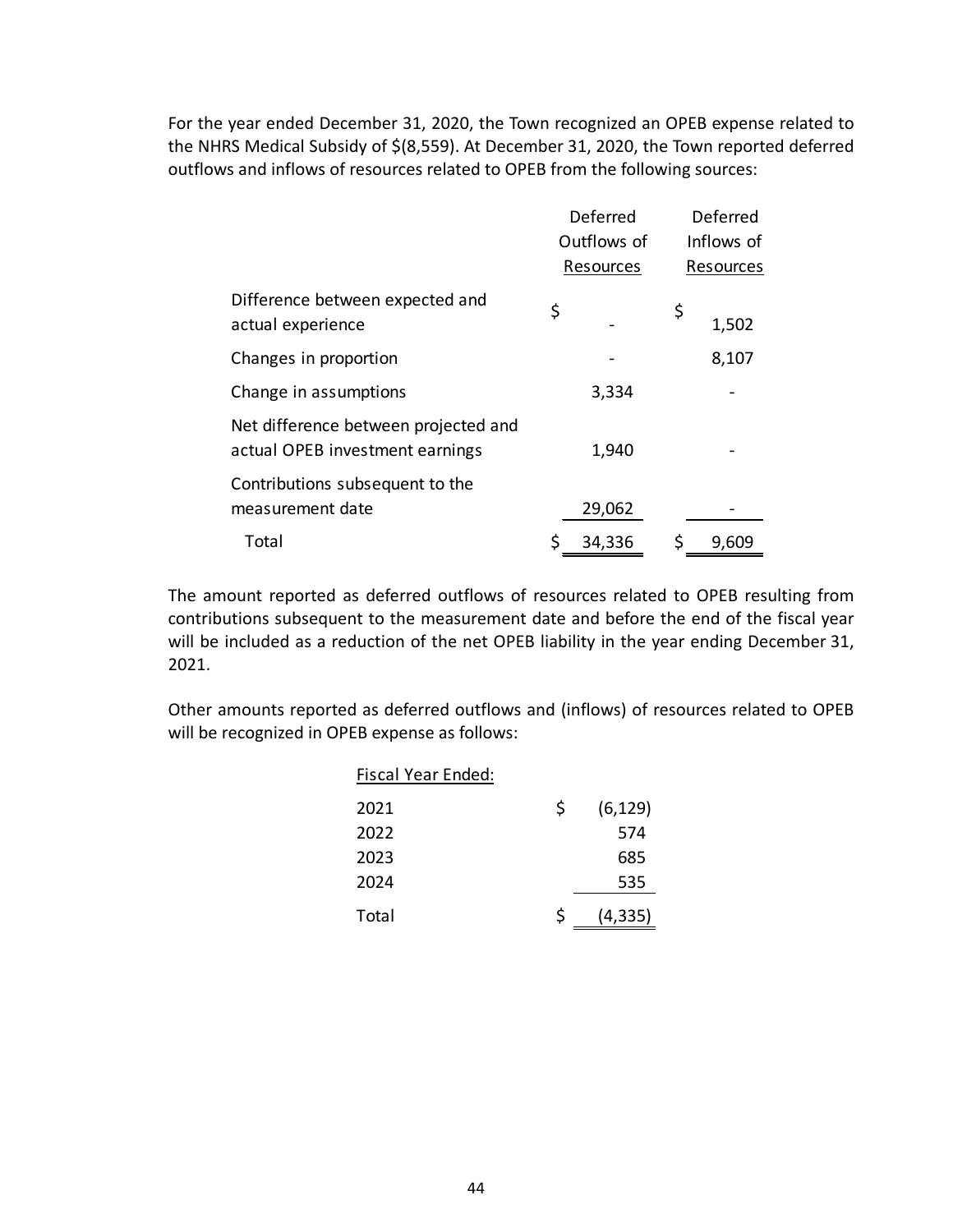For the year ended December 31, 2020, the Town recognized an OPEB expense related to the NHRS Medical Subsidy of $(8,559). At December 31, 2020, the Town reported deferred outflows and inflows of resources related to OPEB from the following sources:

| | Deferred Outflows of Resources | Deferred Inflows of Resources |
|---|---|---|
| Difference between expected and actual experience | $ - | $ 1,502 |
| Changes in proportion | - | 8,107 |
| Change in assumptions | 3,334 | - |
| Net difference between projected and actual OPEB investment earnings | 1,940 | - |
| Contributions subsequent to the measurement date | 29,062 | - |
| Total | $ 34,336 | $ 9,609 |

The amount reported as deferred outflows of resources related to OPEB resulting from contributions subsequent to the measurement date and before the end of the fiscal year will be included as a reduction of the net OPEB liability in the year ending December 31, 2021.

Other amounts reported as deferred outflows and (inflows) of resources related to OPEB will be recognized in OPEB expense as follows:

| Fiscal Year Ended: | |
|---|---|
| 2021 | $ (6,129) |
| 2022 | 574 |
| 2023 | 685 |
| 2024 | 535 |
| Total | $ (4,335) |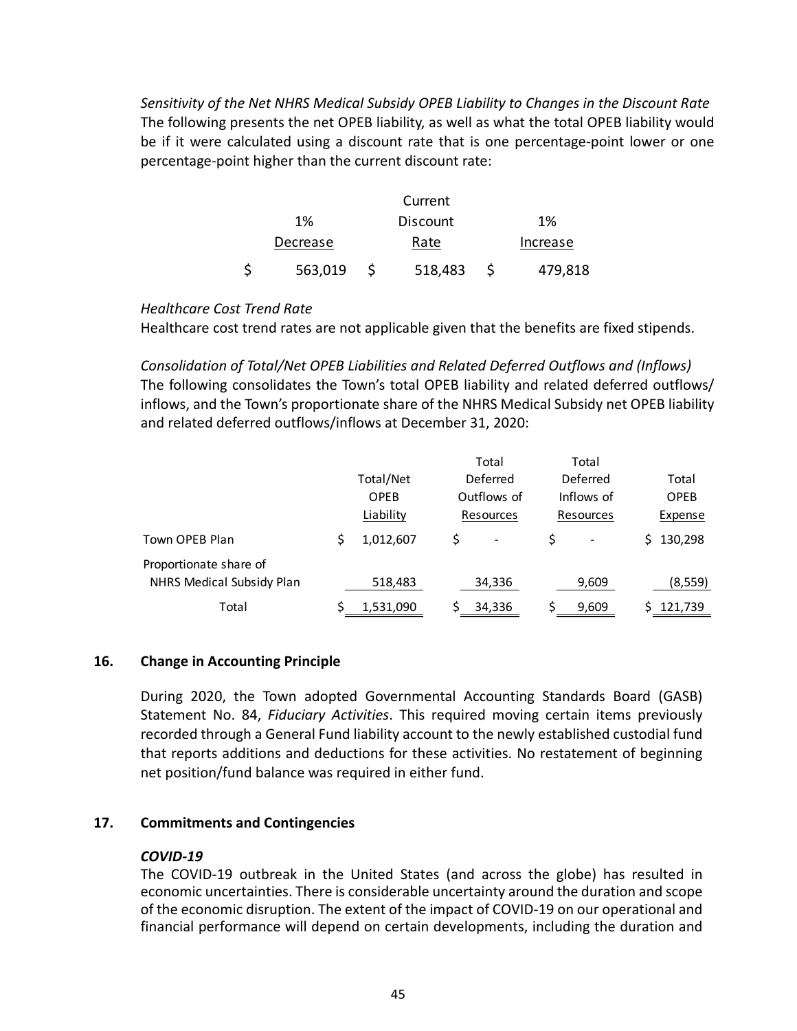*Sensitivity of the Net NHRS Medical Subsidy OPEB Liability to Changes in the Discount Rate*
The following presents the net OPEB liability, as well as what the total OPEB liability would be if it were calculated using a discount rate that is one percentage-point lower or one percentage-point higher than the current discount rate:

| 1% Decrease | Current Discount Rate | 1% Increase |
|---|---|---|
| $ 563,019 | $ 518,483 | $ 479,818 |

*Healthcare Cost Trend Rate*
Healthcare cost trend rates are not applicable given that the benefits are fixed stipends.

*Consolidation of Total/Net OPEB Liabilities and Related Deferred Outflows and (Inflows)*
The following consolidates the Town's total OPEB liability and related deferred outflows/ inflows, and the Town's proportionate share of the NHRS Medical Subsidy net OPEB liability and related deferred outflows/inflows at December 31, 2020:

| | Total/Net OPEB Liability | Total Deferred Outflows of Resources | Total Deferred Inflows of Resources | Total OPEB Expense |
|---|---|---|---|---|
| Town OPEB Plan | $ 1,012,607 | $ - | $ - | $ 130,298 |
| Proportionate share of NHRS Medical Subsidy Plan | 518,483 | 34,336 | 9,609 | (8,559) |
| Total | $ 1,531,090 | $ 34,336 | $ 9,609 | $ 121,739 |

## 16. Change in Accounting Principle

During 2020, the Town adopted Governmental Accounting Standards Board (GASB) Statement No. 84, *Fiduciary Activities*. This required moving certain items previously recorded through a General Fund liability account to the newly established custodial fund that reports additions and deductions for these activities. No restatement of beginning net position/fund balance was required in either fund.

## 17. Commitments and Contingencies

***COVID-19***

The COVID-19 outbreak in the United States (and across the globe) has resulted in economic uncertainties. There is considerable uncertainty around the duration and scope of the economic disruption. The extent of the impact of COVID-19 on our operational and financial performance will depend on certain developments, including the duration and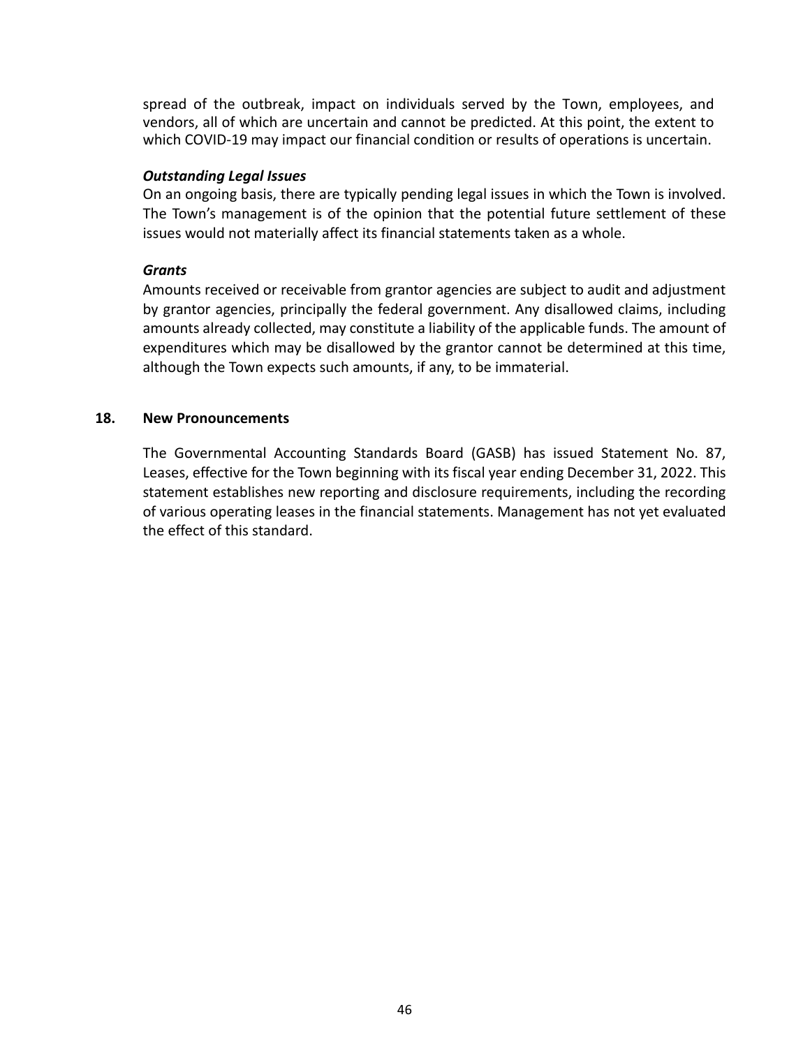spread of the outbreak, impact on individuals served by the Town, employees, and vendors, all of which are uncertain and cannot be predicted. At this point, the extent to which COVID-19 may impact our financial condition or results of operations is uncertain.

***Outstanding Legal Issues***

On an ongoing basis, there are typically pending legal issues in which the Town is involved. The Town's management is of the opinion that the potential future settlement of these issues would not materially affect its financial statements taken as a whole.

***Grants***

Amounts received or receivable from grantor agencies are subject to audit and adjustment by grantor agencies, principally the federal government. Any disallowed claims, including amounts already collected, may constitute a liability of the applicable funds. The amount of expenditures which may be disallowed by the grantor cannot be determined at this time, although the Town expects such amounts, if any, to be immaterial.

## 18. New Pronouncements

The Governmental Accounting Standards Board (GASB) has issued Statement No. 87, Leases, effective for the Town beginning with its fiscal year ending December 31, 2022. This statement establishes new reporting and disclosure requirements, including the recording of various operating leases in the financial statements. Management has not yet evaluated the effect of this standard.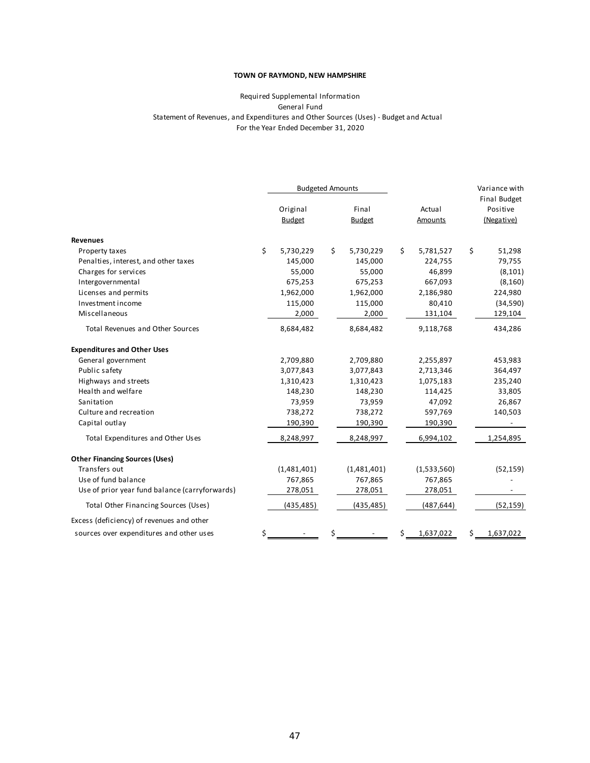**TOWN OF RAYMOND, NEW HAMPSHIRE**

Required Supplemental Information
General Fund
Statement of Revenues, and Expenditures and Other Sources (Uses) - Budget and Actual
For the Year Ended December 31, 2020

| | Budgeted Amounts | | | Variance with Final Budget |
|---|---|---|---|---|
| | Original Budget | Final Budget | Actual Amounts | Positive (Negative) |
| **Revenues** | | | | |
| Property taxes | $ 5,730,229 | $ 5,730,229 | $ 5,781,527 | $ 51,298 |
| Penalties, interest, and other taxes | 145,000 | 145,000 | 224,755 | 79,755 |
| Charges for services | 55,000 | 55,000 | 46,899 | (8,101) |
| Intergovernmental | 675,253 | 675,253 | 667,093 | (8,160) |
| Licenses and permits | 1,962,000 | 1,962,000 | 2,186,980 | 224,980 |
| Investment income | 115,000 | 115,000 | 80,410 | (34,590) |
| Miscellaneous | 2,000 | 2,000 | 131,104 | 129,104 |
| Total Revenues and Other Sources | 8,684,482 | 8,684,482 | 9,118,768 | 434,286 |
| **Expenditures and Other Uses** | | | | |
| General government | 2,709,880 | 2,709,880 | 2,255,897 | 453,983 |
| Public safety | 3,077,843 | 3,077,843 | 2,713,346 | 364,497 |
| Highways and streets | 1,310,423 | 1,310,423 | 1,075,183 | 235,240 |
| Health and welfare | 148,230 | 148,230 | 114,425 | 33,805 |
| Sanitation | 73,959 | 73,959 | 47,092 | 26,867 |
| Culture and recreation | 738,272 | 738,272 | 597,769 | 140,503 |
| Capital outlay | 190,390 | 190,390 | 190,390 | - |
| Total Expenditures and Other Uses | 8,248,997 | 8,248,997 | 6,994,102 | 1,254,895 |
| **Other Financing Sources (Uses)** | | | | |
| Transfers out | (1,481,401) | (1,481,401) | (1,533,560) | (52,159) |
| Use of fund balance | 767,865 | 767,865 | 767,865 | - |
| Use of prior year fund balance (carryforwards) | 278,051 | 278,051 | 278,051 | - |
| Total Other Financing Sources (Uses) | (435,485) | (435,485) | (487,644) | (52,159) |
| Excess (deficiency) of revenues and other sources over expenditures and other uses | $ - | $ - | $ 1,637,022 | $ 1,637,022 |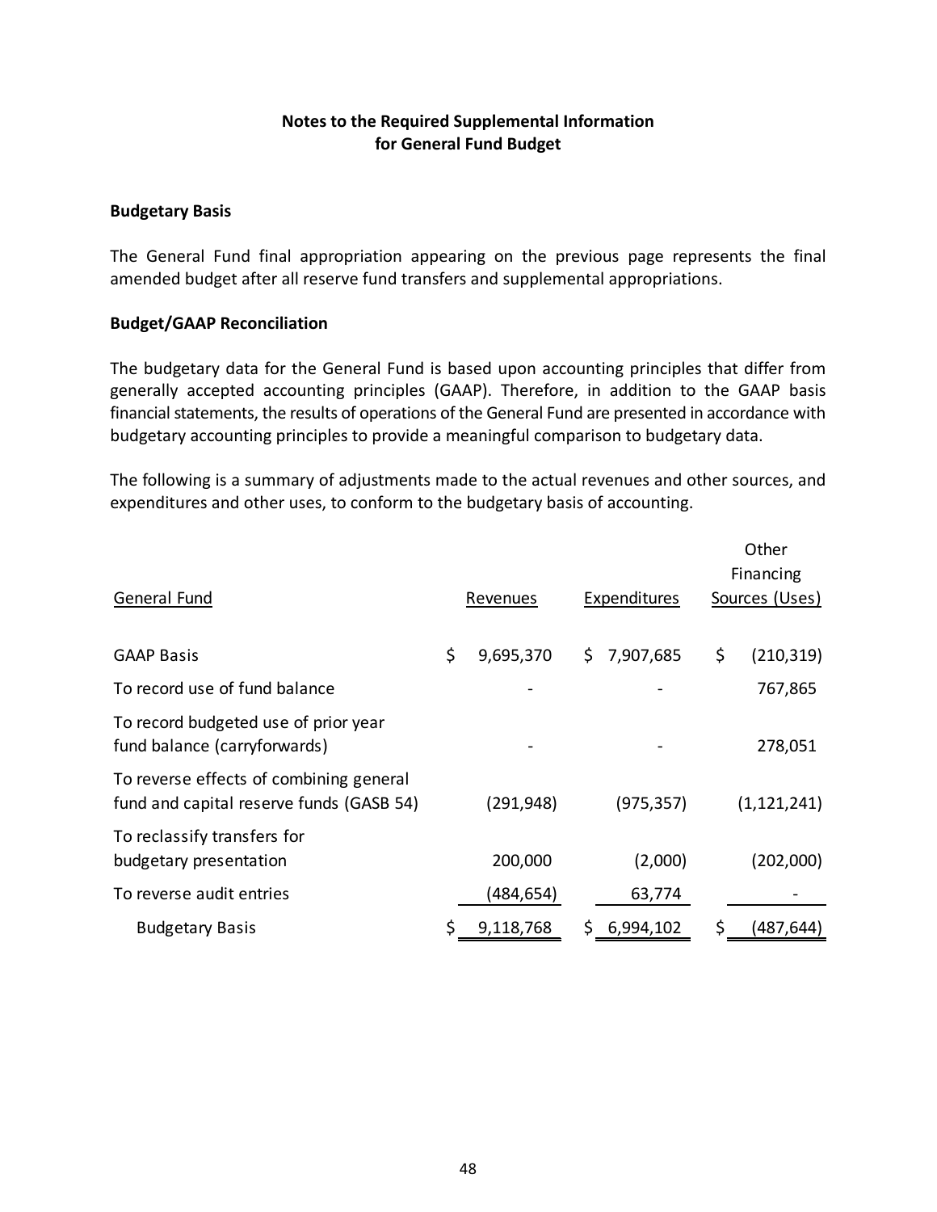## Notes to the Required Supplemental Information for General Fund Budget

**Budgetary Basis**

The General Fund final appropriation appearing on the previous page represents the final amended budget after all reserve fund transfers and supplemental appropriations.

**Budget/GAAP Reconciliation**

The budgetary data for the General Fund is based upon accounting principles that differ from generally accepted accounting principles (GAAP). Therefore, in addition to the GAAP basis financial statements, the results of operations of the General Fund are presented in accordance with budgetary accounting principles to provide a meaningful comparison to budgetary data.

The following is a summary of adjustments made to the actual revenues and other sources, and expenditures and other uses, to conform to the budgetary basis of accounting.

| General Fund | Revenues | Expenditures | Other Financing Sources (Uses) |
|---|---|---|---|
| GAAP Basis | $ 9,695,370 | $ 7,907,685 | $ (210,319) |
| To record use of fund balance | - | - | 767,865 |
| To record budgeted use of prior year fund balance (carryforwards) | - | - | 278,051 |
| To reverse effects of combining general fund and capital reserve funds (GASB 54) | (291,948) | (975,357) | (1,121,241) |
| To reclassify transfers for budgetary presentation | 200,000 | (2,000) | (202,000) |
| To reverse audit entries | (484,654) | 63,774 | - |
| Budgetary Basis | $ 9,118,768 | $ 6,994,102 | $ (487,644) |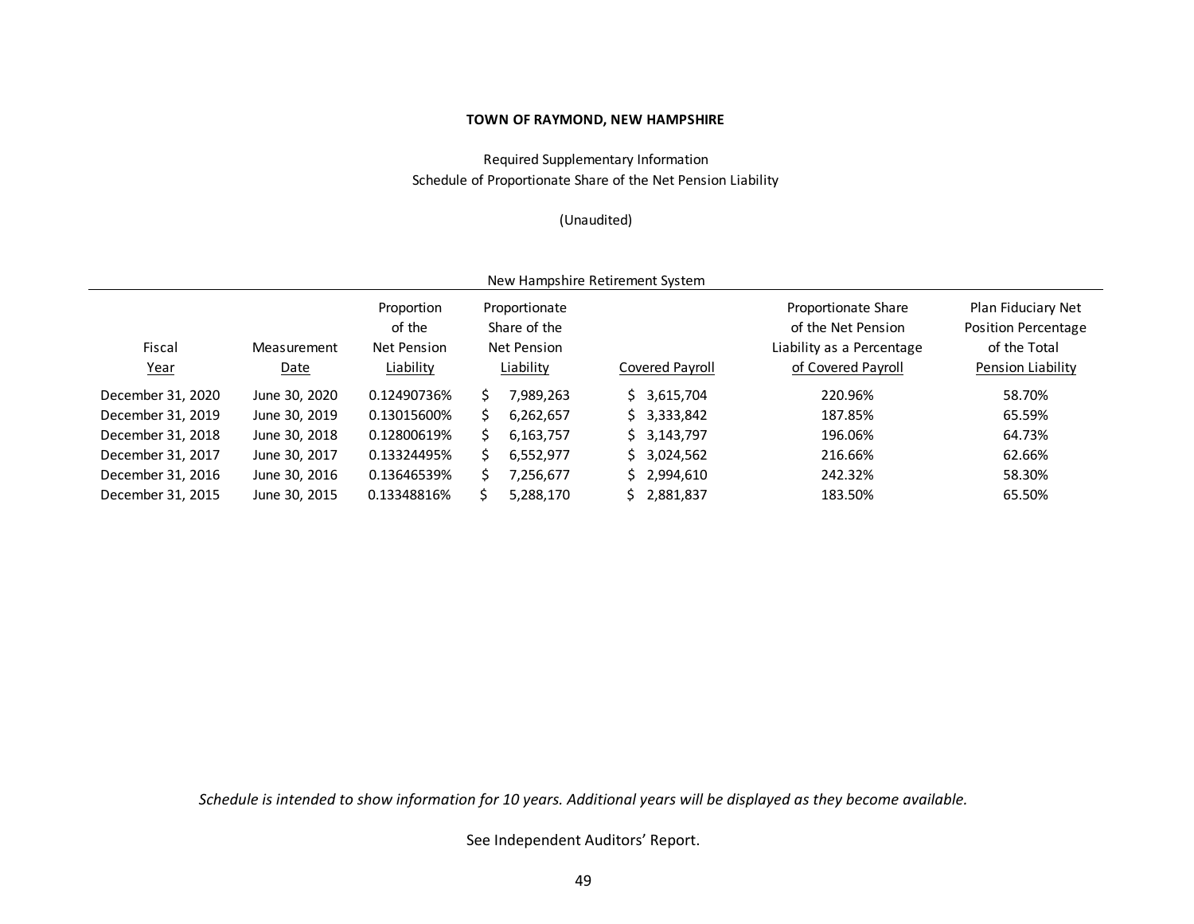**TOWN OF RAYMOND, NEW HAMPSHIRE**

Required Supplementary Information

Schedule of Proportionate Share of the Net Pension Liability

(Unaudited)

| New Hampshire Retirement System | | | | | | |
|---|---|---|---|---|---|---|
| Fiscal Year | Measurement Date | Proportion of the Net Pension Liability | Proportionate Share of the Net Pension Liability | Covered Payroll | Proportionate Share of the Net Pension Liability as a Percentage of Covered Payroll | Plan Fiduciary Net Position Percentage of the Total Pension Liability |
| December 31, 2020 | June 30, 2020 | 0.12490736% | $ 7,989,263 | $ 3,615,704 | 220.96% | 58.70% |
| December 31, 2019 | June 30, 2019 | 0.13015600% | $ 6,262,657 | $ 3,333,842 | 187.85% | 65.59% |
| December 31, 2018 | June 30, 2018 | 0.12800619% | $ 6,163,757 | $ 3,143,797 | 196.06% | 64.73% |
| December 31, 2017 | June 30, 2017 | 0.13324495% | $ 6,552,977 | $ 3,024,562 | 216.66% | 62.66% |
| December 31, 2016 | June 30, 2016 | 0.13646539% | $ 7,256,677 | $ 2,994,610 | 242.32% | 58.30% |
| December 31, 2015 | June 30, 2015 | 0.13348816% | $ 5,288,170 | $ 2,881,837 | 183.50% | 65.50% |

*Schedule is intended to show information for 10 years. Additional years will be displayed as they become available.*

See Independent Auditors' Report.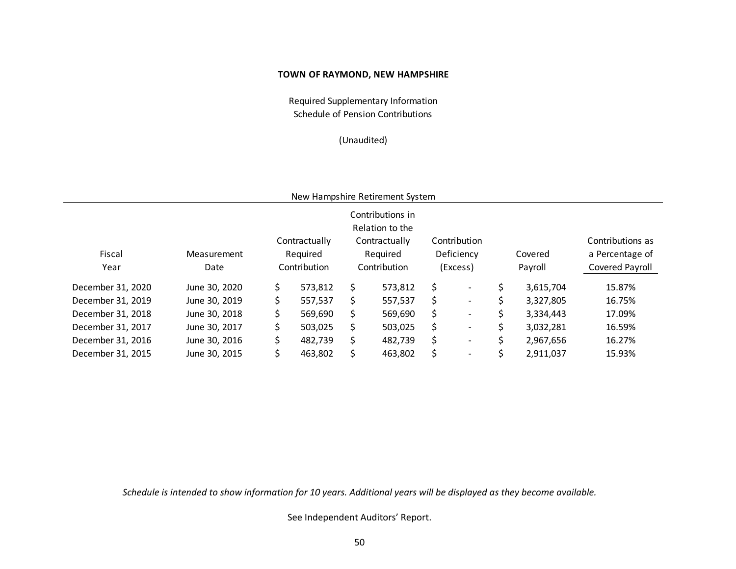**TOWN OF RAYMOND, NEW HAMPSHIRE**

Required Supplementary Information
Schedule of Pension Contributions

(Unaudited)

New Hampshire Retirement System

| Fiscal Year | Measurement Date | Contractually Required Contribution | Contributions in Relation to the Contractually Required Contribution | Contribution Deficiency (Excess) | Covered Payroll | Contributions as a Percentage of Covered Payroll |
|---|---|---|---|---|---|---|
| December 31, 2020 | June 30, 2020 | $ 573,812 | $ 573,812 | $ - | $ 3,615,704 | 15.87% |
| December 31, 2019 | June 30, 2019 | $ 557,537 | $ 557,537 | $ - | $ 3,327,805 | 16.75% |
| December 31, 2018 | June 30, 2018 | $ 569,690 | $ 569,690 | $ - | $ 3,334,443 | 17.09% |
| December 31, 2017 | June 30, 2017 | $ 503,025 | $ 503,025 | $ - | $ 3,032,281 | 16.59% |
| December 31, 2016 | June 30, 2016 | $ 482,739 | $ 482,739 | $ - | $ 2,967,656 | 16.27% |
| December 31, 2015 | June 30, 2015 | $ 463,802 | $ 463,802 | $ - | $ 2,911,037 | 15.93% |

*Schedule is intended to show information for 10 years. Additional years will be displayed as they become available.*

See Independent Auditors' Report.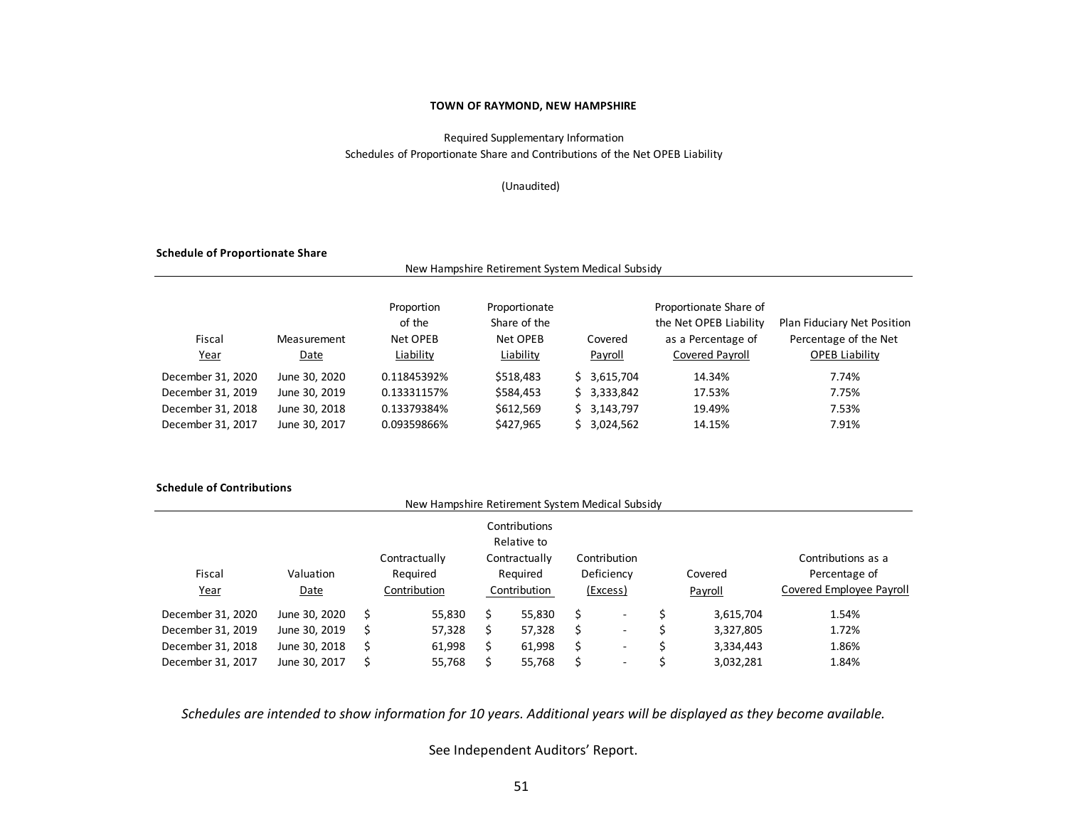**TOWN OF RAYMOND, NEW HAMPSHIRE**

Required Supplementary Information

Schedules of Proportionate Share and Contributions of the Net OPEB Liability

(Unaudited)

**Schedule of Proportionate Share**

New Hampshire Retirement System Medical Subsidy

| Fiscal Year | Measurement Date | Proportion of the Net OPEB Liability | Proportionate Share of the Net OPEB Liability | Covered Payroll | Proportionate Share of the Net OPEB Liability as a Percentage of Covered Payroll | Plan Fiduciary Net Position Percentage of the Net OPEB Liability |
|---|---|---|---|---|---|---|
| December 31, 2020 | June 30, 2020 | 0.11845392% | $518,483 | $ 3,615,704 | 14.34% | 7.74% |
| December 31, 2019 | June 30, 2019 | 0.13331157% | $584,453 | $ 3,333,842 | 17.53% | 7.75% |
| December 31, 2018 | June 30, 2018 | 0.13379384% | $612,569 | $ 3,143,797 | 19.49% | 7.53% |
| December 31, 2017 | June 30, 2017 | 0.09359866% | $427,965 | $ 3,024,562 | 14.15% | 7.91% |

**Schedule of Contributions**

New Hampshire Retirement System Medical Subsidy

| Fiscal Year | Valuation Date | Contractually Required Contribution | Contributions Relative to Contractually Required Contribution | Contribution Deficiency (Excess) | Covered Payroll | Contributions as a Percentage of Covered Employee Payroll |
|---|---|---|---|---|---|---|
| December 31, 2020 | June 30, 2020 | $ 55,830 | $ 55,830 | $ - | $ 3,615,704 | 1.54% |
| December 31, 2019 | June 30, 2019 | $ 57,328 | $ 57,328 | $ - | $ 3,327,805 | 1.72% |
| December 31, 2018 | June 30, 2018 | $ 61,998 | $ 61,998 | $ - | $ 3,334,443 | 1.86% |
| December 31, 2017 | June 30, 2017 | $ 55,768 | $ 55,768 | $ - | $ 3,032,281 | 1.84% |

*Schedules are intended to show information for 10 years. Additional years will be displayed as they become available.*

See Independent Auditors' Report.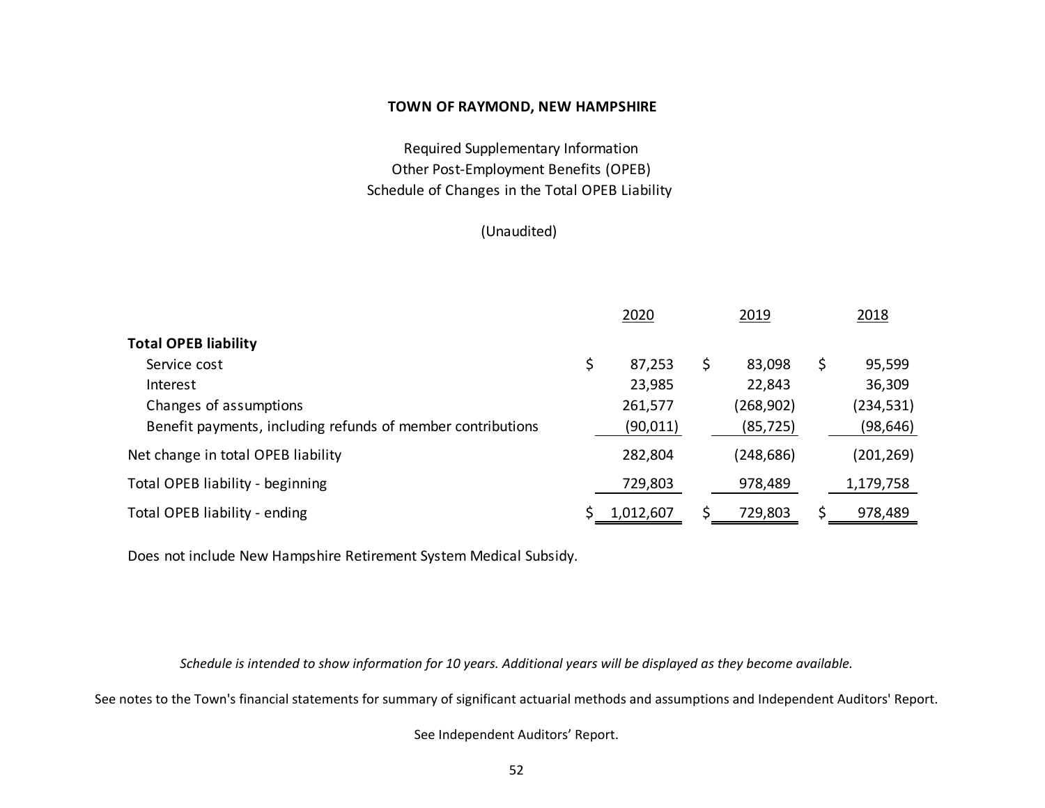# TOWN OF RAYMOND, NEW HAMPSHIRE

## Required Supplementary Information
## Other Post-Employment Benefits (OPEB)
## Schedule of Changes in the Total OPEB Liability

(Unaudited)

| | 2020 | 2019 | 2018 |
|---|---|---|---|
| **Total OPEB liability** | | | |
| Service cost | $ 87,253 | $ 83,098 | $ 95,599 |
| Interest | 23,985 | 22,843 | 36,309 |
| Changes of assumptions | 261,577 | (268,902) | (234,531) |
| Benefit payments, including refunds of member contributions | (90,011) | (85,725) | (98,646) |
| Net change in total OPEB liability | 282,804 | (248,686) | (201,269) |
| Total OPEB liability - beginning | 729,803 | 978,489 | 1,179,758 |
| Total OPEB liability - ending | $ 1,012,607 | $ 729,803 | $ 978,489 |

Does not include New Hampshire Retirement System Medical Subsidy.

*Schedule is intended to show information for 10 years. Additional years will be displayed as they become available.*

See notes to the Town's financial statements for summary of significant actuarial methods and assumptions and Independent Auditors' Report.

See Independent Auditors' Report.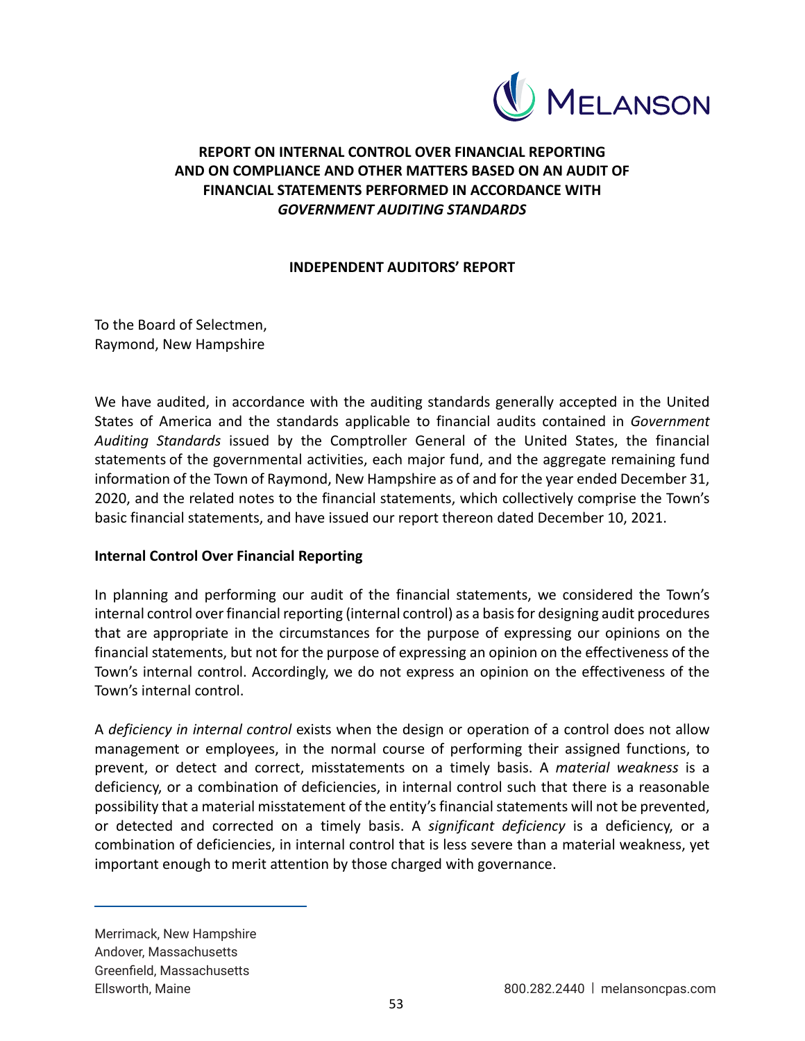## REPORT ON INTERNAL CONTROL OVER FINANCIAL REPORTING AND ON COMPLIANCE AND OTHER MATTERS BASED ON AN AUDIT OF FINANCIAL STATEMENTS PERFORMED IN ACCORDANCE WITH *GOVERNMENT AUDITING STANDARDS*

### INDEPENDENT AUDITORS' REPORT

To the Board of Selectmen,
Raymond, New Hampshire

We have audited, in accordance with the auditing standards generally accepted in the United States of America and the standards applicable to financial audits contained in *Government Auditing Standards* issued by the Comptroller General of the United States, the financial statements of the governmental activities, each major fund, and the aggregate remaining fund information of the Town of Raymond, New Hampshire as of and for the year ended December 31, 2020, and the related notes to the financial statements, which collectively comprise the Town's basic financial statements, and have issued our report thereon dated December 10, 2021.

**Internal Control Over Financial Reporting**

In planning and performing our audit of the financial statements, we considered the Town's internal control over financial reporting (internal control) as a basis for designing audit procedures that are appropriate in the circumstances for the purpose of expressing our opinions on the financial statements, but not for the purpose of expressing an opinion on the effectiveness of the Town's internal control. Accordingly, we do not express an opinion on the effectiveness of the Town's internal control.

A *deficiency in internal control* exists when the design or operation of a control does not allow management or employees, in the normal course of performing their assigned functions, to prevent, or detect and correct, misstatements on a timely basis. A *material weakness* is a deficiency, or a combination of deficiencies, in internal control such that there is a reasonable possibility that a material misstatement of the entity's financial statements will not be prevented, or detected and corrected on a timely basis. A *significant deficiency* is a deficiency, or a combination of deficiencies, in internal control that is less severe than a material weakness, yet important enough to merit attention by those charged with governance.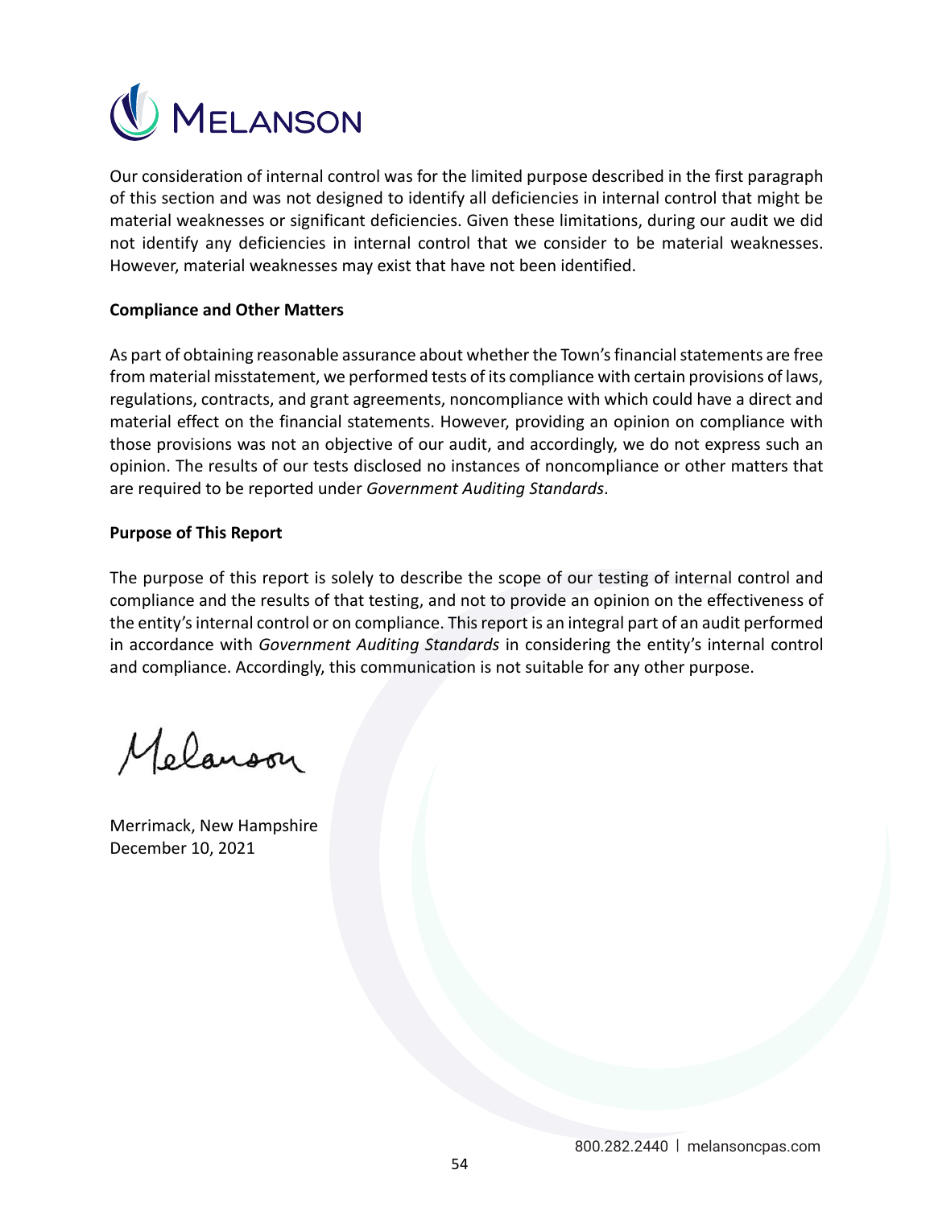Our consideration of internal control was for the limited purpose described in the first paragraph of this section and was not designed to identify all deficiencies in internal control that might be material weaknesses or significant deficiencies. Given these limitations, during our audit we did not identify any deficiencies in internal control that we consider to be material weaknesses. However, material weaknesses may exist that have not been identified.

**Compliance and Other Matters**

As part of obtaining reasonable assurance about whether the Town's financial statements are free from material misstatement, we performed tests of its compliance with certain provisions of laws, regulations, contracts, and grant agreements, noncompliance with which could have a direct and material effect on the financial statements. However, providing an opinion on compliance with those provisions was not an objective of our audit, and accordingly, we do not express such an opinion. The results of our tests disclosed no instances of noncompliance or other matters that are required to be reported under *Government Auditing Standards*.

**Purpose of This Report**

The purpose of this report is solely to describe the scope of our testing of internal control and compliance and the results of that testing, and not to provide an opinion on the effectiveness of the entity's internal control or on compliance. This report is an integral part of an audit performed in accordance with *Government Auditing Standards* in considering the entity's internal control and compliance. Accordingly, this communication is not suitable for any other purpose.

Melanson

Merrimack, New Hampshire
December 10, 2021